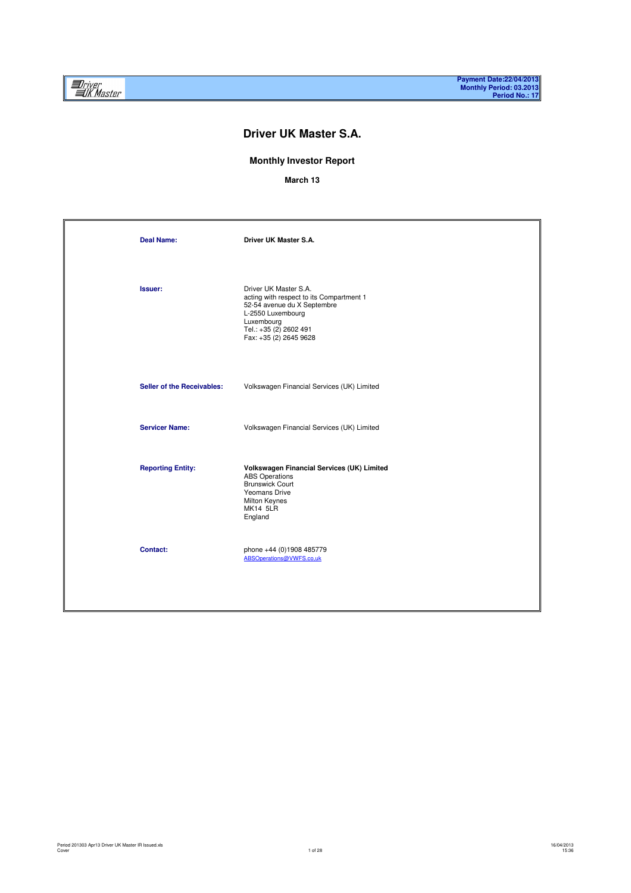Payment Date:22/04/2013
Monthly Period: 03.2013
Period No.: 17

# Driver UK Master S.A.

## Monthly Investor Report

**March 13**

| | |
|---|---|
| **Deal Name:** | **Driver UK Master S.A.** |
| **Issuer:** | Driver UK Master S.A.<br>acting with respect to its Compartment 1<br>52-54 avenue du X Septembre<br>L-2550 Luxembourg<br>Luxembourg<br>Tel.: +35 (2) 2602 491<br>Fax: +35 (2) 2645 9628 |
| **Seller of the Receivables:** | Volkswagen Financial Services (UK) Limited |
| **Servicer Name:** | Volkswagen Financial Services (UK) Limited |
| **Reporting Entity:** | **Volkswagen Financial Services (UK) Limited**<br>ABS Operations<br>Brunswick Court<br>Yeomans Drive<br>Milton Keynes<br>MK14 5LR<br>England |
| **Contact:** | phone +44 (0)1908 485779<br>ABSOperations@VWFS.co.uk |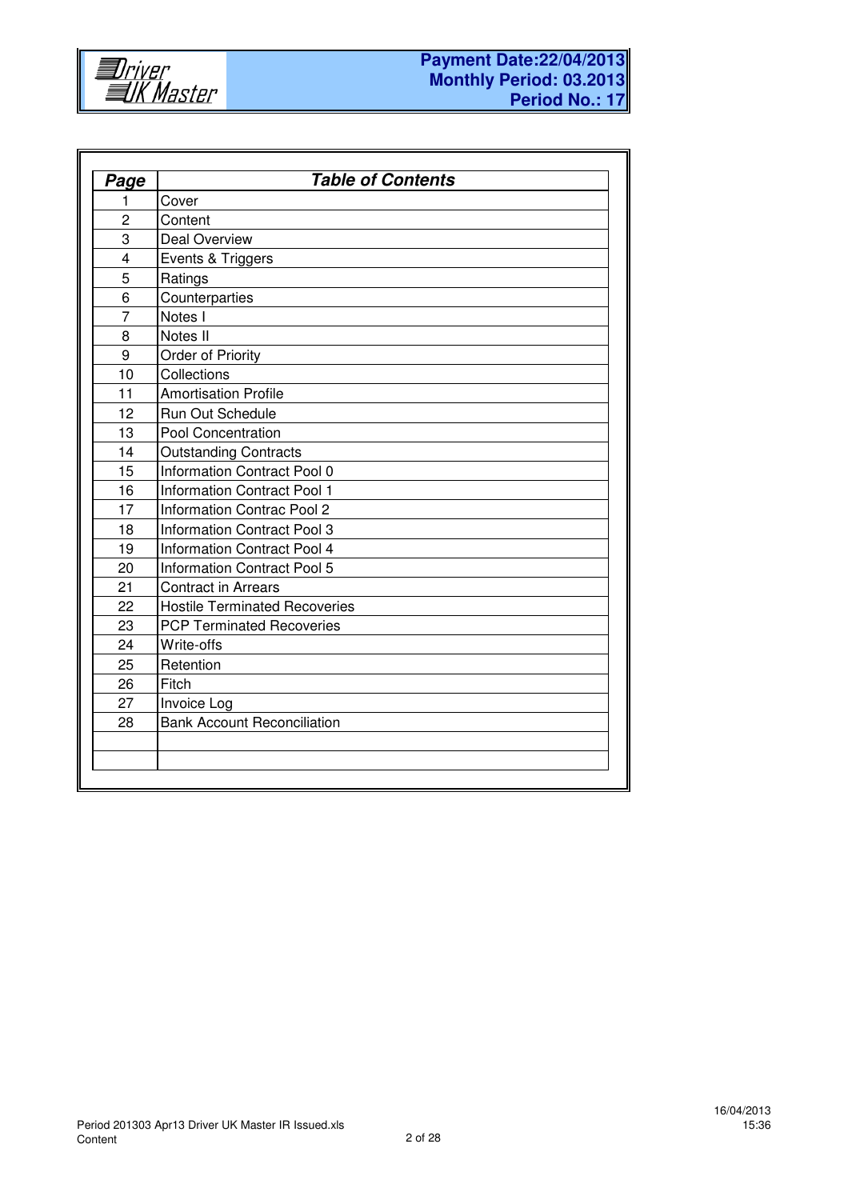Driver UK Master

**Payment Date:22/04/2013**
**Monthly Period: 03.2013**
**Period No.: 17**

| Page | Table of Contents |
|---|---|
| 1 | Cover |
| 2 | Content |
| 3 | Deal Overview |
| 4 | Events & Triggers |
| 5 | Ratings |
| 6 | Counterparties |
| 7 | Notes I |
| 8 | Notes II |
| 9 | Order of Priority |
| 10 | Collections |
| 11 | Amortisation Profile |
| 12 | Run Out Schedule |
| 13 | Pool Concentration |
| 14 | Outstanding Contracts |
| 15 | Information Contract Pool 0 |
| 16 | Information Contract Pool 1 |
| 17 | Information Contrac Pool 2 |
| 18 | Information Contract Pool 3 |
| 19 | Information Contract Pool 4 |
| 20 | Information Contract Pool 5 |
| 21 | Contract in Arrears |
| 22 | Hostile Terminated Recoveries |
| 23 | PCP Terminated Recoveries |
| 24 | Write-offs |
| 25 | Retention |
| 26 | Fitch |
| 27 | Invoice Log |
| 28 | Bank Account Reconciliation |
| | |
| | |

Period 201303 Apr13 Driver UK Master IR Issued.xls
Content

16/04/2013
15:36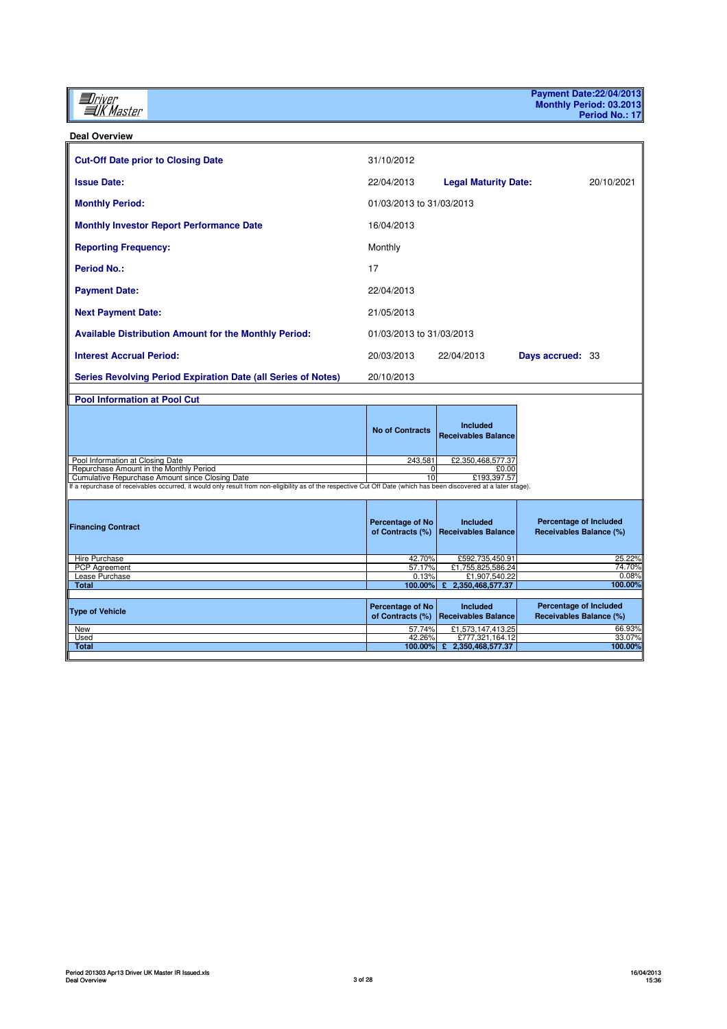Driver UK Master

**Payment Date:22/04/2013**
**Monthly Period: 03.2013**
**Period No.: 17**

## Deal Overview

| | | | |
|---|---|---|---|
| **Cut-Off Date prior to Closing Date** | 31/10/2012 | | |
| **Issue Date:** | 22/04/2013 | **Legal Maturity Date:** | 20/10/2021 |
| **Monthly Period:** | 01/03/2013 to 31/03/2013 | | |
| **Monthly Investor Report Performance Date** | 16/04/2013 | | |
| **Reporting Frequency:** | Monthly | | |
| **Period No.:** | 17 | | |
| **Payment Date:** | 22/04/2013 | | |
| **Next Payment Date:** | 21/05/2013 | | |
| **Available Distribution Amount for the Monthly Period:** | 01/03/2013 to 31/03/2013 | | |
| **Interest Accrual Period:** | 20/03/2013 | 22/04/2013 | **Days accrued:** 33 |
| **Series Revolving Period Expiration Date (all Series of Notes)** | 20/10/2013 | | |

### Pool Information at Pool Cut

| | No of Contracts | Included Receivables Balance |
|---|---|---|
| Pool Information at Closing Date | 243,581 | £2,350,468,577.37 |
| Repurchase Amount in the Monthly Period | 0 | £0.00 |
| Cumulative Repurchase Amount since Closing Date | 10 | £193,397.57 |

If a repurchase of receivables occurred, it would only result from non-eligibility as of the respective Cut Off Date (which has been discovered at a later stage).

| Financing Contract | Percentage of No of Contracts (%) | Included Receivables Balance | Percentage of Included Receivables Balance (%) |
|---|---|---|---|
| Hire Purchase | 42.70% | £592,735,450.91 | 25.22% |
| PCP Agreement | 57.17% | £1,755,825,586.24 | 74.70% |
| Lease Purchase | 0.13% | £1,907,540.22 | 0.08% |
| **Total** | **100.00%** | **£ 2,350,468,577.37** | **100.00%** |

| Type of Vehicle | Percentage of No of Contracts (%) | Included Receivables Balance | Percentage of Included Receivables Balance (%) |
|---|---|---|---|
| New | 57.74% | £1,573,147,413.25 | 66.93% |
| Used | 42.26% | £777,321,164.12 | 33.07% |
| **Total** | **100.00%** | **£ 2,350,468,577.37** | **100.00%** |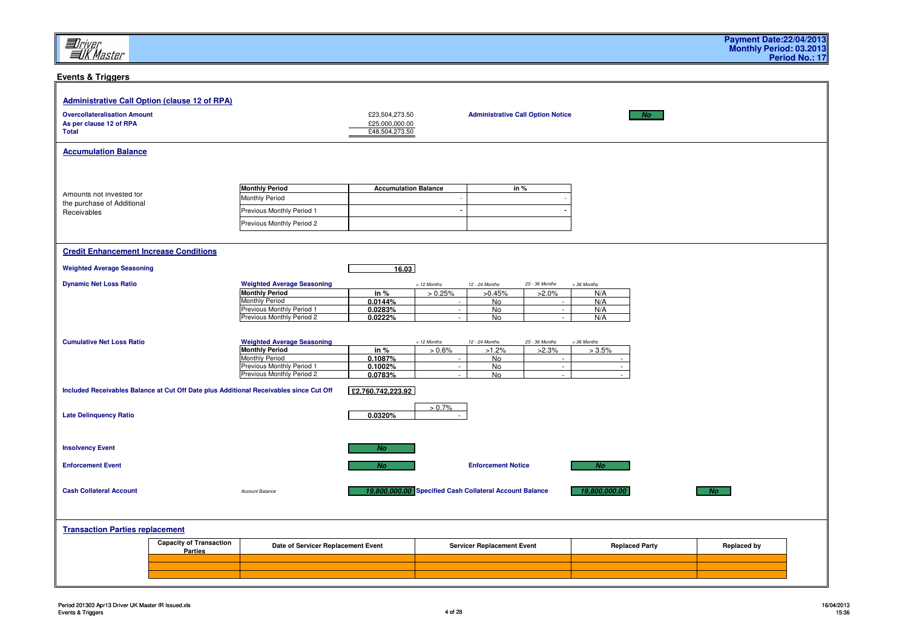Driver UK Master

Payment Date:22/04/2013
Monthly Period: 03.2013
Period No.: 17

## Events & Triggers

### Administrative Call Option (clause 12 of RPA)

| | | | |
|---|---|---|---|
| **Overcollateralisation Amount** | £23,504,273.50 | **Administrative Call Option Notice** | **No** |
| **As per clause 12 of RPA** | £25,000,000.00 | | |
| **Total** | £48,504,273.50 | | |

### Accumulation Balance

Amounts not invested for the purchase of Additional Receivables

| Monthly Period | Accumulation Balance | in % |
|---|---|---|
| Monthly Period | - | - |
| Previous Monthly Period 1 | - | - |
| Previous Monthly Period 2 | | |

### Credit Enhancement Increase Conditions

**Weighted Average Seasoning**: 16.03

**Dynamic Net Loss Ratio**

| Weighted Average Seasoning | | < 12 Months | 12 - 24 Months | 25 - 36 Months | > 36 Months |
|---|---|---|---|---|---|
| **Monthly Period** | **in %** | > 0.25% | >0.45% | >2.0% | N/A |
| Monthly Period | 0.0144% | - | No | - | N/A |
| Previous Monthly Period 1 | 0.0283% | - | No | - | N/A |
| Previous Monthly Period 2 | 0.0222% | - | No | - | N/A |

**Cumulative Net Loss Ratio**

| Weighted Average Seasoning | | < 12 Months | 12 - 24 Months | 25 - 36 Months | > 36 Months |
|---|---|---|---|---|---|
| **Monthly Period** | **in %** | > 0.6% | >1.2% | >2.3% | > 3.5% |
| Monthly Period | 0.1087% | - | No | - | - |
| Previous Monthly Period 1 | 0.1002% | - | No | - | - |
| Previous Monthly Period 2 | 0.0783% | - | No | - | - |

**Included Receivables Balance at Cut Off Date plus Additional Receivables since Cut Off**: £2,760,742,223.92

| | | > 0.7% |
|---|---|---|
| **Late Delinquency Ratio** | 0.0320% | - |

| | | | |
|---|---|---|---|
| **Insolvency Event** | **No** | | |
| **Enforcement Event** | **No** | **Enforcement Notice** | **No** |

| | | | | | |
|---|---|---|---|---|---|
| **Cash Collateral Account** | Account Balance | 19,800,000.00 | **Specified Cash Collateral Account Balance** | 19,800,000.00 | **No** |

### Transaction Parties replacement

| Capacity of Transaction Parties | Date of Servicer Replacement Event | Servicer Replacement Event | Replaced Party | Replaced by |
|---|---|---|---|---|
| | | | | |
| | | | | |
| | | | | |

Period 201303 Apr13 Driver UK Master IR Issued.xls
Events & Triggers

16/04/2013
15:36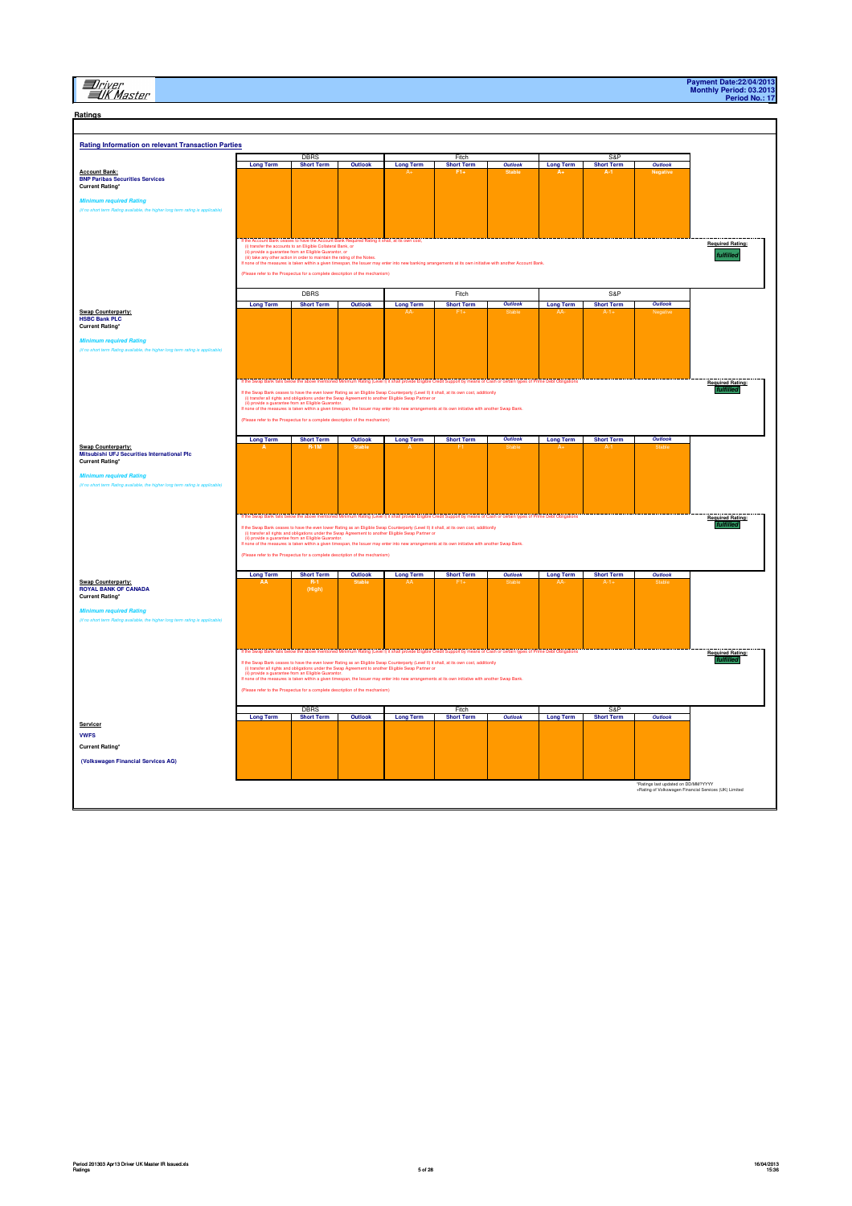## Ratings

### Rating Information on relevant Transaction Parties

| | DBRS | | | Fitch | | | S&P | | | |
|---|---|---|---|---|---|---|---|---|---|---|
| | Long Term | Short Term | Outlook | Long Term | Short Term | Outlook | Long Term | Short Term | Outlook | |
| **Account Bank:** **BNP Paribas Securities Services** Current Rating* | | | | A+ | F1+ | Stable | A+ | A-1 | Negative | |
| *Minimum required Rating* *(if no short term Rating available, the higher long term rating is applicable)* | | | | | | | | | | |

If the Account Bank ceases to have the Account Bank Required Rating it shall, at its own cost,
(i) transfer the accounts to an Eligible Collateral Bank, or
(ii) provide a guarantee from an Eligible Guarantor, or
(iii) take any other action in order to maintain the rating of the Notes.
If none of the measures is taken within a given timespan, the Issuer may enter into new banking arrangements at its own initiative with another Account Bank.

(Please refer to the Prospectus for a complete description of the mechanism)

**Required Rating:** fulfilled

| | DBRS | | | Fitch | | | S&P | | | |
|---|---|---|---|---|---|---|---|---|---|---|
| | Long Term | Short Term | Outlook | Long Term | Short Term | Outlook | Long Term | Short Term | Outlook | |
| **Swap Counterparty:** **HSBC Bank PLC** Current Rating* | | | | AA- | F1+ | Stable | AA- | A-1+ | Negative | |
| *Minimum required Rating* *(if no short term Rating available, the higher long term rating is applicable)* | | | | | | | | | | |

If the Swap Bank falls below the above mentioned Minimum Rating (Level I) it shall provide Eligible Credit Support by means of Cash or certain types of Prime Debt Obligations.

If the Swap Bank ceases to have the even lower Rating as an Eligible Swap Counterparty (Level II) it shall, at its own cost, additionally
(i) transfer all rights and obligations under the Swap Agreement to another Eligible Swap Partner or
(ii) provide a guarantee from an Eligible Guarantor.
If none of the measures is taken within a given timespan, the Issuer may enter into new arrangements at its own initiative with another Swap Bank.

(Please refer to the Prospectus for a complete description of the mechanism)

**Required Rating:** fulfilled

| | Long Term | Short Term | Outlook | Long Term | Short Term | Outlook | Long Term | Short Term | Outlook | |
|---|---|---|---|---|---|---|---|---|---|---|
| **Swap Counterparty:** **Mitsubishi UFJ Securities International Plc** Current Rating* | A | R-1M | Stable | A | F1 | Stable | A+ | A-1 | Stable | |
| *Minimum required Rating* *(if no short term Rating available, the higher long term rating is applicable)* | | | | | | | | | | |

If the Swap Bank falls below the above mentioned Minimum Rating (Level I) it shall provide Eligible Credit Support by means of Cash or certain types of Prime Debt Obligations.

If the Swap Bank ceases to have the even lower Rating as an Eligible Swap Counterparty (Level II) it shall, at its own cost, additionally
(i) transfer all rights and obligations under the Swap Agreement to another Eligible Swap Partner or
(ii) provide a guarantee from an Eligible Guarantor.
If none of the measures is taken within a given timespan, the Issuer may enter into new arrangements at its own initiative with another Swap Bank.

(Please refer to the Prospectus for a complete description of the mechanism)

**Required Rating:** fulfilled

| | Long Term | Short Term | Outlook | Long Term | Short Term | Outlook | Long Term | Short Term | Outlook | |
|---|---|---|---|---|---|---|---|---|---|---|
| **Swap Counterparty:** **ROYAL BANK OF CANADA** Current Rating* | AA | R-1 (High) | Stable | AA | F1+ | Stable | AA- | A-1+ | Stable | |
| *Minimum required Rating* *(if no short term Rating available, the higher long term rating is applicable)* | | | | | | | | | | |

If the Swap Bank falls below the above mentioned Minimum Rating (Level I) it shall provide Eligible Credit Support by means of Cash or certain types of Prime Debt Obligations.

If the Swap Bank ceases to have the even lower Rating as an Eligible Swap Counterparty (Level II) it shall, at its own cost, additionally
(i) transfer all rights and obligations under the Swap Agreement to another Eligible Swap Partner or
(ii) provide a guarantee from an Eligible Guarantor.
If none of the measures is taken within a given timespan, the Issuer may enter into new arrangements at its own initiative with another Swap Bank.

(Please refer to the Prospectus for a complete description of the mechanism)

**Required Rating:** fulfilled

| | DBRS | | | Fitch | | | S&P | | |
|---|---|---|---|---|---|---|---|---|---|
| | Long Term | Short Term | Outlook | Long Term | Short Term | Outlook | Long Term | Short Term | Outlook |
| **Servicer** **VWFS** Current Rating* **(Volkswagen Financial Services AG)** | | | | | | | | | |

*Ratings last updated on DD/MM/YYYY
+Rating of Volkswagen Financial Services (UK) Limited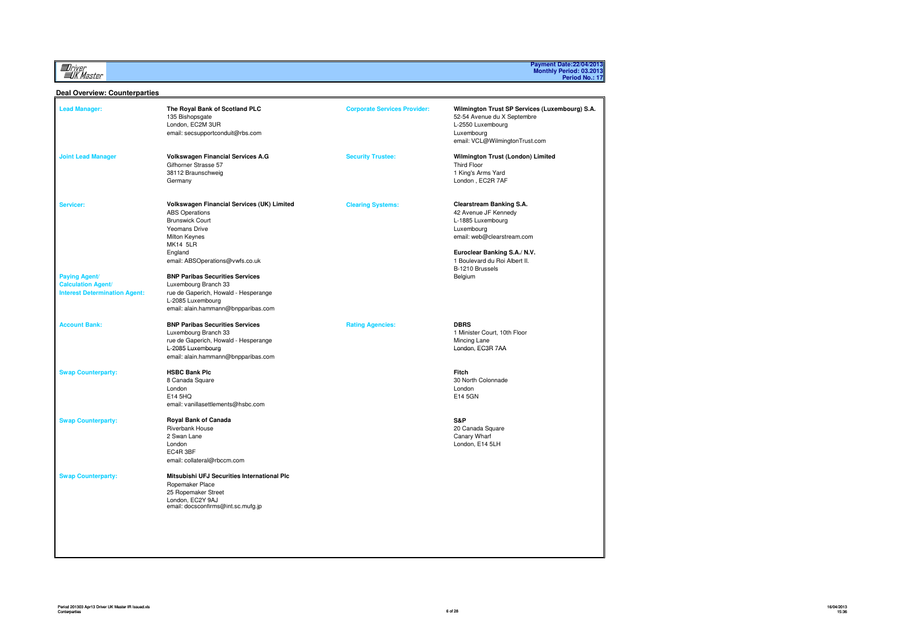**Payment Date:22/04/2013**
**Monthly Period: 03.2013**
**Period No.: 17**

## Deal Overview: Counterparties

**Lead Manager:**
**The Royal Bank of Scotland PLC**
135 Bishopsgate
London, EC2M 3UR
email: secsupportconduit@rbs.com

**Joint Lead Manager**
**Volkswagen Financial Services A.G**
Gifhorner Strasse 57
38112 Braunschweig
Germany

**Servicer:**
**Volkswagen Financial Services (UK) Limited**
ABS Operations
Brunswick Court
Yeomans Drive
Milton Keynes
MK14 5LR
England
email: ABSOperations@vwfs.co.uk

**Paying Agent/ Calculation Agent/ Interest Determination Agent:**
**BNP Paribas Securities Services**
Luxembourg Branch 33
rue de Gaperich, Howald - Hesperange
L-2085 Luxembourg
email: alain.hammann@bnpparibas.com

**Account Bank:**
**BNP Paribas Securities Services**
Luxembourg Branch 33
rue de Gaperich, Howald - Hesperange
L-2085 Luxembourg
email: alain.hammann@bnpparibas.com

**Swap Counterparty:**
**HSBC Bank Plc**
8 Canada Square
London
E14 5HQ
email: vanillasettlements@hsbc.com

**Swap Counterparty:**
**Royal Bank of Canada**
Riverbank House
2 Swan Lane
London
EC4R 3BF
email: collateral@rbccm.com

**Swap Counterparty:**
**Mitsubishi UFJ Securities International Plc**
Ropemaker Place
25 Ropemaker Street
London, EC2Y 9AJ
email: docsconfirms@int.sc.mufg.jp

**Corporate Services Provider:**
**Wilmington Trust SP Services (Luxembourg) S.A.**
52-54 Avenue du X Septembre
L-2550 Luxembourg
Luxembourg
email: VCL@WilmingtonTrust.com

**Security Trustee:**
**Wilmington Trust (London) Limited**
Third Floor
1 King's Arms Yard
London , EC2R 7AF

**Clearing Systems:**
**Clearstream Banking S.A.**
42 Avenue JF Kennedy
L-1885 Luxembourg
Luxembourg
email: web@clearstream.com

**Euroclear Banking S.A./ N.V.**
1 Boulevard du Roi Albert II.
B-1210 Brussels
Belgium

**Rating Agencies:**
**DBRS**
1 Minister Court, 10th Floor
Mincing Lane
London, EC3R 7AA

**Fitch**
30 North Colonnade
London
E14 5GN

**S&P**
20 Canada Square
Canary Wharf
London, E14 5LH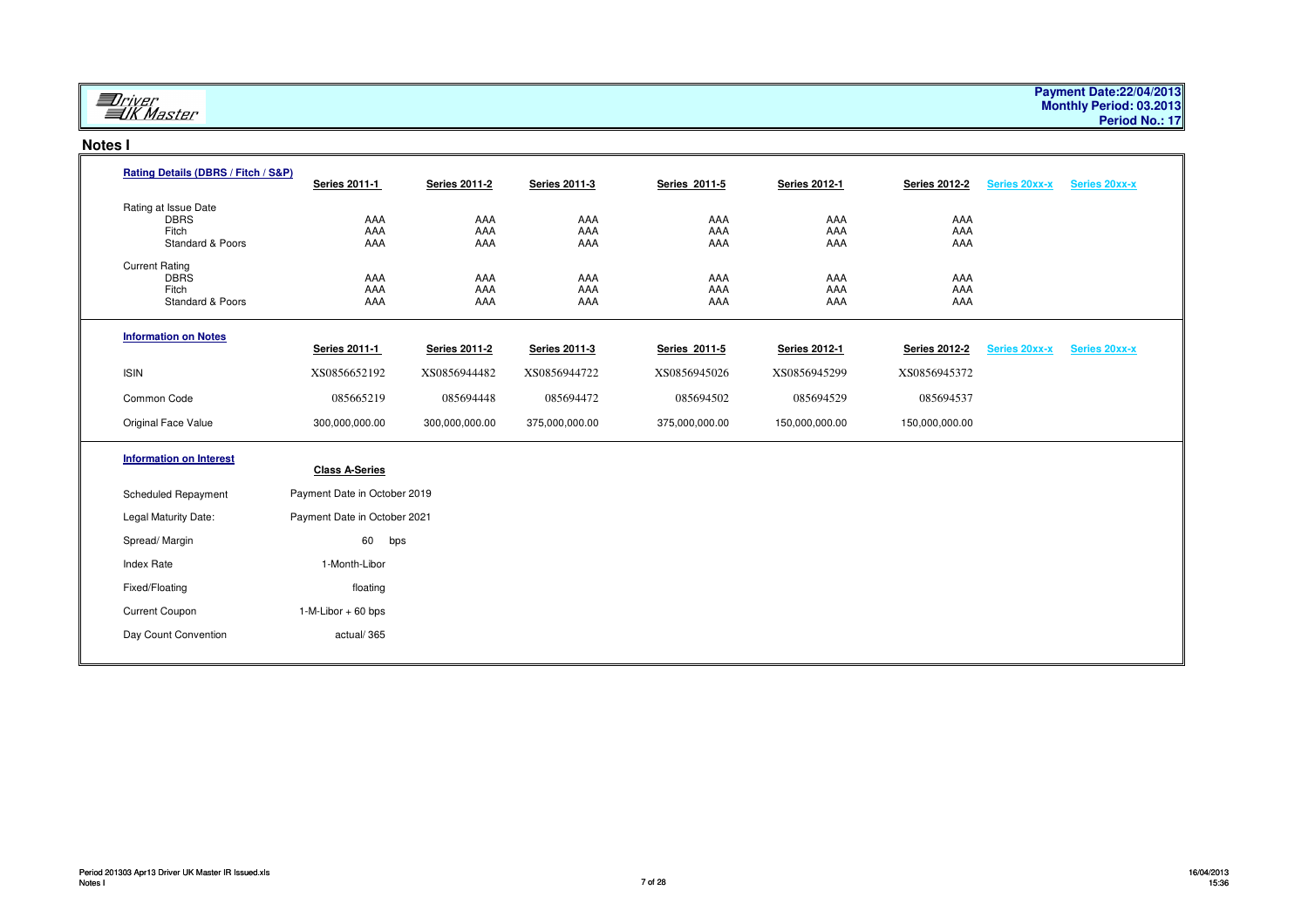Driver UK Master

**Payment Date:22/04/2013**
**Monthly Period: 03.2013**
**Period No.: 17**

## Notes I

| Rating Details (DBRS / Fitch / S&P) | Series 2011-1 | Series 2011-2 | Series 2011-3 | Series 2011-5 | Series 2012-1 | Series 2012-2 | Series 20xx-x | Series 20xx-x |
|---|---|---|---|---|---|---|---|---|
| Rating at Issue Date | | | | | | | | |
| DBRS | AAA | AAA | AAA | AAA | AAA | AAA | | |
| Fitch | AAA | AAA | AAA | AAA | AAA | AAA | | |
| Standard & Poors | AAA | AAA | AAA | AAA | AAA | AAA | | |
| Current Rating | | | | | | | | |
| DBRS | AAA | AAA | AAA | AAA | AAA | AAA | | |
| Fitch | AAA | AAA | AAA | AAA | AAA | AAA | | |
| Standard & Poors | AAA | AAA | AAA | AAA | AAA | AAA | | |

| Information on Notes | Series 2011-1 | Series 2011-2 | Series 2011-3 | Series 2011-5 | Series 2012-1 | Series 2012-2 | Series 20xx-x | Series 20xx-x |
|---|---|---|---|---|---|---|---|---|
| ISIN | XS0856652192 | XS0856944482 | XS0856944722 | XS0856945026 | XS0856945299 | XS0856945372 | | |
| Common Code | 085665219 | 085694448 | 085694472 | 085694502 | 085694529 | 085694537 | | |
| Original Face Value | 300,000,000.00 | 300,000,000.00 | 375,000,000.00 | 375,000,000.00 | 150,000,000.00 | 150,000,000.00 | | |

| Information on Interest | Class A-Series |
|---|---|
| Scheduled Repayment | Payment Date in October 2019 |
| Legal Maturity Date: | Payment Date in October 2021 |
| Spread/ Margin | 60 bps |
| Index Rate | 1-Month-Libor |
| Fixed/Floating | floating |
| Current Coupon | 1-M-Libor + 60 bps |
| Day Count Convention | actual/ 365 |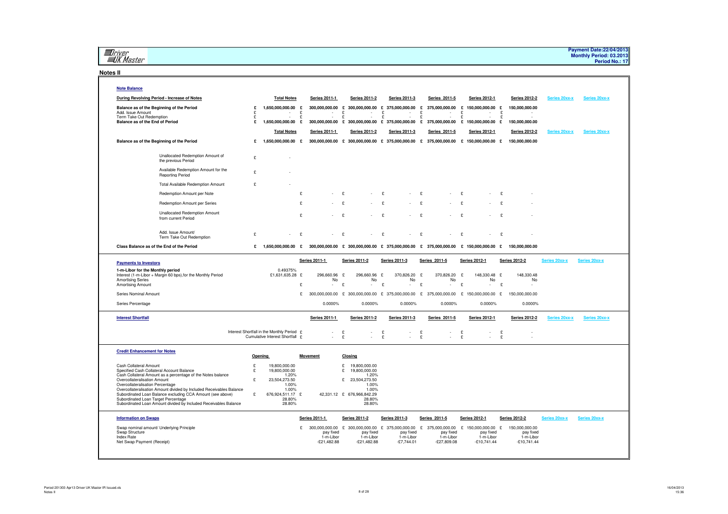# Notes II

## Note Balance

| During Revolving Period - Increase of Notes | Total Notes | Series 2011-1 | Series 2011-2 | Series 2011-3 | Series 2011-5 | Series 2012-1 | Series 2012-2 | Series 20xx-x | Series 20xx-x |
|---|---|---|---|---|---|---|---|---|---|
| **Balance as of the Beginning of the Period** | £ 1,650,000,000.00 | £ 300,000,000.00 | £ 300,000,000.00 | £ 375,000,000.00 | £ 375,000,000.00 | £ 150,000,000.00 | £ 150,000,000.00 | | |
| Add. Issue Amount | £ - | £ - | £ - | £ - | £ - | £ - | £ - | | |
| Term Take Out Redemption | £ - | £ - | £ - | £ - | £ - | £ - | £ - | | |
| **Balance as of the End of Period** | £ 1,650,000,000.00 | £ 300,000,000.00 | £ 300,000,000.00 | £ 375,000,000.00 | £ 375,000,000.00 | £ 150,000,000.00 | £ 150,000,000.00 | | |

| | Total Notes | Series 2011-1 | Series 2011-2 | Series 2011-3 | Series 2011-5 | Series 2012-1 | Series 2012-2 | Series 20xx-x | Series 20xx-x |
|---|---|---|---|---|---|---|---|---|---|
| **Balance as of the Beginning of the Period** | £ 1,650,000,000.00 | £ 300,000,000.00 | £ 300,000,000.00 | £ 375,000,000.00 | £ 375,000,000.00 | £ 150,000,000.00 | £ 150,000,000.00 | | |
| Unallocated Redemption Amount of the previous Period | £ - | | | | | | | | |
| Available Redemption Amount for the Reporting Period | £ - | | | | | | | | |
| Total Available Redemption Amount | £ - | | | | | | | | |
| Redemption Amount per Note | | £ - | £ - | £ - | £ - | £ - | £ - | | |
| Redemption Amount per Series | | £ - | £ - | £ - | £ - | £ - | £ - | | |
| Unallocated Redemption Amount from current Period | | £ - | £ - | £ - | £ - | £ - | £ - | | |
| Add. Issue Amount/ Term Take Out Redemption | £ - | £ - | £ - | £ - | £ - | £ - | £ - | | |
| **Class Balance as of the End of the Period** | £ 1,650,000,000.00 | £ 300,000,000.00 | £ 300,000,000.00 | £ 375,000,000.00 | £ 375,000,000.00 | £ 150,000,000.00 | £ 150,000,000.00 | | |

## Payments to Investors

| | | Series 2011-1 | Series 2011-2 | Series 2011-3 | Series 2011-5 | Series 2012-1 | Series 2012-2 | Series 20xx-x | Series 20xx-x |
|---|---|---|---|---|---|---|---|---|---|
| **1-m-Libor for the Monthly period** | 0.49375% | | | | | | | | |
| Interest (1-m-Libor + Margin 60 bps),for the Monthly Period | £1,631,635.28 | £ 296,660.96 | £ 296,660.96 | £ 370,826.20 | £ 370,826.20 | £ 148,330.48 | £ 148,330.48 | | |
| Amortising Series | | No | No | No | No | No | No | | |
| Amortising Amount | | £ - | £ - | £ - | £ - | £ - | £ - | | |
| Series Nominal Amount | | £ 300,000,000.00 | £ 300,000,000.00 | £ 375,000,000.00 | £ 375,000,000.00 | £ 150,000,000.00 | £ 150,000,000.00 | | |
| Series Percentage | | 0.0000% | 0.0000% | 0.0000% | 0.0000% | 0.0000% | 0.0000% | | |

## Interest Shortfall

| | Series 2011-1 | Series 2011-2 | Series 2011-3 | Series 2011-5 | Series 2012-1 | Series 2012-2 | Series 20xx-x | Series 20xx-x |
|---|---|---|---|---|---|---|---|---|
| Interest Shortfall in the Monthly Period | £ - | £ - | £ - | £ - | £ - | £ - | | |
| Cumulative Interest Shortfall | £ - | £ - | £ - | £ - | £ - | £ - | | |

## Credit Enhancement for Notes

| | Opening | Movement | Closing |
|---|---|---|---|
| Cash Collateral Amount | £ 19,800,000.00 | | £ 19,800,000.00 |
| Specified Cash Collateral Account Balance | £ 19,800,000.00 | | £ 19,800,000.00 |
| Cash Collateral Amount as a percentage of the Notes balance | 1.20% | | 1.20% |
| Overcollateralisation Amount | £ 23,504,273.50 | | £ 23,504,273.50 |
| Overcollateralisation Percentage | 1.00% | | 1.00% |
| Overcollateralisation Amount divided by Included Receivables Balance | 1.00% | | 1.00% |
| Subordinated Loan Balance excluding CCA Amount (see above) | £ 676,924,511.17 | £ 42,331.12 | £ 676,966,842.29 |
| Subordinated Loan Target Percentage | 28.80% | | 28.80% |
| Subordinated Loan Amount divided by Included Receivables Balance | 28.80% | | 28.80% |

## Information on Swaps

| | Series 2011-1 | Series 2011-2 | Series 2011-3 | Series 2011-5 | Series 2012-1 | Series 2012-2 | Series 20xx-x | Series 20xx-x |
|---|---|---|---|---|---|---|---|---|
| Swap nominal amount/ Underlying Principle | £ 300,000,000.00 | £ 300,000,000.00 | £ 375,000,000.00 | £ 375,000,000.00 | £ 150,000,000.00 | £ 150,000,000.00 | | |
| Swap Structure | pay fixed | pay fixed | pay fixed | pay fixed | pay fixed | pay fixed | | |
| Index Rate | 1-m-Libor | 1-m-Libor | 1-m-Libor | 1-m-Libor | 1-m-Libor | 1-m-Libor | | |
| Net Swap Payment (Receipt) | -£21,482.88 | -£21,482.88 | -£7,744.01 | -£27,809.08 | -£10,741.44 | -£10,741.44 | | |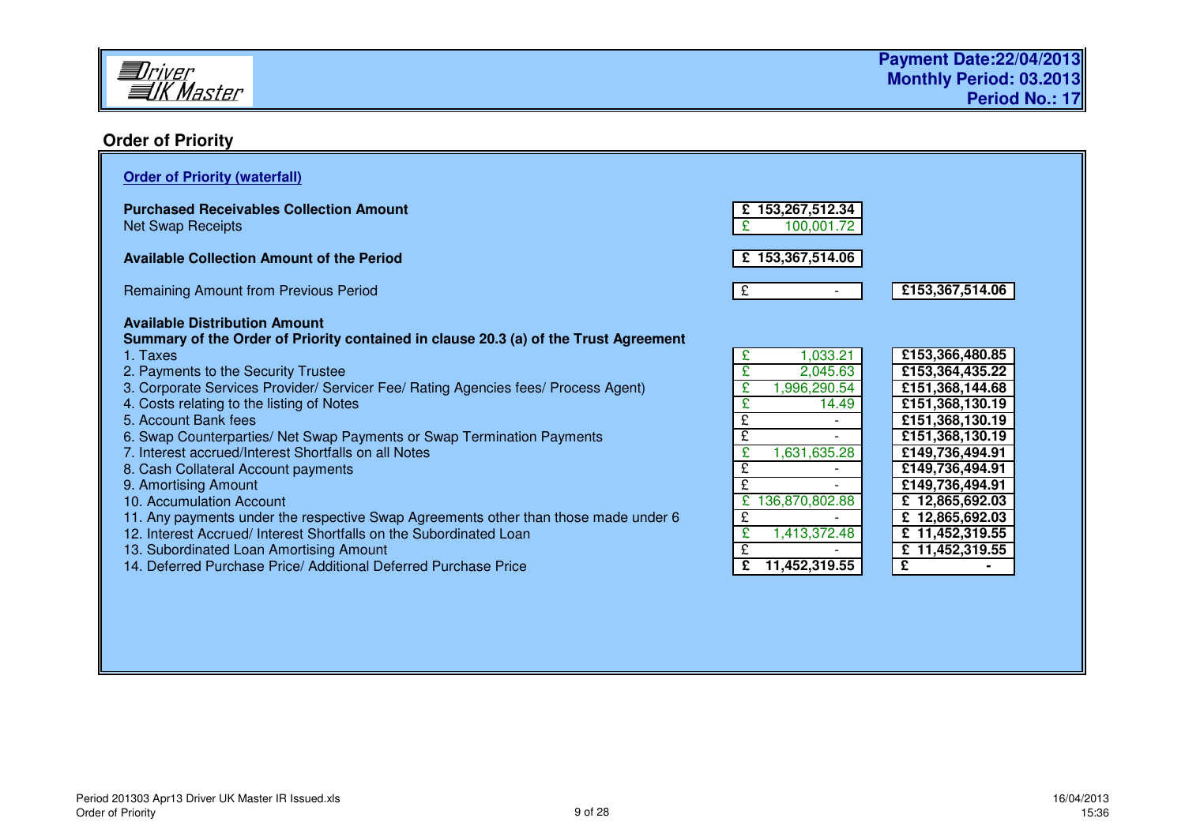Driver UK Master

**Payment Date:22/04/2013**
**Monthly Period: 03.2013**
**Period No.: 17**

## Order of Priority

### Order of Priority (waterfall)

| | | |
|---|---|---|
| **Purchased Receivables Collection Amount** | **£ 153,267,512.34** | |
| Net Swap Receipts | £ 100,001.72 | |
| **Available Collection Amount of the Period** | **£ 153,367,514.06** | |
| Remaining Amount from Previous Period | £ - | **£153,367,514.06** |
| **Available Distribution Amount** | | |
| **Summary of the Order of Priority contained in clause 20.3 (a) of the Trust Agreement** | | |
| 1. Taxes | £ 1,033.21 | **£153,366,480.85** |
| 2. Payments to the Security Trustee | £ 2,045.63 | **£153,364,435.22** |
| 3. Corporate Services Provider/ Servicer Fee/ Rating Agencies fees/ Process Agent) | £ 1,996,290.54 | **£151,368,144.68** |
| 4. Costs relating to the listing of Notes | £ 14.49 | **£151,368,130.19** |
| 5. Account Bank fees | £ - | **£151,368,130.19** |
| 6. Swap Counterparties/ Net Swap Payments or Swap Termination Payments | £ - | **£151,368,130.19** |
| 7. Interest accrued/Interest Shortfalls on all Notes | £ 1,631,635.28 | **£149,736,494.91** |
| 8. Cash Collateral Account payments | £ - | **£149,736,494.91** |
| 9. Amortising Amount | £ - | **£149,736,494.91** |
| 10. Accumulation Account | £ 136,870,802.88 | **£ 12,865,692.03** |
| 11. Any payments under the respective Swap Agreements other than those made under 6 | £ - | **£ 12,865,692.03** |
| 12. Interest Accrued/ Interest Shortfalls on the Subordinated Loan | £ 1,413,372.48 | **£ 11,452,319.55** |
| 13. Subordinated Loan Amortising Amount | £ - | **£ 11,452,319.55** |
| 14. Deferred Purchase Price/ Additional Deferred Purchase Price | **£ 11,452,319.55** | **£ -** |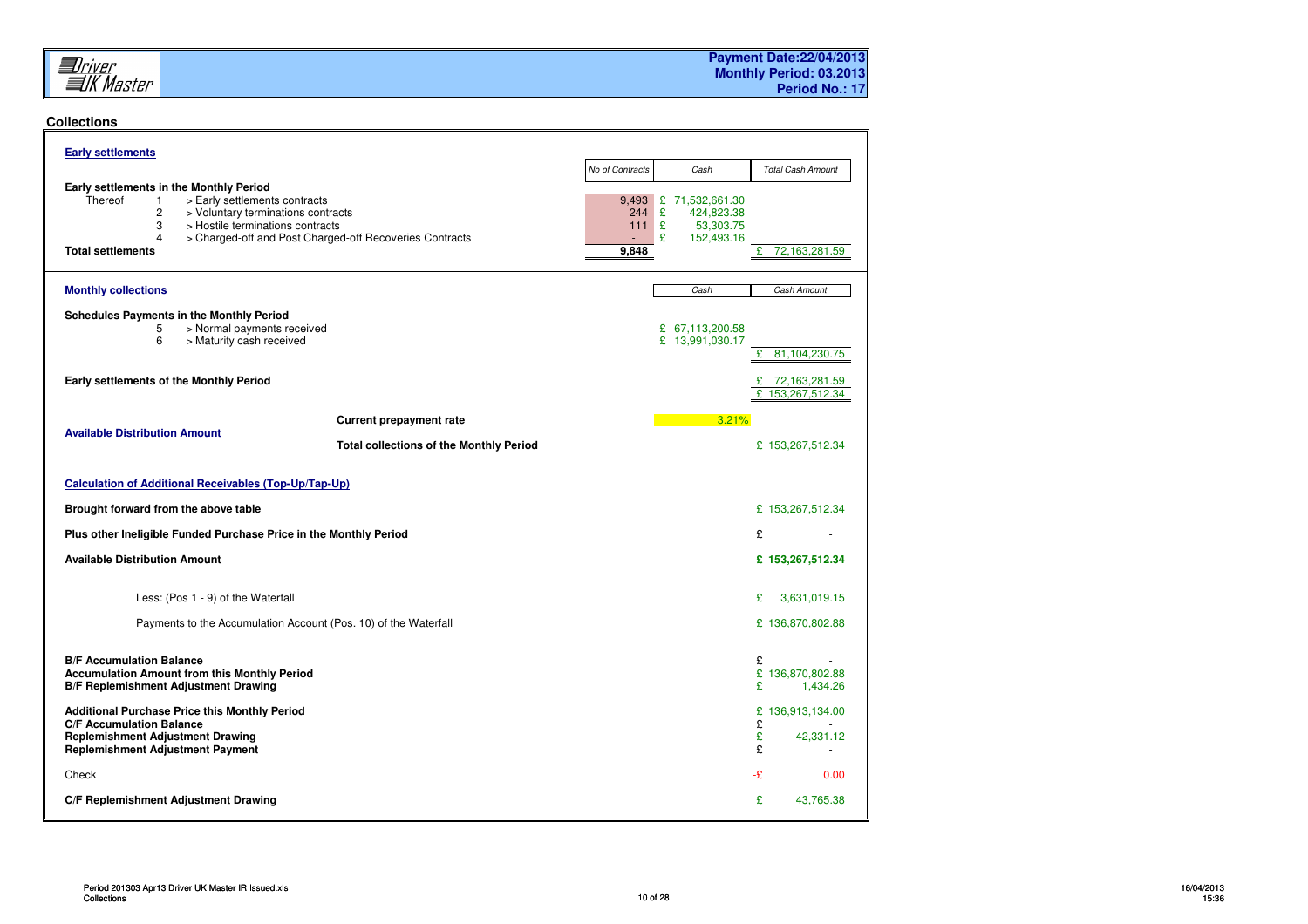Driver UK Master

**Payment Date:22/04/2013**
**Monthly Period: 03.2013**
**Period No.: 17**

## Collections

### Early settlements

| | | No of Contracts | Cash | Total Cash Amount |
|---|---|---|---|---|
| **Early settlements in the Monthly Period** | | | | |
| Thereof 1 | > Early settlements contracts | 9,493 | £ 71,532,661.30 | |
| 2 | > Voluntary terminations contracts | 244 | £ 424,823.38 | |
| 3 | > Hostile terminations contracts | 111 | £ 53,303.75 | |
| 4 | > Charged-off and Post Charged-off Recoveries Contracts | - | £ 152,493.16 | |
| **Total settlements** | | **9,848** | | £ 72,163,281.59 |

### Monthly collections

| | | Cash | Cash Amount |
|---|---|---|---|
| **Schedules Payments in the Monthly Period** | | | |
| 5 | > Normal payments received | £ 67,113,200.58 | |
| 6 | > Maturity cash received | £ 13,991,030.17 | |
| | | | £ 81,104,230.75 |
| **Early settlements of the Monthly Period** | | | £ 72,163,281.59 |
| | | | £ 153,267,512.34 |

### Available Distribution Amount

| | | |
|---|---|---|
| **Current prepayment rate** | 3.21% | |
| **Total collections of the Monthly Period** | | £ 153,267,512.34 |

### Calculation of Additional Receivables (Top-Up/Tap-Up)

| | |
|---|---|
| **Brought forward from the above table** | £ 153,267,512.34 |
| **Plus other Ineligible Funded Purchase Price in the Monthly Period** | £ - |
| **Available Distribution Amount** | **£ 153,267,512.34** |
| Less: (Pos 1 - 9) of the Waterfall | £ 3,631,019.15 |
| Payments to the Accumulation Account (Pos. 10) of the Waterfall | £ 136,870,802.88 |

| | |
|---|---|
| **B/F Accumulation Balance** | £ - |
| **Accumulation Amount from this Monthly Period** | £ 136,870,802.88 |
| **B/F Replemishment Adjustment Drawing** | £ 1,434.26 |
| **Additional Purchase Price this Monthly Period** | £ 136,913,134.00 |
| **C/F Accumulation Balance** | £ - |
| **Replemishment Adjustment Drawing** | £ 42,331.12 |
| **Replemishment Adjustment Payment** | £ - |
| Check | -£ 0.00 |
| **C/F Replemishment Adjustment Drawing** | £ 43,765.38 |

Period 201303 Apr13 Driver UK Master IR Issued.xls
Collections

16/04/2013
15:36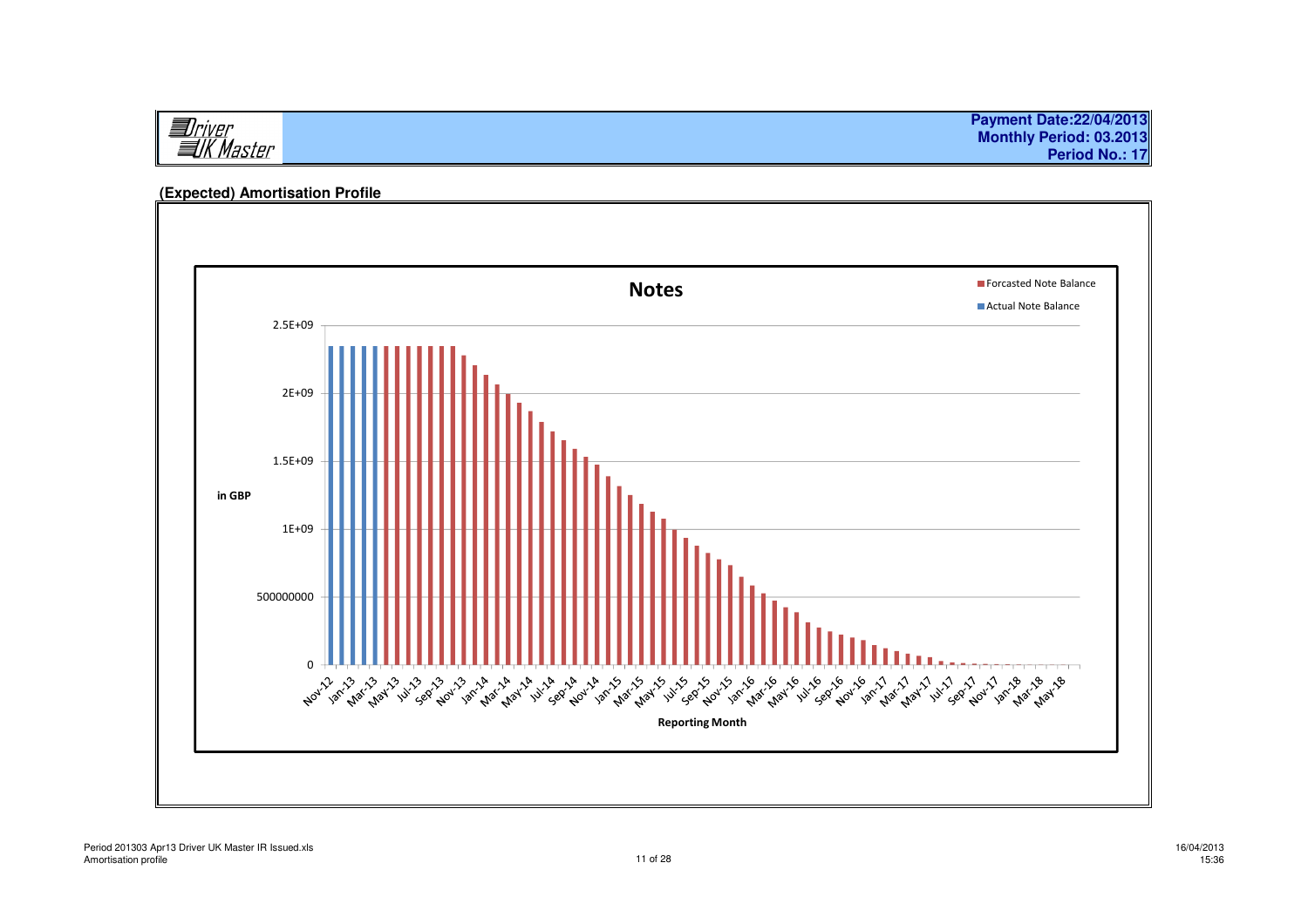**Driver UK Master**

**Payment Date:22/04/2013**
**Monthly Period: 03.2013**
**Period No.: 17**

## (Expected) Amortisation Profile

**Notes**

Forcasted Note Balance
Actual Note Balance

in GBP

2.5E+09
2E+09
1.5E+09
1E+09
500000000
0

Nov-12, Jan-13, Mar-13, May-13, Jul-13, Sep-13, Nov-13, Jan-14, Mar-14, May-14, Jul-14, Sep-14, Nov-14, Jan-15, Mar-15, May-15, Jul-15, Sep-15, Nov-15, Jan-16, Mar-16, May-16, Jul-16, Sep-16, Nov-16, Jan-17, Mar-17, May-17, Jul-17, Sep-17, Nov-17, Jan-18, Mar-18, May-18

**Reporting Month**

Period 201303 Apr13 Driver UK Master IR Issued.xls
Amortisation profile

16/04/2013
15:36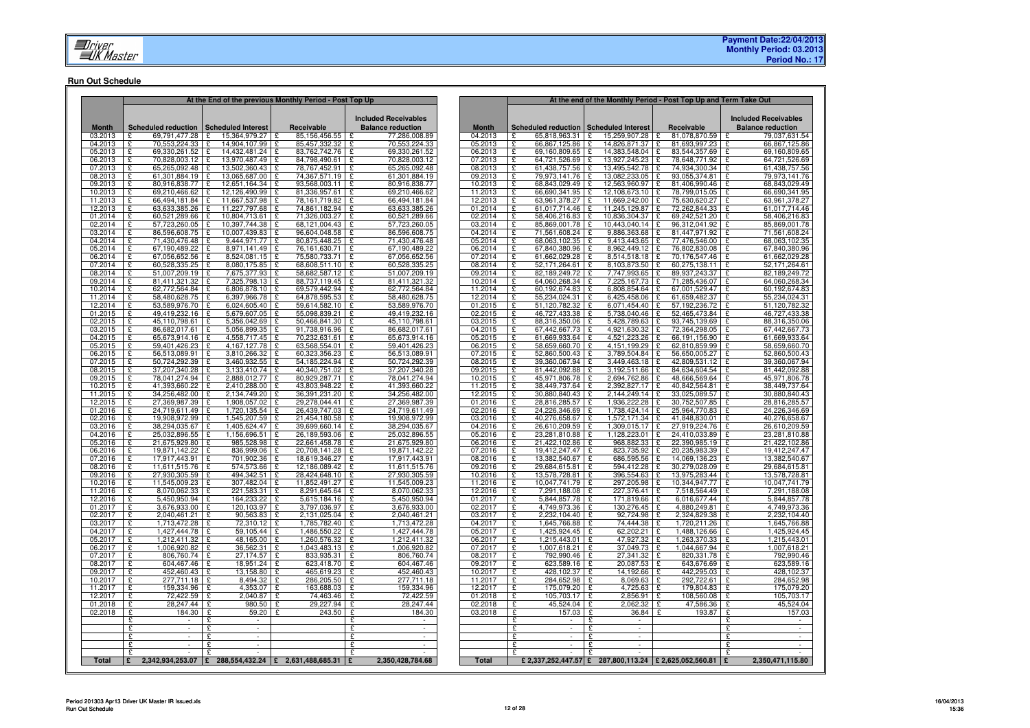Payment Date:22/04/2013
Monthly Period: 03.2013
Period No.: 17

## Run Out Schedule

| At the End of the previous Monthly Period - Post Top Up | | | | |
|---|---|---|---|---|
| **Month** | **Scheduled reduction** | **Scheduled Interest** | **Receivable** | **Included Receivables Balance reduction** |
| 03.2013 | £ 69,791,477.28 | £ 15,364,979.27 | £ 85,156,456.55 | £ 77,286,008.89 |
| 04.2013 | £ 70,553,224.33 | £ 14,904,107.99 | £ 85,457,332.32 | £ 70,553,224.33 |
| 05.2013 | £ 69,330,261.52 | £ 14,432,481.24 | £ 83,762,742.76 | £ 69,330,261.52 |
| 06.2013 | £ 70,828,003.12 | £ 13,970,487.49 | £ 84,798,490.61 | £ 70,828,003.12 |
| 07.2013 | £ 65,265,092.48 | £ 13,502,360.43 | £ 78,767,452.91 | £ 65,265,092.48 |
| 08.2013 | £ 61,301,884.19 | £ 13,065,687.00 | £ 74,367,571.19 | £ 61,301,884.19 |
| 09.2013 | £ 80,916,838.77 | £ 12,651,164.34 | £ 93,568,003.11 | £ 80,916,838.77 |
| 10.2013 | £ 69,210,466.62 | £ 12,126,490.99 | £ 81,336,957.61 | £ 69,210,466.62 |
| 11.2013 | £ 66,494,181.84 | £ 11,667,537.98 | £ 78,161,719.82 | £ 66,494,181.84 |
| 12.2013 | £ 63,633,385.26 | £ 11,227,797.68 | £ 74,861,182.94 | £ 63,633,385.26 |
| 01.2014 | £ 60,521,289.66 | £ 10,804,713.61 | £ 71,326,003.27 | £ 60,521,289.66 |
| 02.2014 | £ 57,723,260.05 | £ 10,397,744.38 | £ 68,121,004.43 | £ 57,723,260.05 |
| 03.2014 | £ 86,596,608.75 | £ 10,007,439.83 | £ 96,604,048.58 | £ 86,596,608.75 |
| 04.2014 | £ 71,430,476.48 | £ 9,444,971.77 | £ 80,875,448.25 | £ 71,430,476.48 |
| 05.2014 | £ 67,190,489.22 | £ 8,971,141.49 | £ 76,161,630.71 | £ 67,190,489.22 |
| 06.2014 | £ 67,056,652.56 | £ 8,524,081.15 | £ 75,580,733.71 | £ 67,056,652.56 |
| 07.2014 | £ 60,528,335.25 | £ 8,080,175.85 | £ 68,608,511.10 | £ 60,528,335.25 |
| 08.2014 | £ 51,007,209.19 | £ 7,675,377.93 | £ 58,682,587.12 | £ 51,007,209.19 |
| 09.2014 | £ 81,411,321.32 | £ 7,325,798.13 | £ 88,737,119.45 | £ 81,411,321.32 |
| 10.2014 | £ 62,772,564.84 | £ 6,806,878.10 | £ 69,579,442.94 | £ 62,772,564.84 |
| 11.2014 | £ 58,480,628.75 | £ 6,397,966.78 | £ 64,878,595.53 | £ 58,480,628.75 |
| 12.2014 | £ 53,589,976.70 | £ 6,024,605.40 | £ 59,614,582.10 | £ 53,589,976.70 |
| 01.2015 | £ 49,419,232.16 | £ 5,679,607.05 | £ 55,098,839.21 | £ 49,419,232.16 |
| 02.2015 | £ 45,110,798.61 | £ 5,356,042.69 | £ 50,466,841.30 | £ 45,110,798.61 |
| 03.2015 | £ 86,682,017.61 | £ 5,056,899.35 | £ 91,738,916.96 | £ 86,682,017.61 |
| 04.2015 | £ 65,673,914.16 | £ 4,558,717.45 | £ 70,232,631.61 | £ 65,673,914.16 |
| 05.2015 | £ 59,401,426.23 | £ 4,167,127.78 | £ 63,568,554.01 | £ 59,401,426.23 |
| 06.2015 | £ 56,513,089.91 | £ 3,810,266.32 | £ 60,323,356.23 | £ 56,513,089.91 |
| 07.2015 | £ 50,724,292.39 | £ 3,460,932.55 | £ 54,185,224.94 | £ 50,724,292.39 |
| 08.2015 | £ 37,207,340.28 | £ 3,133,410.74 | £ 40,340,751.02 | £ 37,207,340.28 |
| 09.2015 | £ 78,041,274.94 | £ 2,888,012.77 | £ 80,929,287.71 | £ 78,041,274.94 |
| 10.2015 | £ 41,393,660.22 | £ 2,410,288.00 | £ 43,803,948.22 | £ 41,393,660.22 |
| 11.2015 | £ 34,256,482.00 | £ 2,134,749.20 | £ 36,391,231.20 | £ 34,256,482.00 |
| 12.2015 | £ 27,369,987.39 | £ 1,908,057.02 | £ 29,278,044.41 | £ 27,369,987.39 |
| 01.2016 | £ 24,719,611.49 | £ 1,720,135.54 | £ 26,439,747.03 | £ 24,719,611.49 |
| 02.2016 | £ 19,908,972.99 | £ 1,545,207.59 | £ 21,454,180.58 | £ 19,908,972.99 |
| 03.2016 | £ 38,294,035.67 | £ 1,405,624.47 | £ 39,699,660.14 | £ 38,294,035.67 |
| 04.2016 | £ 25,032,896.55 | £ 1,156,696.51 | £ 26,189,593.06 | £ 25,032,896.55 |
| 05.2016 | £ 21,675,929.80 | £ 985,528.98 | £ 22,661,458.78 | £ 21,675,929.80 |
| 06.2016 | £ 19,871,142.22 | £ 836,999.06 | £ 20,708,141.28 | £ 19,871,142.22 |
| 07.2016 | £ 17,917,443.91 | £ 701,902.36 | £ 18,619,346.27 | £ 17,917,443.91 |
| 08.2016 | £ 11,611,515.76 | £ 574,573.66 | £ 12,186,089.42 | £ 11,611,515.76 |
| 09.2016 | £ 27,930,305.59 | £ 494,342.51 | £ 28,424,648.10 | £ 27,930,305.59 |
| 10.2016 | £ 11,545,009.23 | £ 307,482.04 | £ 11,852,491.27 | £ 11,545,009.23 |
| 11.2016 | £ 8,070,062.33 | £ 221,583.31 | £ 8,291,645.64 | £ 8,070,062.33 |
| 12.2016 | £ 5,450,950.94 | £ 164,233.22 | £ 5,615,184.16 | £ 5,450,950.94 |
| 01.2017 | £ 3,676,933.00 | £ 120,103.97 | £ 3,797,036.97 | £ 3,676,933.00 |
| 02.2017 | £ 2,040,461.21 | £ 90,563.83 | £ 2,131,025.04 | £ 2,040,461.21 |
| 03.2017 | £ 1,713,472.28 | £ 72,310.12 | £ 1,785,782.40 | £ 1,713,472.28 |
| 04.2017 | £ 1,427,444.78 | £ 59,105.44 | £ 1,486,550.22 | £ 1,427,444.78 |
| 05.2017 | £ 1,212,411.32 | £ 48,165.00 | £ 1,260,576.32 | £ 1,212,411.32 |
| 06.2017 | £ 1,006,920.82 | £ 36,562.31 | £ 1,043,483.13 | £ 1,006,920.82 |
| 07.2017 | £ 806,760.74 | £ 27,174.57 | £ 833,935.31 | £ 806,760.74 |
| 08.2017 | £ 604,467.46 | £ 18,951.24 | £ 623,418.70 | £ 604,467.46 |
| 09.2017 | £ 452,460.43 | £ 13,158.80 | £ 465,619.23 | £ 452,460.43 |
| 10.2017 | £ 277,711.18 | £ 8,494.32 | £ 286,205.50 | £ 277,711.18 |
| 11.2017 | £ 159,334.96 | £ 4,353.07 | £ 163,688.03 | £ 159,334.96 |
| 12.2017 | £ 72,422.59 | £ 2,040.87 | £ 74,463.46 | £ 72,422.59 |
| 01.2018 | £ 28,247.44 | £ 980.50 | £ 29,227.94 | £ 28,247.44 |
| 02.2018 | £ 184.30 | £ 59.20 | £ 243.50 | £ 184.30 |
| | £ - | £ - | | £ - |
| | £ - | £ - | | £ - |
| | £ - | £ - | | £ - |
| | £ - | £ - | | £ - |
| | £ - | £ - | | £ - |
| **Total** | £ 2,342,934,253.07 | £ 288,554,432.24 | £ 2,631,488,685.31 | £ 2,350,428,784.68 |

| At the end of the Monthly Period - Post Top Up and Term Take Out | | | | |
|---|---|---|---|---|
| **Month** | **Scheduled reduction** | **Scheduled Interest** | **Receivable** | **Included Receivables Balance reduction** |
| 04.2013 | £ 65,818,963.31 | £ 15,259,907.28 | £ 81,078,870.59 | £ 79,037,631.54 |
| 05.2013 | £ 66,867,125.86 | £ 14,826,871.37 | £ 81,693,997.23 | £ 66,867,125.86 |
| 06.2013 | £ 69,160,809.65 | £ 14,383,548.04 | £ 83,544,357.69 | £ 69,160,809.65 |
| 07.2013 | £ 64,721,526.69 | £ 13,927,245.23 | £ 78,648,771.92 | £ 64,721,526.69 |
| 08.2013 | £ 61,438,757.56 | £ 13,495,542.78 | £ 74,934,300.34 | £ 61,438,757.56 |
| 09.2013 | £ 79,973,141.76 | £ 13,082,233.05 | £ 93,055,374.81 | £ 79,973,141.76 |
| 10.2013 | £ 68,843,029.49 | £ 12,563,960.97 | £ 81,406,990.46 | £ 68,843,029.49 |
| 11.2013 | £ 66,690,341.95 | £ 12,108,673.10 | £ 78,799,015.05 | £ 66,690,341.95 |
| 12.2013 | £ 63,961,378.27 | £ 11,669,242.00 | £ 75,630,620.27 | £ 63,961,378.27 |
| 01.2014 | £ 61,017,714.46 | £ 11,245,129.87 | £ 72,262,844.33 | £ 61,017,714.46 |
| 02.2014 | £ 58,406,216.83 | £ 10,836,304.37 | £ 69,242,521.20 | £ 58,406,216.83 |
| 03.2014 | £ 85,869,001.78 | £ 10,443,040.14 | £ 96,312,041.92 | £ 85,869,001.78 |
| 04.2014 | £ 71,561,608.24 | £ 9,886,363.68 | £ 81,447,971.92 | £ 71,561,608.24 |
| 05.2014 | £ 68,063,102.35 | £ 9,413,443.65 | £ 77,476,546.00 | £ 68,063,102.35 |
| 06.2014 | £ 67,840,380.96 | £ 8,962,449.12 | £ 76,802,830.08 | £ 67,840,380.96 |
| 07.2014 | £ 61,662,029.28 | £ 8,514,518.18 | £ 70,176,547.46 | £ 61,662,029.28 |
| 08.2014 | £ 52,171,264.61 | £ 8,103,873.50 | £ 60,275,138.11 | £ 52,171,264.61 |
| 09.2014 | £ 82,189,249.72 | £ 7,747,993.65 | £ 89,937,243.37 | £ 82,189,249.72 |
| 10.2014 | £ 64,060,268.34 | £ 7,225,167.73 | £ 71,285,436.07 | £ 64,060,268.34 |
| 11.2014 | £ 60,192,674.83 | £ 6,808,854.64 | £ 67,001,529.47 | £ 60,192,674.83 |
| 12.2014 | £ 55,234,024.31 | £ 6,425,458.06 | £ 61,659,482.37 | £ 55,234,024.31 |
| 01.2015 | £ 51,120,782.32 | £ 6,071,454.40 | £ 57,192,236.72 | £ 51,120,782.32 |
| 02.2015 | £ 46,727,433.38 | £ 5,738,040.46 | £ 52,465,473.84 | £ 46,727,433.38 |
| 03.2015 | £ 88,316,350.06 | £ 5,428,789.63 | £ 93,745,139.69 | £ 88,316,350.06 |
| 04.2015 | £ 67,442,667.73 | £ 4,921,630.32 | £ 72,364,298.05 | £ 67,442,667.73 |
| 05.2015 | £ 61,669,933.64 | £ 4,521,223.26 | £ 66,191,156.90 | £ 61,669,933.64 |
| 06.2015 | £ 58,659,660.70 | £ 4,151,199.29 | £ 62,810,859.99 | £ 58,659,660.70 |
| 07.2015 | £ 52,860,500.43 | £ 3,789,504.84 | £ 56,650,005.27 | £ 52,860,500.43 |
| 08.2015 | £ 39,360,067.94 | £ 3,449,463.18 | £ 42,809,531.12 | £ 39,360,067.94 |
| 09.2015 | £ 81,442,092.88 | £ 3,192,511.66 | £ 84,634,604.54 | £ 81,442,092.88 |
| 10.2015 | £ 45,971,806.78 | £ 2,694,762.86 | £ 48,666,569.64 | £ 45,971,806.78 |
| 11.2015 | £ 38,449,737.64 | £ 2,392,827.17 | £ 40,842,564.81 | £ 38,449,737.64 |
| 12.2015 | £ 30,880,840.43 | £ 2,144,249.14 | £ 33,025,089.57 | £ 30,880,840.43 |
| 01.2016 | £ 28,816,285.57 | £ 1,936,222.28 | £ 30,752,507.85 | £ 28,816,285.57 |
| 02.2016 | £ 24,226,346.69 | £ 1,738,424.14 | £ 25,964,770.83 | £ 24,226,346.69 |
| 03.2016 | £ 40,276,658.67 | £ 1,572,171.34 | £ 41,848,830.01 | £ 40,276,658.67 |
| 04.2016 | £ 26,610,209.59 | £ 1,309,015.17 | £ 27,919,224.76 | £ 26,610,209.59 |
| 05.2016 | £ 23,281,810.88 | £ 1,128,223.01 | £ 24,410,033.89 | £ 23,281,810.88 |
| 06.2016 | £ 21,422,102.86 | £ 968,882.33 | £ 22,390,985.19 | £ 21,422,102.86 |
| 07.2016 | £ 19,412,247.47 | £ 823,735.92 | £ 20,235,983.39 | £ 19,412,247.47 |
| 08.2016 | £ 13,382,540.67 | £ 686,595.56 | £ 14,069,136.23 | £ 13,382,540.67 |
| 09.2016 | £ 29,684,615.81 | £ 594,412.28 | £ 30,279,028.09 | £ 29,684,615.81 |
| 10.2016 | £ 13,578,728.81 | £ 396,554.63 | £ 13,975,283.44 | £ 13,578,728.81 |
| 11.2016 | £ 10,047,741.79 | £ 297,205.98 | £ 10,344,947.77 | £ 10,047,741.79 |
| 12.2016 | £ 7,291,188.08 | £ 227,376.41 | £ 7,518,564.49 | £ 7,291,188.08 |
| 01.2017 | £ 5,844,857.78 | £ 171,819.66 | £ 6,016,677.44 | £ 5,844,857.78 |
| 02.2017 | £ 4,749,973.36 | £ 130,276.45 | £ 4,880,249.81 | £ 4,749,973.36 |
| 03.2017 | £ 2,232,104.40 | £ 92,724.98 | £ 2,324,829.38 | £ 2,232,104.40 |
| 04.2017 | £ 1,645,766.88 | £ 74,444.38 | £ 1,720,211.26 | £ 1,645,766.88 |
| 05.2017 | £ 1,425,924.45 | £ 62,202.21 | £ 1,488,126.66 | £ 1,425,924.45 |
| 06.2017 | £ 1,215,443.01 | £ 47,927.32 | £ 1,263,370.33 | £ 1,215,443.01 |
| 07.2017 | £ 1,007,618.21 | £ 37,049.73 | £ 1,044,667.94 | £ 1,007,618.21 |
| 08.2017 | £ 792,990.46 | £ 27,341.32 | £ 820,331.78 | £ 792,990.46 |
| 09.2017 | £ 623,589.16 | £ 20,087.53 | £ 643,676.69 | £ 623,589.16 |
| 10.2017 | £ 428,102.37 | £ 14,192.66 | £ 442,295.03 | £ 428,102.37 |
| 11.2017 | £ 284,652.98 | £ 8,069.63 | £ 292,722.61 | £ 284,652.98 |
| 12.2017 | £ 175,079.20 | £ 4,725.63 | £ 179,804.83 | £ 175,079.20 |
| 01.2018 | £ 105,703.17 | £ 2,856.91 | £ 108,560.08 | £ 105,703.17 |
| 02.2018 | £ 45,524.04 | £ 2,062.32 | £ 47,586.36 | £ 45,524.04 |
| 03.2018 | £ 157.03 | £ 36.84 | £ 193.87 | £ 157.03 |
| | £ - | £ - | | £ - |
| | £ - | £ - | | £ - |
| | £ - | £ - | | £ - |
| | £ - | £ - | | £ - |
| | £ - | £ - | | £ - |
| **Total** | £ 2,337,252,447.57 | £ 287,800,113.24 | £ 2,625,052,560.81 | £ 2,350,471,115.80 |

Period 201303 Apr13 Driver UK Master IR Issued.xls
Run Out Schedule

16/04/2013
15:36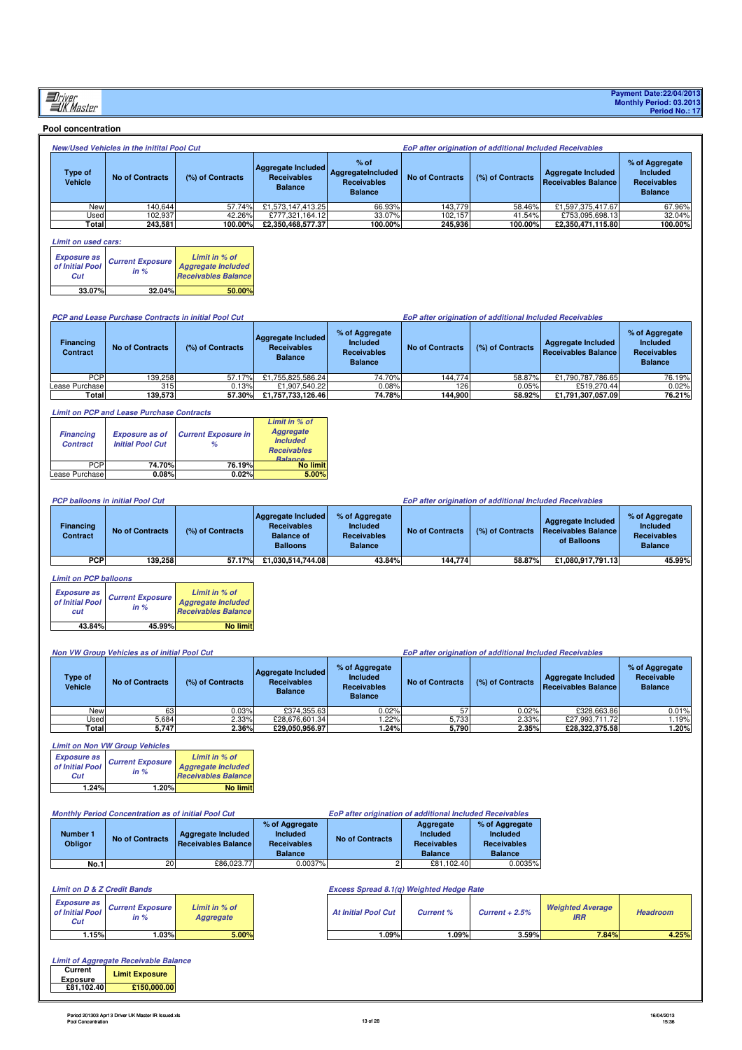## Pool concentration

| Type of Vehicle | No of Contracts | (%) of Contracts | Aggregate Included Receivables Balance | % of AggregateIncluded Receivables Balance | No of Contracts | (%) of Contracts | Aggregate Included Receivables Balance | % of Aggregate Included Receivables Balance |
|---|---|---|---|---|---|---|---|---|
| | *New/Used Vehicles in the initial Pool Cut* | | | | *EoP after origination of additional Included Receivables* | | | |
| New | 140,644 | 57.74% | £1,573,147,413.25 | 66.93% | 143,779 | 58.46% | £1,597,375,417.67 | 67.96% |
| Used | 102,937 | 42.26% | £777,321,164.12 | 33.07% | 102,157 | 41.54% | £753,095,698.13 | 32.04% |
| **Total** | **243,581** | **100.00%** | **£2,350,468,577.37** | **100.00%** | **245,936** | **100.00%** | **£2,350,471,115.80** | **100.00%** |

*Limit on used cars:*

| Exposure as of Initial Pool Cut | Current Exposure in % | Limit in % of Aggregate Included Receivables Balance |
|---|---|---|
| 33.07% | 32.04% | 50.00% |

| Financing Contract | No of Contracts | (%) of Contracts | Aggregate Included Receivables Balance | % of Aggregate Included Receivables Balance | No of Contracts | (%) of Contracts | Aggregate Included Receivables Balance | % of Aggregate Included Receivables Balance |
|---|---|---|---|---|---|---|---|---|
| | *PCP and Lease Purchase Contracts in initial Pool Cut* | | | | *EoP after origination of additional Included Receivables* | | | |
| PCP | 139,258 | 57.17% | £1,755,825,586.24 | 74.70% | 144,774 | 58.87% | £1,790,787,786.65 | 76.19% |
| Lease Purchase | 315 | 0.13% | £1,907,540.22 | 0.08% | 126 | 0.05% | £519,270.44 | 0.02% |
| **Total** | **139,573** | **57.30%** | **£1,757,733,126.46** | **74.78%** | **144,900** | **58.92%** | **£1,791,307,057.09** | **76.21%** |

*Limit on PCP and Lease Purchase Contracts*

| Financing Contract | Exposure as of Initial Pool Cut | Current Exposure in % | Limit in % of Aggregate Included Receivables Balance |
|---|---|---|---|
| PCP | 74.70% | 76.19% | No limit |
| Lease Purchase | 0.08% | 0.02% | 5.00% |

| Financing Contract | No of Contracts | (%) of Contracts | Aggregate Included Receivables Balance of Balloons | % of Aggregate Included Receivables Balance | No of Contracts | (%) of Contracts | Aggregate Included Receivables Balance of Balloons | % of Aggregate Included Receivables Balance |
|---|---|---|---|---|---|---|---|---|
| | *PCP balloons in initial Pool Cut* | | | | *EoP after origination of additional Included Receivables* | | | |
| **PCP** | **139,258** | **57.17%** | **£1,030,514,744.08** | **43.84%** | **144,774** | **58.87%** | **£1,080,917,791.13** | **45.99%** |

*Limit on PCP balloons*

| Exposure as of Initial Pool cut | Current Exposure in % | Limit in % of Aggregate Included Receivables Balance |
|---|---|---|
| 43.84% | 45.99% | No limit |

| Type of Vehicle | No of Contracts | (%) of Contracts | Aggregate Included Receivables Balance | % of Aggregate Included Receivables Balance | No of Contracts | (%) of Contracts | Aggregate Included Receivables Balance | % of Aggregate Receivable Balance |
|---|---|---|---|---|---|---|---|---|
| | *Non VW Group Vehicles as of initial Pool Cut* | | | | *EoP after origination of additional Included Receivables* | | | |
| New | 63 | 0.03% | £374,355.63 | 0.02% | 57 | 0.02% | £328,663.86 | 0.01% |
| Used | 5,684 | 2.33% | £28,676,601.34 | 1.22% | 5,733 | 2.33% | £27,993,711.72 | 1.19% |
| **Total** | **5,747** | **2.36%** | **£29,050,956.97** | **1.24%** | **5,790** | **2.35%** | **£28,322,375.58** | **1.20%** |

*Limit on Non VW Group Vehicles*

| Exposure as of Initial Pool Cut | Current Exposure in % | Limit in % of Aggregate Included Receivables Balance |
|---|---|---|
| 1.24% | 1.20% | No limit |

| Number 1 Obligor | No of Contracts | Aggregate Included Receivables Balance | % of Aggregate Included Receivables Balance | No of Contracts | Aggregate Included Receivables Balance | % of Aggregate Included Receivables Balance |
|---|---|---|---|---|---|---|
| | *Monthly Period Concentration as of initial Pool Cut* | | | *EoP after origination of additional Included Receivables* | | |
| **No.1** | 20 | £86,023.77 | 0.0037% | 2 | £81,102.40 | 0.0035% |

*Limit on D & Z Credit Bands*

| Exposure as of Initial Pool Cut | Current Exposure in % | Limit in % of Aggregate |
|---|---|---|
| 1.15% | 1.03% | 5.00% |

*Excess Spread 8.1(q) Weighted Hedge Rate*

| At Initial Pool Cut | Current % | Current + 2.5% | Weighted Average IRR | Headroom |
|---|---|---|---|---|
| 1.09% | 1.09% | 3.59% | 7.84% | 4.25% |

*Limit of Aggregate Receivable Balance*

| Current Exposure | Limit Exposure |
|---|---|
| £81,102.40 | £150,000.00 |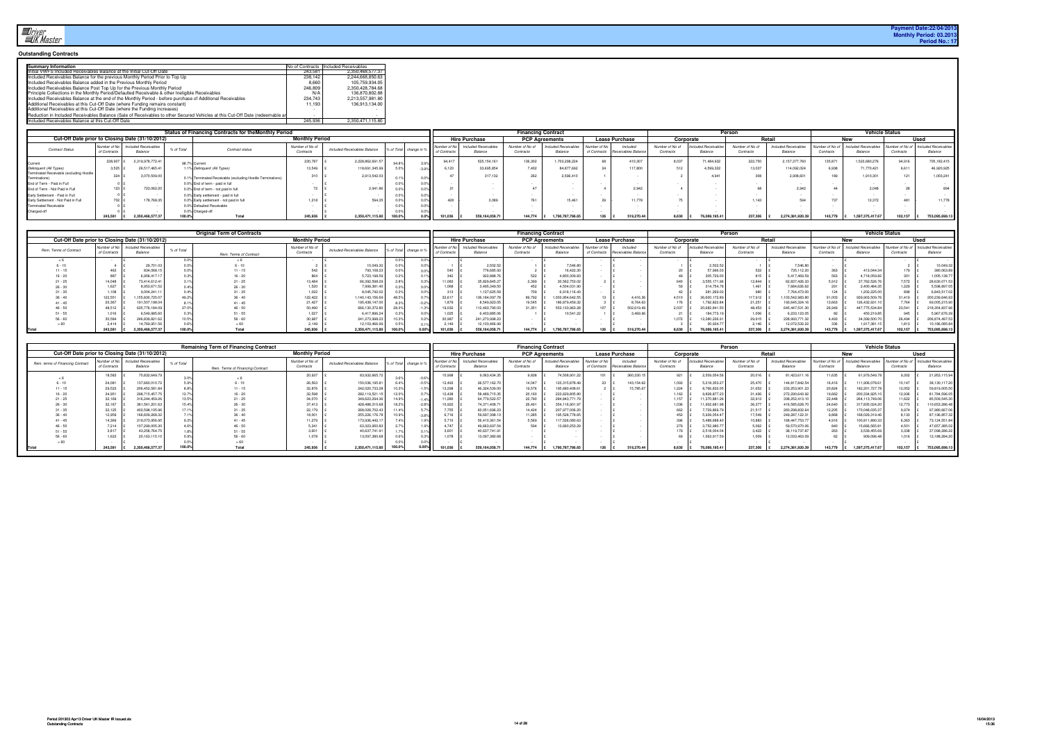Payment Date:22/04/2013
Monthly Period: 03.2013
Period No.: 17

## Outstanding Contracts

| Summary Information | No of Contracts | Included Receivables |
|---|---|---|
| Initial VWFS Included Receivables Balance at the Initial Cut-Off Date | 243,581 | 2,350,468,577.37 |
| Included Receivables Balance for the previous Monthly Period Prior to Top Up | 238,142 | 2,244,668,850.63 |
| Included Receivables Balance added in the Previous Monthly Period | 8,660 | 105,759,934.05 |
| Included Receivables Balance Post Top Up for the Previous Monthly Period | 246,809 | 2,350,428,784.68 |
| Principle Collections in the Monthly Period/Defaulted Receivable & other Ineligible Receivables | N/A | 136,870,802.88 |
| Included Receivables Balance at the end of the Monthly Period - before purchase of Additional Receivables | 234,743 | 2,213,557,981.80 |
| Additional Receivables at this Cut-Off Date (where Funding remains constant) | 11,193 | 136,913,134.00 |
| Additional Receivables at this Cut-Off Date (where the Funding increases) | - | - |
| Reduction in Included Receivables Balance (Sale of Receivables to other Secured Vehicles at this Cut-Off Date (redeemable ar | - | - |
| Included Receivables Balance at this Cut-Off Date | 245,936 | 2,350,471,115.80 |

### Status of Financing Contracts for the Monthly Period

| Cut-Off Date prior to Closing Date (31/10/2012) | | | | Monthly Period | | | | | Hire Purchase | | PCP Agreements | | Lease Purchase | | Corporate | | Retail | | New | | Used | |
|---|---|---|---|---|---|---|---|---|---|---|---|---|---|---|---|---|---|---|---|---|---|---|
| Contract Status | Number of No of Contracts | Included Receivables Balance | % of Total | Contract status | Number of No of Contracts | Included Receivables Balance | % of Total | change in % | Number of No of Contracts | Included Receivables Balance | Number of No of Contracts | Included Receivables Balance | Number of No of Contracts | Included Receivables Balance | Number of No of Contracts | Included Receivables Balance | Number of No of Contracts | Included Receivables Balance | Number of No of Contracts | Included Receivables Balance | Number of No of Contracts | Included Receivables Balance |
| Current | 238,907 | 2,319,978,772.41 | 98.7% | Current | 230,787 | 2,228,862,691.57 | 94.8% | -3.9% | 94,417 | 525,154,161 | 136,302 | 1,703,298,224 | 68 | 410,307 | 8,037 | 71,484,932 | 222,750 | 2,157,377,760 | 135,871 | 1,523,680,276 | 94,916 | 705,182,415 |
| Delinquent (All Types) | 3,525 | 26,517,405.41 | 1.1% | Delinquent (All Types) | 13,549 | 118,691,345.93 | 5.0% | -3.9% | 6,123 | 33,695,854 | 7,402 | 84,877,692 | 24 | 117,800 | 512 | 4,599,322 | 13,037 | 114,092,024 | 6,938 | 71,770,421 | 6,611 | 46,920,925 |
| Terminated Receivable (excluding Hostile Terminations) | 324 | 3,070,509.00 | 0.1% | Terminated Receivable (excluding Hostile Terminations) | 310 | 2,913,542.03 | 0.1% | 0.0% | 47 | 317,132 | 262 | 2,596,410 | 1 | - | 2 | 4,941 | 308 | 2,908,601 | 189 | 1,910,301 | 121 | 1,003,241 |
| End of Term - Paid in Full | 0 | - | 0.0% | End of term - paid in full | - | - | 0.0% | 0.0% | - | - | - | - | - | - | - | - | - | - | - | - | - | - |
| End of Term - Not Paid in Full | 123 | 723,062.20 | 0.0% | End of term - not paid in full | 72 | 2,941.86 | 0.0% | 0.0% | 21 | - | 47 | - | 4 | 2,942 | 4 | - | 68 | 2,942 | 44 | 2,048 | 28 | 894 |
| Early Settlement - Paid in Full | 0 | - | 0.0% | Early settlement - paid in full | - | - | 0.0% | 0.0% | - | - | - | - | - | - | - | - | - | - | - | - | - | - |
| Early Settlement - Not Paid in Full | 702 | 178,768.35 | 0.0% | Early settlement - not paid in full | 1,218 | 594.35 | 0.0% | 0.0% | 428 | 3,069 | 761 | 15,461 | 29 | 11,778 | 75 | - | 1,143 | 594 | 737 | 12,372 | 481 | 11,778 |
| Terminated Receivable | 0 | - | 0.0% | Defaulted Receivable | - | - | 0.0% | 0.0% | - | - | - | - | - | - | - | - | - | - | - | - | - | - |
| Charged-off | 0 | - | 0.0% | Charged-off | - | - | 0.0% | 0.0% | - | - | - | - | - | - | - | - | - | - | - | - | - | - |
| | 243,581 | 2,350,468,577.37 | 100.0% | Total | 245,936 | 2,350,471,115.80 | 100.0% | 0.0% | 101,036 | 559,164,058.71 | 144,774 | 1,790,787,786.65 | 126 | 519,270.44 | 8,630 | 76,089,195.41 | 237,306 | 2,274,381,920.39 | 143,779 | 1,597,375,417.67 | 102,157 | 753,095,698.13 |

### Original Term of Contracts

| Cut-Off Date prior to Closing Date (31/10/2012) | | | | Monthly Period | | | | | Hire Purchase | | PCP Agreements | | Lease Purchase | | Corporate | | Retail | | New | | Used | |
|---|---|---|---|---|---|---|---|---|---|---|---|---|---|---|---|---|---|---|---|---|---|---|
| Rem. Terms of Contract | Number of No of Contracts | Included Receivables Balance | % of Total | Rem. Terms of Contract | Number of No of Contracts | Included Receivables Balance | % of Total | change in % | Number of No of Contracts | Included Receivables Balance | Number of No of Contracts | Included Receivables Balance | Number of No of Contracts | Included Receivables Balance | Number of No of Contracts | Included Receivables Balance | Number of No of Contracts | Included Receivables Balance | Number of No of Contracts | Included Receivables Balance | Number of No of Contracts | Included Receivables Balance |
| < 6 | - | - | 0.0% | < 6 | - | - | 0.0% | 0.0% | - | - | - | - | - | - | - | - | - | - | - | - | - | - |
| 6 - 10 | 4 | 29,701.03 | 0.0% | 6 - 10 | 2 | 10,049.32 | 0.0% | 0.0% | 1 | 2,502.52 | 1 | 7,546.80 | - | - | 1 | 2,502.52 | 1 | 7,546.80 | - | - | 2 | 10,049.32 |
| 11 - 15 | 463 | 634,068.15 | 0.0% | 11 - 15 | 542 | 793,108.23 | 0.0% | 0.0% | 540 | 776,685.93 | 2 | 16,422.30 | - | - | 20 | 57,996.03 | 522 | 735,112.20 | 363 | 413,044.34 | 179 | 380,063.89 |
| 16 - 20 | 867 | 6,958,417.17 | 0.3% | 16 - 20 | 864 | 5,723,198.59 | 0.2% | 0.1% | 342 | 922,888.76 | 522 | 4,800,309.83 | - | - | 49 | 305,729.00 | 815 | 5,417,469.59 | 563 | 4,718,059.82 | 301 | 1,005,138.77 |
| 21 - 25 | 14,048 | 73,414,612.41 | 3.1% | 21 - 25 | 13,484 | 66,392,598.29 | 2.8% | 0.3% | 11,083 | 35,829,845.27 | 2,399 | 30,562,753.02 | 2 | - | 640 | 3,555,171.96 | 12,844 | 62,837,426.33 | 5,912 | 37,762,526.76 | 7,572 | 28,630,071.53 |
| 26 - 30 | 1,627 | 8,953,671.52 | 0.4% | 26 - 30 | 1,520 | 7,999,381.40 | 0.3% | 0.0% | 1,068 | 3,495,349.50 | 452 | 4,504,031.90 | - | - | 59 | 314,754.78 | 1,461 | 7,684,626.62 | 291 | 2,400,484.35 | 1,229 | 5,598,897.05 |
| 31 - 35 | 1,108 | 9,004,241.11 | 0.4% | 31 - 35 | 1,022 | 8,045,742.02 | 0.3% | 0.0% | 313 | 1,127,625.59 | 709 | 6,918,116.43 | - | - | 42 | 281,269.02 | 980 | 7,764,473.00 | 124 | 1,202,225.00 | 898 | 6,843,517.02 |
| 36 - 40 | 122,551 | 1,155,838,725.07 | 49.2% | 36 - 40 | 122,422 | 1,140,143,156.69 | 48.5% | 0.7% | 32,617 | 136,184,097.76 | 89,792 | 1,003,954,642.55 | 13 | 4,416.36 | 4,510 | 36,600,173.89 | 117,912 | 1,103,542,983.80 | 91,003 | 939,903,509.76 | 31,419 | 200,239,646.93 |
| 41 - 45 | 20,367 | 191,507,198.04 | 8.1% | 41 - 45 | 21,427 | 195,438,147.00 | 8.3% | -0.2% | 1,879 | 8,549,923.05 | 19,545 | 186,879,459.32 | 3 | 8,764.63 | 176 | 1,792,822.84 | 21,251 | 193,645,324.16 | 13,663 | 126,432,931.10 | 7,764 | 69,005,215.90 |
| 46 - 50 | 48,512 | 635,776,184.03 | 27.0% | 46 - 50 | 50,490 | 666,130,372.80 | 28.3% | -1.3% | 19,032 | 112,469,796.03 | 31,351 | 553,133,963.28 | 107 | 502,619.49 | 2,037 | 20,682,841.50 | 48,453 | 645,447,531.30 | 26,949 | 447,775,534.84 | 23,541 | 218,354,837.96 |
| 51 - 55 | 1,016 | 6,546,985.60 | 0.3% | 51 - 55 | 1,027 | 6,417,896.24 | 0.3% | 0.0% | 1,025 | 6,403,885.06 | 1 | 10,541.22 | 1 | 3,469.96 | 21 | 184,773.19 | 1,006 | 6,233,123.05 | 82 | 450,219.85 | 945 | 5,967,676.39 |
| 56 - 60 | 30,584 | 246,838,821.62 | 10.5% | 56 - 60 | 30,987 | 241,273,898.23 | 10.3% | 0.2% | 30,987 | 241,273,898.23 | - | - | - | - | 1,072 | 12,280,226.91 | 29,915 | 228,993,771.32 | 4,493 | 34,398,500.70 | 26,494 | 206,874,457.53 |
| > 60 | 2,414 | 14,769,951.56 | 0.6% | > 60 | 2,149 | 12,103,466.99 | 0.5% | 0.1% | 2,149 | 12,103,466.99 | - | - | - | - | 3 | 30,934.77 | 2,146 | 12,072,532.22 | 336 | 1,917,381.15 | 1,813 | 10,186,085.84 |
| Total | 243,581 | 2,350,468,577.37 | 100.0% | Total | 245,936 | 2,350,471,115.80 | 100.0% | 0.00% | 101,036 | 559,164,058.71 | 144,774 | 1,790,787,786.65 | 126 | 519,270.44 | 8,630 | 76,089,195.41 | 237,306 | 2,274,381,920.39 | 143,779 | 1,597,375,417.67 | 102,157 | 753,095,698.13 |

### Remaining Term of Financing Contract

| Cut-Off Date prior to Closing Date (31/10/2012) | | | | Monthly Period | | | | | Hire Purchase | | PCP Agreements | | Lease Purchase | | Corporate | | Retail | | New | | Used | |
|---|---|---|---|---|---|---|---|---|---|---|---|---|---|---|---|---|---|---|---|---|---|---|
| Rem. terms of Financing Contract | Number of No of Contracts | Included Receivables Balance | % of Total | Rem. Terms of Financing Contract | Number of No of Contracts | Included Receivables Balance | % of Total | change in % | Number of No of Contracts | Included Receivables Balance | Number of No of Contracts | Included Receivables Balance | Number of No of Contracts | Included Receivables Balance | Number of No of Contracts | Included Receivables Balance | Number of No of Contracts | Included Receivables Balance | Number of No of Contracts | Included Receivables Balance | Number of No of Contracts | Included Receivables Balance |
| < 6 | 18,583 | 70,832,649.79 | 3.0% | < 6 | 20,937 | 83,932,965.72 | 3.6% | -0.6% | 10,998 | 9,063,434.35 | 9,838 | 74,509,901.22 | 101 | 360,330.15 | 921 | 2,509,054.56 | 20,016 | 81,423,611.16 | 11,635 | 61,979,549.78 | 9,302 | 21,953,115.94 |
| 6 - 10 | 24,061 | 137,660,010.72 | 5.9% | 6 - 10 | 26,563 | 150,036,195.81 | 6.4% | -0.5% | 12,493 | 26,577,162.70 | 14,047 | 123,315,878.49 | 23 | 143,154.62 | 1,093 | 5,218,353.27 | 25,470 | 144,817,842.54 | 16,416 | 111,908,078.61 | 10,147 | 38,128,117.20 |
| 11 - 15 | 29,523 | 206,452,591.94 | 8.8% | 11 - 15 | 32,876 | 242,020,733.28 | 10.3% | -1.5% | 13,298 | 46,324,539.00 | 19,576 | 195,680,408.61 | 2 | 15,785.67 | 1,224 | 8,766,832.05 | 31,652 | 233,253,901.23 | 20,824 | 182,201,727.78 | 12,052 | 59,819,005.50 |
| 16 - 20 | 34,951 | 298,715,457.75 | 12.7% | 16 - 20 | 32,598 | 282,119,521.15 | 12.0% | 0.7% | 12,438 | 58,489,715.35 | 20,160 | 223,629,805.80 | - | - | 1,162 | 9,828,877.23 | 31,436 | 272,290,643.92 | 19,662 | 200,334,925.10 | 12,936 | 81,784,596.05 |
| 21 - 25 | 32,169 | 316,244,459.26 | 13.5% | 21 - 25 | 34,070 | 349,623,294.26 | 14.9% | -1.4% | 11,280 | 64,779,522.57 | 22,790 | 284,843,771.79 | - | - | 1,157 | 11,370,881.26 | 32,913 | 338,252,413.10 | 22,448 | 264,113,749.06 | 11,622 | 85,509,545.30 |
| 26 - 30 | 32,167 | 361,561,201.63 | 15.4% | 26 - 30 | 37,413 | 428,488,310.68 | 18.2% | -2.8% | 10,922 | 74,371,408.71 | 26,491 | 354,116,901.97 | - | - | 1,036 | 11,902,681.98 | 36,377 | 416,585,628.70 | 24,640 | 317,835,024.20 | 12,773 | 110,653,286.48 |
| 31 - 35 | 32,125 | 402,598,105.96 | 17.1% | 31 - 35 | 22,179 | 268,026,702.43 | 11.4% | 5.7% | 7,755 | 60,051,698.23 | 14,424 | 207,977,006.20 | - | - | 662 | 7,726,869.79 | 21,517 | 260,299,832.64 | 12,205 | 170,048,035.37 | 9,974 | 97,980,667.06 |
| 36 - 40 | 12,959 | 166,609,268.32 | 7.1% | 36 - 40 | 18,001 | 255,226,176.78 | 10.9% | -3.8% | 6,716 | 59,697,398.13 | 11,285 | 195,528,778.65 | - | - | 452 | 5,939,054.47 | 17,549 | 249,287,122.31 | 9,868 | 168,029,319.46 | 8,133 | 87,196,857.32 |
| 41 - 45 | 14,369 | 219,073,956.95 | 9.3% | 41 - 45 | 11,279 | 173,936,442.17 | 7.4% | 1.9% | 5,710 | 56,410,361.54 | 5,569 | 117,526,080.63 | - | - | 396 | 5,488,688.40 | 10,883 | 168,447,753.77 | 4,916 | 100,811,890.33 | 6,363 | 73,124,551.84 |
| 46 - 50 | 7,214 | 107,299,005.30 | 4.6% | 46 - 50 | 5,341 | 63,323,950.83 | 2.7% | 1.9% | 4,747 | 49,663,697.54 | 594 | 13,660,253.29 | - | - | 279 | 3,752,980.77 | 5,062 | 59,570,970.06 | 840 | 15,666,565.81 | 4,501 | 47,657,385.02 |
| 51 - 55 | 3,817 | 43,258,764.75 | 1.8% | 51 - 55 | 3,601 | 40,637,741.91 | 1.7% | 0.1% | 3,601 | 40,637,741.91 | - | - | - | - | 179 | 2,518,004.04 | 3,422 | 38,119,737.87 | 263 | 3,539,455.69 | 3,338 | 37,098,286.22 |
| 56 - 60 | 1,623 | 20,163,115.10 | 0.9% | 56 - 60 | 1,078 | 13,097,380.68 | 0.6% | 0.3% | 1,078 | 13,097,380.68 | - | - | - | - | 69 | 1,063,917.59 | 1,009 | 12,033,463.09 | 62 | 909,096.48 | 1,016 | 12,188,284.20 |
| > 60 | - | - | 0.0% | > 60 | - | - | 0.0% | 0.0% | - | - | - | - | - | - | - | - | - | - | - | - | - | - |
| Total | 243,581 | 2,350,468,577.37 | 100.0% | Total | 245,936 | 2,350,471,115.80 | 100.0% | 0.00% | 101,036 | 559,164,058.71 | 144,774 | 1,790,787,786.65 | 126 | 519,270.44 | 8,630 | 76,089,195.41 | 237,306 | 2,274,381,920.39 | 143,779 | 1,597,375,417.67 | 102,157 | 753,095,698.13 |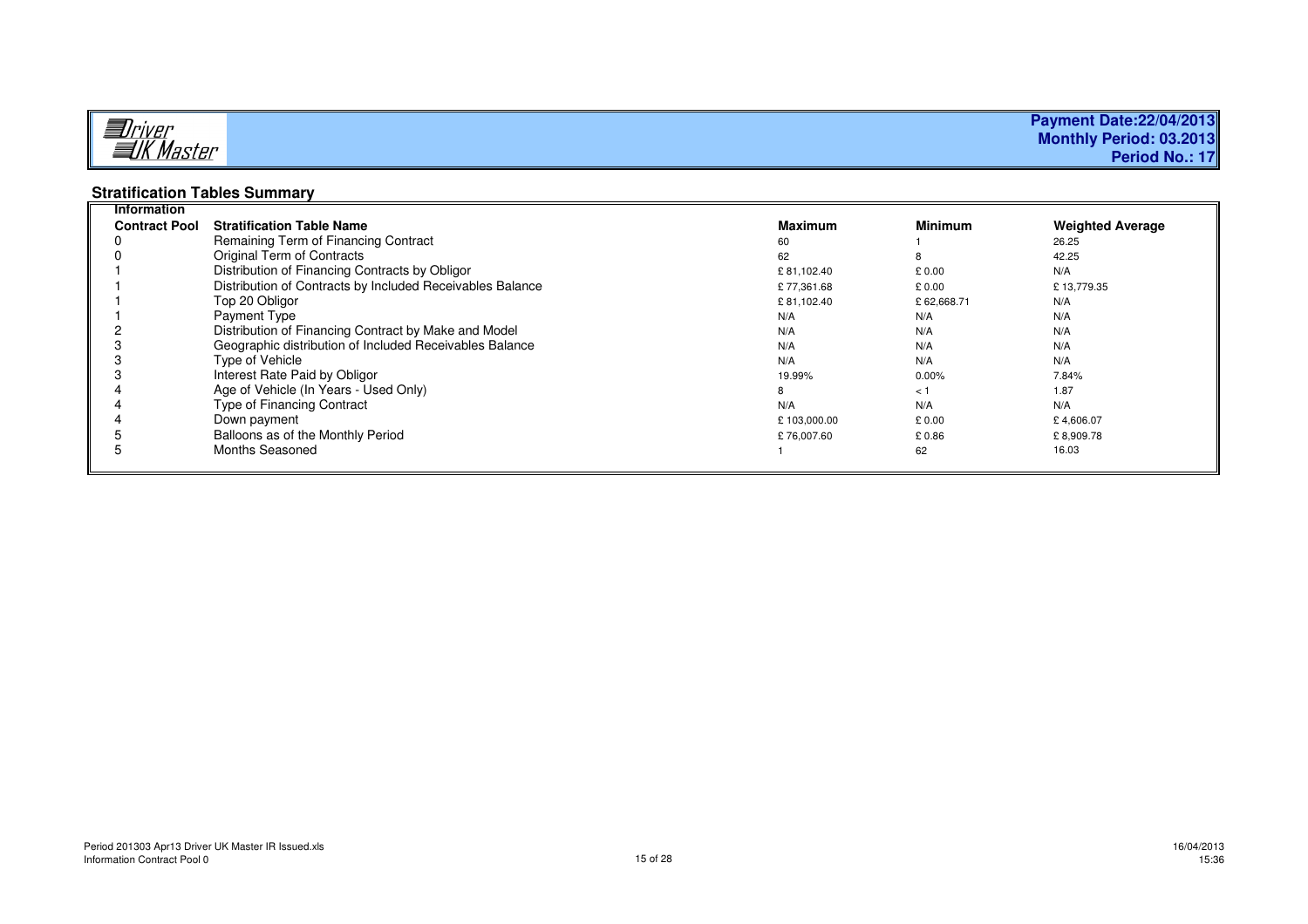**Payment Date:22/04/2013**
**Monthly Period: 03.2013**
**Period No.: 17**

## Stratification Tables Summary

| Information Contract Pool | Stratification Table Name | Maximum | Minimum | Weighted Average |
|---|---|---|---|---|
| 0 | Remaining Term of Financing Contract | 60 | 1 | 26.25 |
| 0 | Original Term of Contracts | 62 | 8 | 42.25 |
| 1 | Distribution of Financing Contracts by Obligor | £ 81,102.40 | £ 0.00 | N/A |
| 1 | Distribution of Contracts by Included Receivables Balance | £ 77,361.68 | £ 0.00 | £ 13,779.35 |
| 1 | Top 20 Obligor | £ 81,102.40 | £ 62,668.71 | N/A |
| 1 | Payment Type | N/A | N/A | N/A |
| 2 | Distribution of Financing Contract by Make and Model | N/A | N/A | N/A |
| 3 | Geographic distribution of Included Receivables Balance | N/A | N/A | N/A |
| 3 | Type of Vehicle | N/A | N/A | N/A |
| 3 | Interest Rate Paid by Obligor | 19.99% | 0.00% | 7.84% |
| 4 | Age of Vehicle (In Years - Used Only) | 8 | < 1 | 1.87 |
| 4 | Type of Financing Contract | N/A | N/A | N/A |
| 4 | Down payment | £ 103,000.00 | £ 0.00 | £ 4,606.07 |
| 5 | Balloons as of the Monthly Period | £ 76,007.60 | £ 0.86 | £ 8,909.78 |
| 5 | Months Seasoned | 1 | 62 | 16.03 |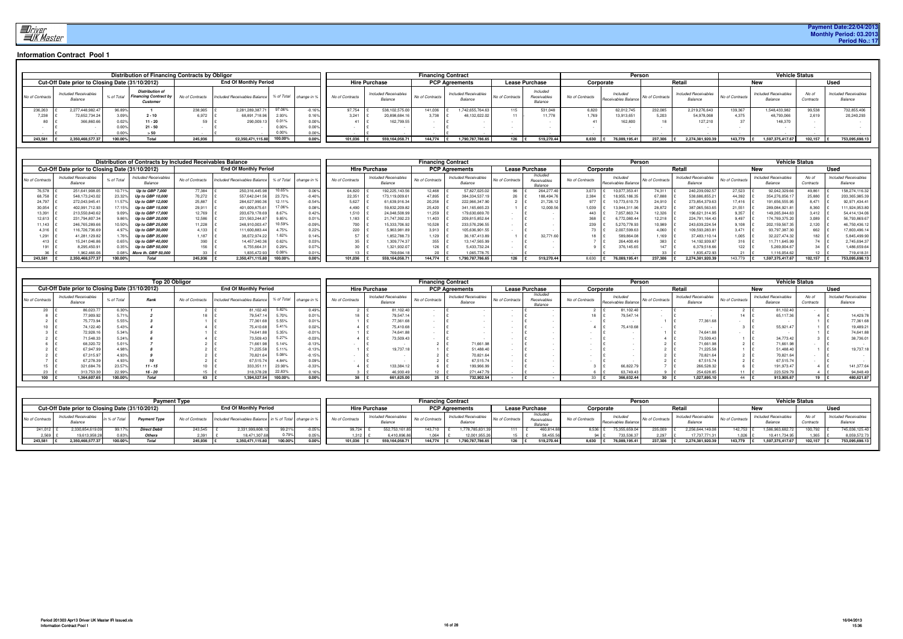Payment Date:22/04/2013
Monthly Period: 03.2013
Period No.: 17

## Information Contract Pool 1

### Distribution of Financing Contracts by Obligor

| Cut-Off Date prior to Closing Date (31/10/2012) | | | Distribution of Financing Contract by Customer | End Of Monthly Period | | | | Hire Purchase | | PCP Agreements | | Lease Purchase | | Corporate | | Retail | | New | | Used | |
|---|---|---|---|---|---|---|---|---|---|---|---|---|---|---|---|---|---|---|---|---|---|
| No of Contracts | Included Receivables Balance | % of Total | | No of Contracts | Included Receivables Balance | % of Total | change in % | No of Contracts | Included Receivables Balance | No of Contracts | Included Receivables Balance | No of Contracts | Included Receivables Balance | No of Contracts | Included Receivables Balance | No of Contracts | Included Receivables Balance | No of Contracts | Included Receivables Balance | No of Contracts | Included Receivables Balance |
| 236,263 | £ 2,277,448,982.47 | 96.89% | 1 | 238,905 | £ 2,281,289,387.71 | 97.06% | -0.16% | 97,754 | £ 538,102,575.00 | 141,036 | £ 1,742,655,764.63 | 115 | £ 531,048 | 6,820 | £ 62,012,745 | 232,085 | £ 2,219,276,643 | 139,367 | £ 1,548,433,982 | 99,538 | £ 732,855,406 |
| 7,238 | £ 72,652,734.24 | 3.09% | 2 - 10 | 6,972 | £ 68,691,718.96 | 2.93% | 0.16% | 3,241 | £ 20,898,684.16 | 3,738 | £ 48,132,022.02 | 11 | £ 11,776 | 1,769 | £ 13,913,651 | 5,203 | £ 54,978,068 | 4,375 | £ 48,793,066 | 2,619 | £ 20,240,293 |
| 80 | £ 366,860.66 | 0.02% | 11 - 20 | 59 | £ 290,009.13 | 0.01% | 0.00% | 41 | £ 162,799.55 | - | £ - | - | £ - | 41 | £ 162,800 | 18 | £ 127,210 | 37 | £ 148,370 | - | £ - |
| - | £ - | 0.00% | 21 - 50 | - | £ - | 0.00% | 0.00% | - | £ - | - | £ - | - | £ - | - | £ - | - | £ - | - | £ - | - | £ - |
| - | £ - | 0.00% | > 50 | - | £ - | 0.00% | 0.00% | - | £ - | - | £ - | - | £ - | - | £ - | - | £ - | - | £ - | - | £ - |
| 243,581 | £ 2,350,468,577.37 | 100.00% | Total | 245,936 | £2,350,471,115.80 | 100.00% | 0.00% | 101,036 | £ 559,164,058.71 | 144,774 | £ 1,790,787,786.65 | 126 | £ 519,270.44 | 8,630 | £ 76,089,195.41 | 237,306 | £ 2,274,381,920.39 | 143,779 | £ 1,597,315,417.67 | 102,157 | £ 753,095,698.13 |

### Distribution of Contracts by Included Receivables Balance

| No of Contracts | Included Receivables Balance | % of Total | Included Receivables Balance | No of Contracts | Included Receivables Balance | % of Total | change in % | HP No of Contracts | HP Included Receivables Balance | PCP No of Contracts | PCP Included Receivables Balance | LP No of Contracts | LP Included Receivables Balance | Corporate No of Contracts | Corporate Included Receivables Balance | Retail No of Contracts | Retail Included Receivables Balance | New No of Contracts | New Included Receivables Balance | Used No of Contracts | Used Included Receivables Balance |
|---|---|---|---|---|---|---|---|---|---|---|---|---|---|---|---|---|---|---|---|---|---|
| 76,578 | £ 251,641,908.05 | 10.71% | Up to GBP 7,000 | 77,384 | £ 250,316,445.98 | 10.65% | 0.06% | 64,820 | £ 192,225,143.56 | 12,468 | £ 57,827,025.02 | 96 | £ 264,277.40 | 3,073 | £ 10,077,353.41 | 74,311 | £ 240,239,092.57 | 27,523 | £ 92,042,329.66 | 49,861 | £ 158,274,116.32 |
| 68,758 | £ 548,173,243.02 | 23.32% | Up to GBP 10,000 | 70,272 | £ 557,642,041.56 | 23.72% | -0.40% | 22,351 | £ 173,119,009.61 | 47,895 | £ 384,334,537.19 | 26 | £ 188,494.76 | 2,384 | £ 18,955,186.35 | 67,888 | £ 538,686,855.21 | 44,392 | £ 354,276,056.17 | 25,880 | £ 203,365,985.39 |
| 24,797 | £ 272,043,945.41 | 11.57% | Up to GBP 12,000 | 25,887 | £ 284,627,990.36 | 12.11% | -0.54% | 5,627 | £ 61,639,916.34 | 20,258 | £ 222,966,347.90 | 2 | £ 21,726.12 | 977 | £ 10,773,610.73 | 24,910 | £ 273,854,379.63 | 17,416 | £ 191,656,555.95 | 8,471 | £ 92,971,434.41 |
| 30,054 | £ 402,991,712.93 | 17.15% | Up to GBP 15,000 | 29,911 | £ 401,009,875.61 | 17.06% | 0.08% | 4,490 | £ 59,832,209.82 | 25,420 | £ 341,165,665.23 | 1 | £ 12,000.56 | 1,039 | £ 13,944,311.96 | 28,872 | £ 387,065,563.65 | 21,551 | £ 289,084,921.81 | 8,360 | £ 111,924,953.80 |
| 13,391 | £ 213,550,840.62 | 9.09% | Up to GBP 17,000 | 12,769 | £ 203,679,178.69 | 8.67% | 0.42% | 1,510 | £ 24,048,508.99 | 11,259 | £ 179,630,669.70 | - | £ - | 443 | £ 7,057,863.74 | 12,326 | £ 196,621,314.95 | 9,357 | £ 149,265,044.63 | 3,412 | £ 54,414,134.06 |
| 12,613 | £ 231,794,807.34 | 9.86% | Up to GBP 20,000 | 12,586 | £ 231,563,244.87 | 9.85% | 0.01% | 1,183 | £ 21,747,392.23 | 11,403 | £ 209,815,852.64 | - | £ - | 368 | £ 6,772,080.44 | 12,218 | £ 224,791,164.43 | 9,497 | £ 174,769,375.20 | 3,089 | £ 56,793,869.67 |
| 11,143 | £ 246,765,289.66 | 10.50% | Up to GBP 25,000 | 11,228 | £ 248,910,003.47 | 10.59% | -0.09% | 700 | £ 15,333,706.92 | 10,528 | £ 233,576,296.55 | - | £ - | 239 | £ 5,270,778.93 | 10,989 | £ 243,639,224.54 | 9,108 | £ 202,159,567.35 | 2,120 | £ 46,750,436.12 |
| 4,316 | £ 116,726,736.69 | 4.97% | Up to GBP 30,000 | 4,133 | £ 111,600,883.44 | 4.75% | 0.22% | 220 | £ 5,963,981.89 | 3,913 | £ 105,636,901.55 | - | £ - | 73 | £ 2,007,599.63 | 4,060 | £ 109,593,283.81 | 3,471 | £ 93,797,387.30 | 662 | £ 17,803,496.14 |
| 1,291 | £ 41,281,129.82 | 1.76% | Up to GBP 35,000 | 1,187 | £ 38,072,974.22 | 1.62% | 0.14% | 57 | £ 1,852,788.73 | 1,129 | £ 36,187,413.89 | 1 | £ 32,771.60 | 18 | £ 589,864.08 | 1,169 | £ 37,483,110.14 | 1,005 | £ 32,227,474.32 | 182 | £ 5,845,499.90 |
| 413 | £ 15,241,046.86 | 0.65% | Up to GBP 40,000 | 390 | £ 14,457,340.36 | 0.62% | 0.03% | 35 | £ 1,309,774.37 | 355 | £ 13,147,565.99 | - | £ - | 7 | £ 264,400.49 | 383 | £ 14,192,939.87 | 316 | £ 11,711,645.99 | 74 | £ 2,745,694.37 |
| 191 | £ 8,295,450.91 | 0.35% | Up to GBP 50,000 | 156 | £ 6,755,664.31 | 0.29% | 0.07% | 30 | £ 1,321,932.07 | 126 | £ 5,433,732.24 | - | £ - | 9 | £ 376,145.65 | 147 | £ 6,379,518.66 | 122 | £ 5,269,004.67 | 34 | £ 1,486,659.64 |
| 36 | £ 1,962,466.06 | 0.08% | More th. GBP 50,000 | 33 | £ 1,835,472.93 | 0.08% | 0.01% | 13 | £ 769,694.18 | 20 | £ 1,065,778.75 | - | £ - | - | £ - | 33 | £ 1,835,472.93 | 21 | £ 1,116,054.62 | 12 | £ 719,418.31 |
| 243,581 | £ 2,350,468,577.37 | 100.00% | Total | 245,936 | £ 2,350,471,115.80 | 100.00% | 0.00% | 101,036 | £ 559,164,058.71 | 144,774 | £ 1,790,787,786.65 | 126 | £ 519,270.44 | 8,630 | £ 76,089,195.41 | 237,306 | £ 2,274,381,920.39 | 143,779 | £ 1,597,315,417.67 | 102,157 | £ 753,095,698.13 |

### Top 20 Obligor

| No of Contracts | Included Receivables Balance | % of Total | Rank | No of Contracts | Included Receivables Balance | % of Total | change in % | HP No of Contracts | HP Included Receivables Balance | PCP No of Contracts | PCP Included Receivables Balance | LP No of Contracts | LP Included Receivables Balance | Corporate No of Contracts | Corporate Included Receivables Balance | Retail No of Contracts | Retail Included Receivables Balance | New No of Contracts | New Included Receivables Balance | Used No of Contracts | Used Included Receivables Balance |
|---|---|---|---|---|---|---|---|---|---|---|---|---|---|---|---|---|---|---|---|---|---|
| 20 | £ 86,023.77 | 6.30% | 1 | 2 | £ 81,102.40 | 5.82% | 0.49% | 2 | £ 81,102.40 | - | £ - | - | £ - | 2 | £ 81,102.40 | - | £ - | 2 | £ 81,102.40 | - | £ - |
| 8 | £ 77,909.92 | 5.71% | 2 | 18 | £ 79,547.14 | 5.70% | 0.01% | 18 | £ 79,547.14 | - | £ - | - | £ - | 18 | £ 79,547.14 | - | £ - | 14 | £ 65,117.36 | 4 | £ 14,429.78 |
| 2 | £ 75,773.94 | 5.55% | 3 | 1 | £ 77,361.68 | 5.55% | 0.01% | 1 | £ 77,361.68 | - | £ - | - | £ - | - | £ - | 1 | £ 77,361.68 | - | £ - | 1 | £ 77,361.68 |
| 10 | £ 74,122.40 | 5.43% | 4 | 4 | £ 75,410.68 | 5.41% | 0.02% | 4 | £ 75,410.68 | - | £ - | - | £ - | 4 | £ 75,410.68 | - | £ - | 3 | £ 55,921.47 | 1 | £ 19,489.21 |
| 3 | £ 72,928.16 | 5.34% | 5 | 1 | £ 74,641.88 | 5.35% | -0.01% | 1 | £ 74,641.88 | - | £ - | - | £ - | - | £ - | 1 | £ 74,641.88 | - | £ - | 1 | £ 74,641.88 |
| 2 | £ 71,548.33 | 5.24% | 6 | 4 | £ 73,509.43 | 5.27% | -0.03% | 4 | £ 73,509.43 | - | £ - | - | £ - | - | £ - | 4 | £ 73,509.43 | 1 | £ 34,773.42 | 3 | £ 38,736.01 |
| 6 | £ 68,320.72 | 5.01% | 7 | 2 | £ 71,661.98 | 5.14% | -0.13% | - | £ - | 2 | £ 71,661.98 | - | £ - | - | £ - | 2 | £ 71,661.98 | 2 | £ 71,661.98 | - | £ - |
| 2 | £ 67,947.99 | 4.98% | 8 | 2 | £ 71,225.58 | 5.11% | -0.13% | 1 | £ 19,737.18 | 1 | £ 51,488.40 | - | £ - | - | £ - | 2 | £ 71,225.58 | 1 | £ 51,488.40 | 1 | £ 19,737.18 |
| 2 | £ 67,315.97 | 4.93% | 9 | 2 | £ 70,821.64 | 5.08% | -0.15% | - | £ - | 2 | £ 70,821.64 | - | £ - | - | £ - | 2 | £ 70,821.64 | 2 | £ 70,821.64 | - | £ - |
| 7 | £ 67,278.39 | 4.93% | 10 | 2 | £ 67,515.74 | 4.84% | 0.09% | - | £ - | 2 | £ 67,515.74 | - | £ - | - | £ - | 2 | £ 67,515.74 | 2 | £ 67,515.74 | - | £ - |
| 15 | £ 321,684.76 | 23.57% | 11 - 15 | 10 | £ 333,351.11 | 23.90% | -0.33% | 4 | £ 133,384.12 | 6 | £ 199,966.99 | - | £ - | 3 | £ 66,822.79 | 7 | £ 266,528.32 | 6 | £ 191,973.47 | 4 | £ 141,377.64 |
| 23 | £ 313,753.30 | 22.99% | 16 - 20 | 15 | £ 318,378.28 | 22.83% | 0.16% | 3 | £ 46,930.49 | 12 | £ 271,447.79 | - | £ - | 6 | £ 63,749.43 | 9 | £ 254,628.85 | 11 | £ 223,529.79 | 4 | £ 94,848.49 |
| 100 | £ 1,364,607.65 | 100.00% | Total | 63 | £ 1,394,527.54 | 100.00% | 0.00% | 38 | £ 661,625.00 | 25 | £ 732,902.54 | - | £ - | 33 | £ 366,632.44 | 30 | £ 1,027,895.10 | 44 | £ 913,905.67 | 19 | £ 480,621.87 |

### Payment Type

| No of Contracts | Included Receivables Balance | in % of Total | Payment Type | No of Contracts | Included Receivables Balance | in % of Total | change in % | HP No of Contracts | HP Included Receivables Balance | PCP No of Contracts | PCP Included Receivables Balance | LP No of Contracts | LP Included Receivables Balance | Corporate No of Contracts | Corporate Included Receivables Balance | Retail No of Contracts | Retail Included Receivables Balance | New No of Contracts | New Included Receivables Balance | Used No of Contracts | Used Included Receivables Balance |
|---|---|---|---|---|---|---|---|---|---|---|---|---|---|---|---|---|---|---|---|---|---|
| 241,012 | £ 2,330,854,619.09 | 99.17% | Direct Debit | 243,545 | £ 2,331,999,808.12 | 99.21% | -0.05% | 99,724 | £ 552,753,161.85 | 143,710 | £ 1,778,785,831.39 | 111 | £ 460,814.88 | 8,536 | £ 75,355,659.04 | 235,009 | £ 2,256,644,149.08 | 142,753 | £ 1,586,963,682.72 | 100,792 | £ 745,036,125.40 |
| 2,569 | £ 19,613,958.28 | 0.83% | Others | 2,391 | £ 18,471,307.68 | 0.79% | 0.05% | 1,312 | £ 6,410,896.86 | 1,064 | £ 12,001,955.26 | 15 | £ 58,455.56 | 94 | £ 733,536.37 | 2,297 | £ 17,737,771.31 | 1,026 | £ 10,411,734.95 | 1,365 | £ 8,059,572.73 |
| 243,581 | £ 2,350,468,577.37 | 100.00% | Total | 245,936 | £ 2,350,471,115.80 | 100.00% | 0.00% | 101,036 | £ 559,164,058.71 | 144,774 | £ 1,790,787,786.65 | 126 | £ 519,270.44 | 8,630 | £ 76,089,195.41 | 237,306 | £ 2,274,381,920.39 | 143,779 | £ 1,597,315,417.67 | 102,157 | £ 753,095,698.13 |

Period 201303 Apr13 Driver UK Master IR Issued.xls
Information Contract Pool 1

16/04/2013
15:36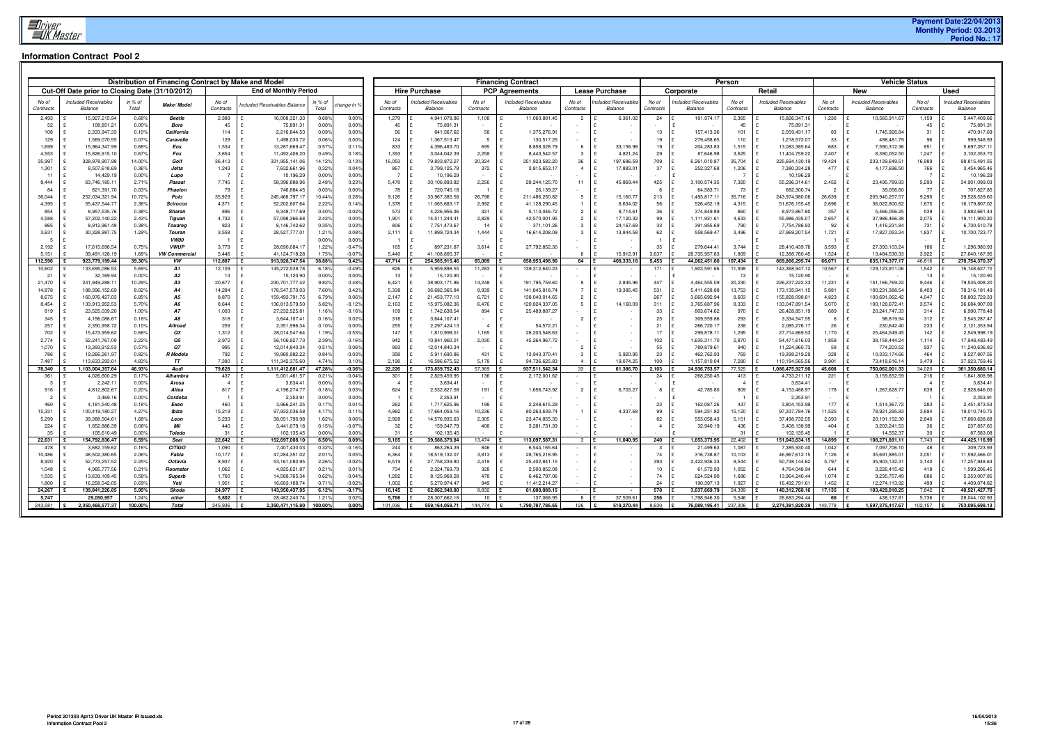# Information Contract Pool 2

| Distribution of Financing Contract by Make and Model | | | | | | | | Financing Contract | | | | | | Person | | | | Vehicle Status | | | |
|---|---|---|---|---|---|---|---|---|---|---|---|---|---|---|---|---|---|---|---|---|---|
| Cut-Off Date prior to Closing Date (31/10/2012) | | | | End of Monthly Period | | | | Hire Purchase | | PCP Agreements | | Lease Purchase | | Corporate | | Retail | | New | | Used | |
| No of Contracts | Included Receivables Balance | in % of Total | Make/ Model | No of Contracts | Included Receivables Balance | in % of Total | change in % | No of Contracts | Included Receivables Balance | No of Contracts | Included Receivables Balance | No of Contracts | Included Receivables Balance | No of Contracts | Included Receivables Balance | No of Contracts | Included Receivables Balance | No of Contracts | Included Receivables Balance | No of Contracts | Included Receivables Balance |
| 2,493 | £ 15,927,215.94 | 0.68% | *Beetle* | 2,389 | £ 16,008,321.33 | 0.68% | 0.00% | 1,279 | £ 4,941,078.86 | 1,108 | £ 11,060,881.45 | 2 | £ 6,361.02 | 24 | £ 181,974.17 | 2,365 | £ 15,826,347.16 | 1,230 | £ 10,560,911.67 | 1,159 | £ 5,447,409.66 |
| 52 | £ 108,851.21 | 0.00% | *Bora* | 45 | £ 75,891.31 | 0.00% | 0.00% | 45 | £ 75,891.31 | - | £ - | - | £ - | - | £ - | 45 | £ 75,891.31 | - | £ - | 45 | £ 75,891.31 |
| 108 | £ 2,333,947.33 | 0.10% | *California* | 114 | £ 2,216,844.53 | 0.09% | 0.00% | 56 | £ 841,567.62 | 58 | £ 1,375,276.91 | - | £ - | 13 | £ 157,413.36 | 101 | £ 2,059,431.17 | 83 | £ 1,745,926.84 | 31 | £ 470,917.69 |
| 129 | £ 1,569,070.55 | 0.07% | *Caravelle* | 129 | £ 1,498,030.72 | 0.06% | 0.00% | 124 | £ 1,367,513.47 | 5 | £ 130,517.25 | - | £ - | 19 | £ 279,458.65 | 110 | £ 1,218,572.07 | 33 | £ 498,481.79 | 96 | £ 999,548.93 |
| 1,699 | £ 15,964,347.99 | 0.68% | *Eos* | 1,534 | £ 13,287,669.47 | 0.57% | 0.11% | 833 | £ 4,396,483.70 | 695 | £ 8,858,028.79 | 6 | £ 33,156.98 | 19 | £ 204,283.83 | 1,515 | £ 13,083,385.64 | 683 | £ 7,590,312.36 | 851 | £ 5,697,357.11 |
| 4,553 | £ 15,826,915.10 | 0.67% | *Fox* | 3,654 | £ 11,492,406.20 | 0.49% | 0.18% | 1,393 | £ 3,044,042.39 | 2,258 | £ 8,443,542.57 | 3 | £ 4,821.24 | 29 | £ 87,646.98 | 3,625 | £ 11,404,759.22 | 2,407 | £ 8,390,052.50 | 1,247 | £ 3,102,353.70 |
| 35,997 | £ 328,978,907.98 | 14.00% | *Golf* | 36,413 | £ 331,955,141.06 | 14.12% | -0.13% | 16,053 | £ 79,833,872.27 | 20,324 | £ 251,923,582.20 | 36 | £ 197,686.59 | 709 | £ 6,261,010.87 | 35,704 | £ 325,694,130.19 | 19,424 | £ 233,139,649.51 | 16,989 | £ 98,815,491.55 |
| 1,301 | £ 8,507,618.69 | 0.36% | *Jetta* | 1,243 | £ 7,632,661.96 | 0.32% | 0.04% | 867 | £ 3,799,125.78 | 372 | £ 3,815,653.17 | 4 | £ 17,883.01 | 37 | £ 252,327.68 | 1,206 | £ 7,380,334.28 | 477 | £ 4,177,696.50 | 766 | £ 3,454,965.46 |
| 11 | £ 14,429.19 | 0.00% | *Lupo* | 7 | £ 10,196.29 | 0.00% | 0.00% | 7 | £ 10,196.29 | - | £ - | - | £ - | - | £ - | 7 | £ 10,196.29 | - | £ - | 7 | £ 10,196.29 |
| 8,444 | £ 63,746,185.11 | 2.71% | *Passat* | 7,745 | £ 58,396,888.96 | 2.48% | 0.23% | 5,478 | £ 30,106,893.82 | 2,256 | £ 28,244,125.70 | 11 | £ 45,869.44 | 425 | £ 3,100,574.35 | 7,320 | £ 55,296,314.61 | 2,452 | £ 23,495,789.93 | 5,293 | £ 34,901,099.03 |
| 84 | £ 821,391.70 | 0.03% | *Phaeton* | 79 | £ 746,884.45 | 0.03% | 0.00% | 78 | £ 720,745.18 | 1 | £ 26,139.27 | - | £ - | 6 | £ 64,583.71 | 73 | £ 682,300.74 | 2 | £ 39,056.60 | 77 | £ 707,827.85 |
| 36,044 | £ 252,034,321.94 | 10.72% | *Polo* | 35,929 | £ 245,468,797.17 | 10.44% | 0.28% | 9,126 | £ 33,967,385.58 | 26,798 | £ 211,486,250.82 | 5 | £ 15,160.77 | 213 | £ 1,493,817.11 | 35,716 | £ 243,974,980.06 | 26,639 | £ 205,940,257.57 | 9,290 | £ 39,528,539.60 |
| 4,395 | £ 55,437,544.77 | 2.36% | *Scirocco* | 4,371 | £ 52,202,607.64 | 2.22% | 0.14% | 1,378 | £ 11,065,683.17 | 2,992 | £ 41,128,290.45 | 1 | £ 8,634.02 | 56 | £ 526,452.19 | 4,315 | £ 51,676,155.45 | 2,696 | £ 36,022,800.62 | 1,675 | £ 16,179,807.02 |
| 854 | £ 8,957,535.76 | 0.38% | *Sharan* | 896 | £ 9,348,717.69 | 0.40% | -0.02% | 573 | £ 4,226,956.36 | 321 | £ 5,113,046.72 | 2 | £ 8,714.61 | 36 | £ 374,849.89 | 860 | £ 8,973,867.80 | 357 | £ 5,466,056.25 | 539 | £ 3,882,661.44 |
| 4,588 | £ 57,202,140.22 | 2.43% | *Tiguan* | 4,732 | £ 57,098,366.68 | 2.43% | 0.00% | 1,901 | £ 14,511,244.41 | 2,829 | £ 42,570,001.95 | 2 | £ 17,120.32 | 99 | £ 1,111,931.61 | 4,633 | £ 55,986,435.07 | 2,657 | £ 37,986,466.38 | 2,075 | £ 19,111,900.30 |
| 865 | £ 8,912,961.48 | 0.38% | *Touareg* | 823 | £ 8,146,742.62 | 0.35% | 0.03% | 806 | £ 7,751,473.67 | 14 | £ 371,101.26 | 3 | £ 24,167.69 | 33 | £ 391,955.69 | 790 | £ 7,754,786.93 | 92 | £ 1,416,231.84 | 731 | £ 6,730,510.78 |
| 3,631 | £ 30,328,987.75 | 1.29% | *Touran* | 3,558 | £ 28,527,777.01 | 1.21% | 0.08% | 2,111 | £ 11,899,724.34 | 1,444 | £ 16,614,208.09 | 3 | £ 13,844.58 | 62 | £ 558,569.47 | 3,496 | £ 27,969,207.54 | 1,721 | £ 17,827,053.24 | 1,837 | £ 10,700,723.77 |
| 5 | £ - | - | *VW00* | 1 | £ - | 0.00% | 0.00% | 1 | £ - | - | £ - | - | £ - | 1 | £ - | - | £ - | 1 | £ - | - | £ - |
| 2,192 | £ 17,615,698.54 | 0.75% | *VWUP* | 3,779 | £ 28,690,084.17 | 1.22% | -0.47% | 165 | £ 897,231.87 | 3,614 | £ 27,792,852.30 | - | £ - | 35 | £ 279,644.41 | 3,744 | £ 28,410,439.76 | 3,593 | £ 27,393,103.24 | 186 | £ 1,296,980.93 |
| 5,151 | £ 39,491,128.19 | 1.68% | *VW Commercial* | 5,446 | £ 41,124,718.28 | 1.75% | -0.07% | 5,440 | £ 41,108,805.37 | - | £ - | 6 | £ 15,912.91 | 3,637 | £ 28,735,957.83 | 1,809 | £ 12,388,760.45 | 1,524 | £ 13,484,530.33 | 3,922 | £ 27,640,187.95 |
| **112,596** | **£ 923,779,199.44** | **39.30%** | ***VW*** | **112,887** | **£ 913,928,747.54** | **38.88%** | **0.42%** | **47,714** | **£ 254,565,915.46** | **65,089** | **£ 658,953,498.90** | **84** | **£ 409,333.18** | **5,453** | **£ 44,062,451.80** | **107,434** | **£ 869,866,295.74** | **66,071** | **£ 635,174,377.17** | **46,816** | **£ 278,754,370.37** |
| 10,602 | £ 133,695,086.53 | 5.69% | *A1* | 12,109 | £ 145,272,538.78 | 6.18% | -0.49% | 826 | £ 5,959,898.55 | 11,283 | £ 139,312,640.23 | - | £ - | 171 | £ 1,903,591.66 | 11,938 | £ 143,368,947.12 | 10,567 | £ 129,123,911.06 | 1,542 | £ 16,148,627.72 |
| 21 | £ 32,169.94 | 0.00% | *A2* | 13 | £ 15,120.90 | 0.00% | 0.00% | 13 | £ 15,120.90 | - | £ - | - | £ - | - | £ - | 13 | £ 15,120.90 | - | £ - | 13 | £ 15,120.90 |
| 21,470 | £ 241,949,288.11 | 10.29% | *A3* | 20,677 | £ 230,701,777.42 | 9.82% | 0.48% | 6,421 | £ 38,903,171.86 | 14,248 | £ 191,795,759.60 | 8 | £ 2,845.96 | 447 | £ 4,464,555.09 | 20,230 | £ 226,237,222.33 | 11,231 | £ 151,166,769.22 | 9,446 | £ 79,535,008.20 |
| 14,878 | £ 188,396,152.69 | 8.02% | *A4* | 14,284 | £ 178,547,570.03 | 7.60% | 0.42% | 5,338 | £ 36,682,365.84 | 8,939 | £ 141,845,818.74 | 7 | £ 19,385.45 | 531 | £ 5,411,628.88 | 13,753 | £ 173,135,941.15 | 5,881 | £ 100,231,388.54 | 8,403 | £ 78,316,181.49 |
| 8,675 | £ 160,976,427.03 | 6.85% | *A5* | 8,870 | £ 159,493,791.75 | 6.79% | 0.06% | 2,147 | £ 21,453,770.10 | 6,721 | £ 138,040,014.65 | 2 | £ - | 267 | £ 3,665,692.94 | 8,603 | £ 155,828,098.81 | 4,823 | £ 100,691,062.42 | 4,047 | £ 58,802,729.33 |
| 8,454 | £ 133,913,952.53 | 5.70% | *A6* | 8,644 | £ 136,813,579.50 | 5.82% | -0.12% | 2,163 | £ 15,975,082.36 | 6,476 | £ 120,824,337.05 | 5 | £ 14,160.09 | 311 | £ 3,765,687.96 | 8,333 | £ 133,047,891.54 | 5,070 | £ 100,128,672.41 | 3,574 | £ 36,684,907.09 |
| 819 | £ 23,525,039.20 | 1.00% | *A7* | 1,003 | £ 27,232,525.81 | 1.16% | -0.16% | 109 | £ 1,742,638.54 | 894 | £ 25,489,887.27 | - | £ - | 33 | £ 803,674.62 | 970 | £ 26,428,851.19 | 689 | £ 20,241,747.33 | 314 | £ 6,990,778.48 |
| 345 | £ 4,156,088.67 | 0.18% | *A8* | 318 | £ 3,644,107.41 | 0.16% | 0.02% | 316 | £ 3,644,107.41 | - | £ - | 2 | £ - | 25 | £ 309,559.86 | 293 | £ 3,334,547.55 | 6 | £ 98,819.94 | 312 | £ 3,545,287.47 |
| 257 | £ 2,350,958.72 | 0.10% | *Allroad* | 259 | £ 2,351,996.34 | 0.10% | 0.00% | 255 | £ 2,297,424.13 | 4 | £ 54,572.21 | - | £ - | 21 | £ 266,720.17 | 238 | £ 2,085,276.17 | 26 | £ 230,642.40 | 233 | £ 2,121,353.94 |
| 702 | £ 15,473,959.62 | 0.66% | *Q3* | 1,312 | £ 28,014,547.64 | 1.19% | -0.53% | 147 | £ 1,810,999.01 | 1,165 | £ 26,203,548.63 | - | £ - | 17 | £ 299,878.11 | 1,295 | £ 27,714,669.53 | 1,170 | £ 25,464,549.45 | 142 | £ 2,549,998.19 |
| 2,774 | £ 52,241,767.09 | 2.22% | *Q5* | 2,972 | £ 56,106,927.73 | 2.39% | -0.16% | 942 | £ 10,841,960.01 | 2,030 | £ 45,264,967.72 | - | £ - | 102 | £ 1,635,311.70 | 2,870 | £ 54,471,616.03 | 1,858 | £ 38,158,444.24 | 1,114 | £ 17,948,483.49 |
| 1,070 | £ 13,393,912.53 | 0.57% | *Q7* | 995 | £ 12,014,840.34 | 0.51% | 0.06% | 993 | £ 12,014,840.34 | - | £ - | 2 | £ - | 55 | £ 789,879.61 | 940 | £ 11,224,960.73 | 58 | £ 774,203.52 | 937 | £ 11,240,636.82 |
| 786 | £ 19,266,261.97 | 0.82% | *R Models* | 792 | £ 19,860,982.22 | 0.84% | -0.03% | 358 | £ 5,911,690.86 | 431 | £ 13,943,370.41 | 3 | £ 5,920.95 | 23 | £ 462,762.93 | 769 | £ 19,398,219.29 | 328 | £ 10,333,174.66 | 464 | £ 9,527,807.56 |
| 7,487 | £ 113,633,293.01 | 4.83% | *TT* | 7,380 | £ 111,342,375.60 | 4.74% | 0.10% | 2,198 | £ 16,586,675.52 | 5,178 | £ 94,736,625.83 | 4 | £ 19,074.25 | 100 | £ 1,157,810.04 | 7,280 | £ 110,184,565.56 | 3,901 | £ 73,418,616.14 | 3,479 | £ 37,923,759.46 |
| **78,340** | **£ 1,103,004,357.64** | **46.93%** | ***Audi*** | **79,628** | **£ 1,111,412,681.47** | **47.28%** | **-0.36%** | **22,226** | **£ 173,839,752.43** | **57,369** | **£ 937,511,542.34** | **33** | **£ 61,386.70** | **2,103** | **£ 24,936,753.57** | **77,525** | **£ 1,086,475,927.90** | **45,608** | **£ 750,062,001.33** | **34,020** | **£ 361,350,680.14** |
| 361 | £ 4,026,600.29 | 0.17% | *Alhambra* | 437 | £ 5,001,461.57 | 0.21% | -0.04% | 301 | £ 2,829,459.95 | 136 | £ 2,172,001.62 | - | £ - | 24 | £ 268,250.45 | 413 | £ 4,733,211.12 | 221 | £ 3,159,652.59 | 216 | £ 1,841,808.98 |
| 3 | £ 2,242.11 | 0.00% | *Arosa* | 4 | £ 3,634.41 | 0.00% | 0.00% | 4 | £ 3,634.41 | - | £ - | - | £ - | - | £ - | 4 | £ 3,634.41 | - | £ - | 4 | £ 3,634.41 |
| 916 | £ 4,812,802.67 | 0.20% | *Altea* | 817 | £ 4,196,274.77 | 0.18% | 0.03% | 624 | £ 2,532,827.58 | 191 | £ 1,656,743.92 | 2 | £ 6,703.27 | 8 | £ 42,785.80 | 809 | £ 4,153,488.97 | 178 | £ 1,267,628.77 | 639 | £ 2,928,646.00 |
| 2 | £ 3,469.16 | 0.00% | *Cordoba* | 1 | £ 2,353.91 | 0.00% | 0.00% | 1 | £ 2,353.91 | - | £ - | - | £ - | - | £ - | 1 | £ 2,353.91 | - | £ - | 1 | £ 2,353.91 |
| 460 | £ 4,181,540.48 | 0.18% | *Exeo* | 460 | £ 3,966,241.25 | 0.17% | 0.01% | 262 | £ 1,717,625.96 | 198 | £ 2,248,615.29 | - | £ - | 23 | £ 162,087.26 | 437 | £ 3,804,153.99 | 177 | £ 1,514,367.72 | 283 | £ 2,451,873.53 |
| 15,331 | £ 100,419,180.27 | 4.27% | *Ibiza* | 15,219 | £ 97,932,036.58 | 4.17% | 0.11% | 4,982 | £ 17,664,059.16 | 10,236 | £ 80,263,639.74 | 1 | £ 4,337.68 | 99 | £ 594,251.82 | 15,120 | £ 97,337,784.76 | 11,525 | £ 78,921,295.83 | 3,694 | £ 19,010,740.75 |
| 5,299 | £ 39,388,504.61 | 1.68% | *Leon* | 5,233 | £ 38,051,790.98 | 1.62% | 0.06% | 2,928 | £ 14,576,935.63 | 2,305 | £ 23,474,855.35 | - | £ - | 82 | £ 553,058.43 | 5,151 | £ 37,498,732.55 | 2,393 | £ 20,191,152.30 | 2,840 | £ 17,860,638.68 |
| 224 | £ 1,852,886.39 | 0.08% | *Mii* | 440 | £ 3,441,079.18 | 0.15% | -0.07% | 32 | £ 159,347.79 | 408 | £ 3,281,731.39 | - | £ - | 4 | £ 32,940.19 | 436 | £ 3,408,138.99 | 404 | £ 3,203,241.53 | 36 | £ 237,837.65 |
| 35 | £ 105,610.49 | 0.00% | *Toledo* | 31 | £ 102,135.45 | 0.00% | 0.00% | 31 | £ 102,135.45 | - | £ - | - | £ - | - | £ - | 31 | £ 102,135.45 | 1 | £ 14,552.37 | 30 | £ 87,583.08 |
| **22,631** | **£ 154,792,836.47** | **6.59%** | ***Seat*** | **22,642** | **£ 152,697,008.10** | **6.50%** | **0.09%** | **9,165** | **£ 39,588,379.84** | **13,474** | **£ 113,097,587.31** | **3** | **£ 11,040.95** | **240** | **£ 1,653,373.95** | **22,402** | **£ 151,043,634.15** | **14,899** | **£ 108,271,891.11** | **7,743** | **£ 44,425,116.99** |
| 478 | £ 3,682,159.62 | 0.16% | *CITIGO* | 1,090 | £ 7,407,430.03 | 0.32% | -0.16% | 244 | £ 863,264.39 | 846 | £ 6,544,165.64 | - | £ - | 3 | £ 21,499.63 | 1,087 | £ 7,385,930.40 | 1,042 | £ 7,097,706.10 | 48 | £ 309,723.93 |
| 10,486 | £ 48,502,380.65 | 2.06% | *Fabia* | 10,177 | £ 47,284,351.02 | 2.01% | 0.05% | 6,364 | £ 18,519,132.07 | 3,813 | £ 28,765,218.95 | - | £ - | 74 | £ 316,738.87 | 10,103 | £ 46,967,612.15 | 7,126 | £ 35,691,885.01 | 3,051 | £ 11,592,466.01 |
| 8,920 | £ 52,773,257.52 | 2.25% | *Octavia* | 8,937 | £ 53,161,080.95 | 2.26% | -0.02% | 6,519 | £ 27,758,239.80 | 2,418 | £ 25,402,841.15 | - | £ - | 393 | £ 2,422,936.33 | 8,544 | £ 50,738,144.62 | 5,797 | £ 35,903,132.31 | 3,140 | £ 17,257,948.64 |
| 1,048 | £ 4,985,777.56 | 0.21% | *Roomster* | 1,062 | £ 4,825,621.87 | 0.21% | 0.01% | 734 | £ 2,324,769.79 | 328 | £ 2,500,852.08 | - | £ - | 10 | £ 61,572.93 | 1,052 | £ 4,764,048.94 | 644 | £ 3,226,415.42 | 418 | £ 1,599,206.45 |
| 1,535 | £ 13,639,109.45 | 0.58% | *Superb* | 1,760 | £ 14,588,765.34 | 0.62% | -0.04% | 1,282 | £ 8,125,968.28 | 478 | £ 6,462,797.06 | - | £ - | 74 | £ 624,524.90 | 1,686 | £ 13,964,240.44 | 1,074 | £ 9,235,757.49 | 686 | £ 5,353,007.85 |
| 1,800 | £ 16,258,542.05 | 0.69% | *Yeti* | 1,951 | £ 16,683,188.74 | 0.71% | -0.02% | 1,002 | £ 5,270,974.47 | 949 | £ 11,412,214.27 | - | £ - | 24 | £ 190,397.13 | 1,927 | £ 16,492,791.61 | 1,452 | £ 12,274,113.92 | 499 | £ 4,409,074.82 |
| **24,267** | **£ 139,841,226.85** | **5.95%** | ***Skoda*** | **24,977** | **£ 143,950,437.95** | **6.12%** | **-0.17%** | **16,145** | **£ 62,862,348.80** | **8,832** | **£ 81,088,089.15** | **-** | **£ -** | **578** | **£ 3,637,669.79** | **24,399** | **£ 140,312,768.16** | **17,135** | **£ 103,429,010.25** | **7,842** | **£ 40,521,427.70** |
| **5,747** | **29,050,957** | **1.24%** | ***other*** | **5,802** | **£ 28,482,240.74** | **1.21%** | **0.02%** | **5,786** | **£ 28,307,662.18** | **10** | **£ 137,068.95** | **6** | **£ 37,509.61** | **256** | **£ 1,798,946.30** | **5,546** | **£ 26,683,294.44** | **66** | **£ 438,137.81** | **5,736** | **£ 28,044,102.93** |
| **243,581** | **£ 2,350,468,577.37** | **100.00%** | ***Total*** | **245,936** | **£ 2,350,471,115.80** | **100.00%** | **0.00%** | **101,036** | **£ 559,164,058.71** | **144,774** | **£ 1,790,787,796.65** | **126** | **£ 519,270.44** | **8,630** | **£ 76,089,195.41** | **237,306** | **£ 2,274,381,920.39** | **143,779** | **£ 1,597,375,417.67** | **102,157** | **£ 753,095,698.13** |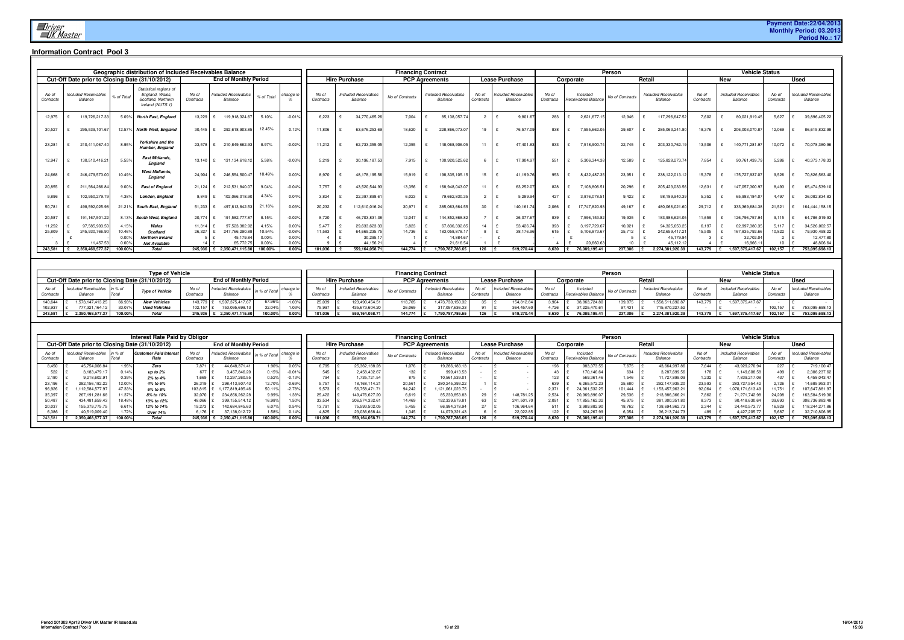Payment Date:22/04/2013
Monthly Period: 03.2013
Period No.: 17

## Information Contract Pool 3

| Geographic distribution of Included Receivables Balance | | | | | | | | | Financing Contract | | | | | | Person | | | | Vehicle Status | | | |
|---|---|---|---|---|---|---|---|---|---|---|---|---|---|---|---|---|---|---|---|---|---|---|
| Cut-Off Date prior to Closing Date (31/10/2012) | | | | End of Monthly Period | | | | | Hire Purchase | | PCP Agreements | | Lease Purchase | | Corporate | | Retail | | New | | Used | |
| No of Contracts | Included Receivables Balance | % of Total | Statistical regions of England, Wales, Scotland, Northern Ireland (NUTS 1) | No of Contracts | Included Receivables Balance | % of Total | change in % | | No of Contracts | Included Receivables Balance | No of Contracts | Included Receivables Balance | No of Contracts | Included Receivables Balance | No of Contracts | Included Receivables Balance | No of Contracts | Included Receivables Balance | No of Contracts | Included Receivables Balance | No of Contracts | Included Receivables Balance |
| 12,975 | £ 119,726,217.33 | 5.09% | **North East, England** | 13,229 | £ 119,918,324.67 | 5.10% | -0.01% | | 6,223 | £ 34,770,465.26 | 7,004 | £ 85,138,057.74 | 2 | £ 9,801.67 | 283 | £ 2,621,677.15 | 12,946 | £ 117,296,647.52 | 7,602 | £ 80,021,919.45 | 5,627 | £ 39,896,405.22 |
| 30,527 | £ 295,539,101.67 | 12.57% | **North West, England** | 30,445 | £ 292,618,903.85 | 12.45% | 0.12% | | 11,806 | £ 63,676,253.69 | 18,620 | £ 228,866,073.07 | 19 | £ 76,577.09 | 838 | £ 7,555,662.05 | 29,607 | £ 285,063,241.80 | 18,376 | £ 206,003,070.87 | 12,069 | £ 86,615,832.98 |
| 23,281 | £ 210,411,067.40 | 8.95% | **Yorkshire and the Humber, England** | 23,578 | £ 210,849,662.93 | 8.97% | -0.02% | | 11,212 | £ 62,733,355.05 | 12,355 | £ 148,068,906.05 | 11 | £ 47,401.83 | 833 | £ 7,518,900.74 | 22,745 | £ 203,330,762.19 | 13,506 | £ 140,771,281.97 | 10,072 | £ 70,078,380.96 |
| 12,947 | £ 130,510,416.21 | 5.55% | **East Midlands, England** | 13,140 | £ 131,134,618.12 | 5.58% | -0.03% | | 5,219 | £ 30,196,187.53 | 7,915 | £ 100,920,525.62 | 6 | £ 17,904.97 | 551 | £ 5,306,344.38 | 12,589 | £ 125,828,273.74 | 7,854 | £ 90,761,439.79 | 5,286 | £ 40,373,178.33 |
| 24,668 | £ 246,479,573.00 | 10.49% | **West Midlands, England** | 24,904 | £ 246,554,500.47 | 10.49% | 0.00% | | 8,970 | £ 48,178,195.56 | 15,919 | £ 198,335,105.15 | 15 | £ 41,199.76 | 953 | £ 8,432,487.35 | 23,951 | £ 238,122,013.12 | 15,378 | £ 175,727,937.07 | 9,526 | £ 70,826,563.40 |
| 20,855 | £ 211,564,266.84 | 9.00% | **East of England** | 21,124 | £ 212,531,840.07 | 9.04% | -0.04% | | 7,757 | £ 43,520,544.93 | 13,356 | £ 168,948,043.07 | 11 | £ 63,252.07 | 828 | £ 7,108,806.51 | 20,296 | £ 205,423,033.56 | 12,631 | £ 147,057,300.97 | 8,493 | £ 65,474,539.10 |
| 9,896 | £ 102,950,279.79 | 4.38% | **London, England** | 9,849 | £ 102,066,018.90 | 4.34% | 0.04% | | 3,824 | £ 22,397,898.61 | 6,023 | £ 79,662,830.35 | 2 | £ 5,289.94 | 427 | £ 3,876,078.51 | 9,422 | £ 98,189,940.39 | 5,352 | £ 65,983,184.07 | 4,497 | £ 36,082,834.83 |
| 50,781 | £ 498,592,025.98 | 21.21% | **South East, England** | 51,233 | £ 497,813,842.53 | 21.18% | 0.03% | | 20,232 | £ 112,610,016.24 | 30,971 | £ 385,063,664.55 | 30 | £ 140,161.74 | 2,066 | £ 17,747,820.93 | 49,167 | £ 480,066,021.60 | 29,712 | £ 333,369,684.38 | 21,521 | £ 164,444,158.15 |
| 20,587 | £ 191,167,501.22 | 8.13% | **South West, England** | 20,774 | £ 191,582,777.87 | 8.15% | -0.02% | | 8,720 | £ 46,703,831.38 | 12,047 | £ 144,852,868.82 | 7 | £ 26,077.67 | 839 | £ 7,596,153.82 | 19,935 | £ 183,986,624.05 | 11,659 | £ 126,796,757.94 | 9,115 | £ 64,786,019.93 |
| 11,252 | £ 97,585,903.50 | 4.15% | **Wales** | 11,314 | £ 97,523,382.92 | 4.15% | 0.00% | | 5,477 | £ 29,633,623.33 | 5,823 | £ 67,836,332.85 | 14 | £ 53,426.74 | 393 | £ 3,197,729.67 | 10,921 | £ 94,325,653.25 | 6,197 | £ 62,997,380.35 | 5,117 | £ 34,526,002.57 |
| 25,809 | £ 245,930,766.90 | 10.46% | **Scotland** | 26,327 | £ 247,766,290.88 | 10.54% | -0.08% | | 11,583 | £ 64,669,235.75 | 14,736 | £ 183,058,878.17 | 8 | £ 38,176.96 | 615 | £ 5,106,873.67 | 25,712 | £ 242,659,417.21 | 15,505 | £ 167,835,792.66 | 10,822 | £ 79,930,498.22 |
| - | £ - | 0.00% | **Northern Ireland** | 5 | £ 45,179.84 | 0.00% | 0.00% | | 4 | £ 30,295.17 | 1 | £ 14,884.67 | - | £ - | - | £ - | 5 | £ 45,179.84 | 3 | £ 32,702.04 | 2 | £ 12,477.80 |
| 3 | £ 11,457.53 | 0.00% | **Not Available** | 14 | £ 65,772.75 | 0.00% | 0.00% | | 9 | £ 44,156.21 | 4 | £ 21,616.54 | 1 | £ - | 4 | £ 20,660.63 | 10 | £ 45,112.12 | 4 | £ 16,966.11 | 10 | £ 48,806.64 |
| **243,581** | **£ 2,350,468,577.37** | **100.00%** | **Total** | **245,936** | **£ 2,350,471,115.80** | **100.00%** | **0.00%** | | **101,036** | **£ 559,164,058.71** | **144,774** | **£ 1,790,787,786.65** | **126** | **£ 519,270.44** | **8,630** | **£ 76,089,195.41** | **237,306** | **£ 2,274,381,920.39** | **143,779** | **£ 1,597,375,417.67** | **102,157** | **£ 753,095,698.13** |

| Type of Vehicle | | | | | | | | | Financing Contract | | | | | | Person | | | | Vehicle Status | | | |
|---|---|---|---|---|---|---|---|---|---|---|---|---|---|---|---|---|---|---|---|---|---|---|
| Cut-Off Date prior to Closing Date (31/10/2012) | | | | End of Monthly Period | | | | | Hire Purchase | | PCP Agreements | | Lease Purchase | | Corporate | | Retail | | New | | Used | |
| No of Contracts | Included Receivables Balance | in % of Total | Type of Vehicle | No of Contracts | Included Receivables Balance | in % of Total | change in % | | No of Contracts | Included Receivables Balance | No of Contracts | Included Receivables Balance | No of Contracts | Included Receivables Balance | No of Contracts | Included Receivables Balance | No of Contracts | Included Receivables Balance | No of Contracts | Included Receivables Balance | No of Contracts | Included Receivables Balance |
| 140,644 | £ 1,573,147,413.25 | 66.93% | **New Vehicles** | 143,779 | £ 1,597,375,417.67 | 67.96% | -1.03% | | 25,039 | £ 123,490,454.51 | 118,705 | £ 1,473,730,150.32 | 35 | £ 154,812.84 | 3,904 | £ 38,863,724.80 | 139,875 | £ 1,558,511,692.87 | 143,779 | £ 1,597,375,417.67 | - | £ - |
| 102,937 | £ 777,321,164.12 | 33.07% | **Used Vehicles** | 102,157 | £ 753,095,698.13 | 32.04% | 1.03% | | 75,997 | £ 435,673,604.20 | 26,069 | £ 317,057,636.33 | 91 | £ 364,457.60 | 4,726 | £ 37,225,470.61 | 97,431 | £ 715,870,227.52 | - | £ - | 102,157 | £ 753,095,698.13 |
| **243,581** | **£ 2,350,468,577.37** | **100.00%** | **Total** | **245,936** | **£ 2,350,471,115.80** | **100.00%** | **0.00%** | | **101,036** | **£ 559,164,058.71** | **144,774** | **£ 1,790,787,786.65** | **126** | **£ 519,270.44** | **8,630** | **£ 76,089,195.41** | **237,306** | **£ 2,274,381,920.39** | **143,779** | **£ 1,597,375,417.67** | **102,157** | **£ 753,095,698.13** |

| Interest Rate Paid by Obligor | | | | | | | | | Financing Contract | | | | | | Person | | | | Vehicle Status | | | |
|---|---|---|---|---|---|---|---|---|---|---|---|---|---|---|---|---|---|---|---|---|---|---|
| Cut-Off Date prior to Closing Date (31/10/2012) | | | | End of Monthly Period | | | | | Hire Purchase | | PCP Agreements | | Lease Purchase | | Corporate | | Retail | | New | | Used | |
| No of Contracts | Included Receivables Balance | in % of Total | Customer Paid Interest Rate | No of Contracts | Included Receivables Balance | in % of Total | change in % | | No of Contracts | Included Receivables Balance | No of Contracts | Included Receivables Balance | No of Contracts | Included Receivables Balance | No of Contracts | Included Receivables Balance | No of Contracts | Included Receivables Balance | No of Contracts | Included Receivables Balance | No of Contracts | Included Receivables Balance |
| 8,450 | £ 45,754,008.84 | 1.95% | **Zero** | 7,871 | £ 44,648,371.41 | 1.90% | 0.05% | | 6,795 | £ 25,362,188.28 | 1,076 | £ 19,286,183.13 | - | £ - | 196 | £ 983,373.55 | 7,675 | £ 43,664,997.86 | 7,644 | £ 43,929,270.94 | 227 | £ 719,100.47 |
| 522 | £ 3,183,479.17 | 0.14% | **up to 2%** | 677 | £ 3,457,846.20 | 0.15% | -0.01% | | 545 | £ 2,458,432.67 | 132 | £ 999,413.53 | - | £ - | 43 | £ 170,146.64 | 634 | £ 3,287,699.56 | 178 | £ 1,149,608.58 | 499 | £ 2,308,237.62 |
| 2,180 | £ 9,218,602.91 | 0.39% | **2% to 4%** | 1,669 | £ 12,297,260.55 | 0.52% | -0.13% | | 794 | £ 1,735,721.54 | 875 | £ 10,561,539.01 | - | £ - | 123 | £ 569,361.46 | 1,546 | £ 11,727,899.09 | 1,232 | £ 7,839,217.08 | 437 | £ 4,458,043.47 |
| 23,196 | £ 282,156,182.22 | 12.00% | **4% to 6%** | 26,319 | £ 298,413,507.43 | 12.70% | -0.69% | | 5,757 | £ 18,168,114.21 | 20,561 | £ 280,245,393.22 | 1 | £ - | 639 | £ 6,265,572.23 | 25,680 | £ 292,147,935.20 | 23,593 | £ 283,727,554.42 | 2,726 | £ 14,685,953.01 |
| 96,926 | £ 1,112,584,577.97 | 47.33% | **6% to 8%** | 103,815 | £ 1,177,819,495.46 | 50.11% | -2.78% | | 9,573 | £ 56,758,471.71 | 94,242 | £ 1,121,061,023.75 | - | £ - | 2,371 | £ 24,361,532.25 | 101,444 | £ 1,153,457,963.21 | 92,064 | £ 1,070,171,613.49 | 11,751 | £ 107,647,881.97 |
| 35,397 | £ 267,191,281.68 | 11.37% | **8% to 10%** | 32,070 | £ 234,856,262.28 | 9.99% | 1.38% | | 25,422 | £ 149,476,627.20 | 6,619 | £ 85,230,853.83 | 29 | £ 148,781.25 | 2,534 | £ 20,969,896.07 | 29,536 | £ 213,886,366.21 | 7,862 | £ 71,271,742.98 | 24,208 | £ 163,584,519.30 |
| 50,487 | £ 434,481,659.43 | 18.48% | **10% to 12%** | 48,066 | £ 399,155,514.12 | 16.98% | 1.50% | | 33,534 | £ 206,574,332.61 | 14,469 | £ 192,339,679.81 | 63 | £ 241,501.70 | 2,091 | £ 17,855,162.32 | 45,975 | £ 381,300,351.80 | 8,373 | £ 90,418,630.64 | 39,693 | £ 308,736,883.48 |
| 20,037 | £ 155,379,775.75 | 6.61% | **12% to 14%** | 19,273 | £ 142,684,845.63 | 6.07% | 0.54% | | 13,791 | £ 75,593,502.05 | 5,455 | £ 66,984,378.94 | 27 | £ 106,964.64 | 511 | £ 3,989,882.90 | 18,762 | £ 138,694,962.73 | 2,344 | £ 24,440,573.77 | 16,929 | £ 118,244,271.86 |
| 6,386 | £ 40,519,009.40 | 1.72% | **Over 14%** | 6,176 | £ 37,138,012.72 | 1.58% | 0.14% | | 4,825 | £ 23,036,668.44 | 1,345 | £ 14,079,321.43 | 6 | £ 22,022.85 | 122 | £ 924,267.99 | 6,054 | £ 36,213,744.73 | 489 | £ 4,427,205.77 | 5,687 | £ 32,710,806.95 |
| **243,581** | **£ 2,350,468,577.37** | **100.00%** | **Total** | **245,936** | **£ 2,350,471,115.80** | **100.00%** | **0.00%** | | **101,036** | **£ 559,164,058.71** | **144,774** | **£ 1,790,787,786.65** | **126** | **£ 519,270.44** | **8,630** | **£ 76,089,195.41** | **237,306** | **£ 2,274,381,920.39** | **143,779** | **£ 1,597,375,417.67** | **102,157** | **£ 753,095,698.13** |

Period 201303 Apr13 Driver UK Master IR Issued.xls
Information Contract Pool 3

16/04/2013
15:36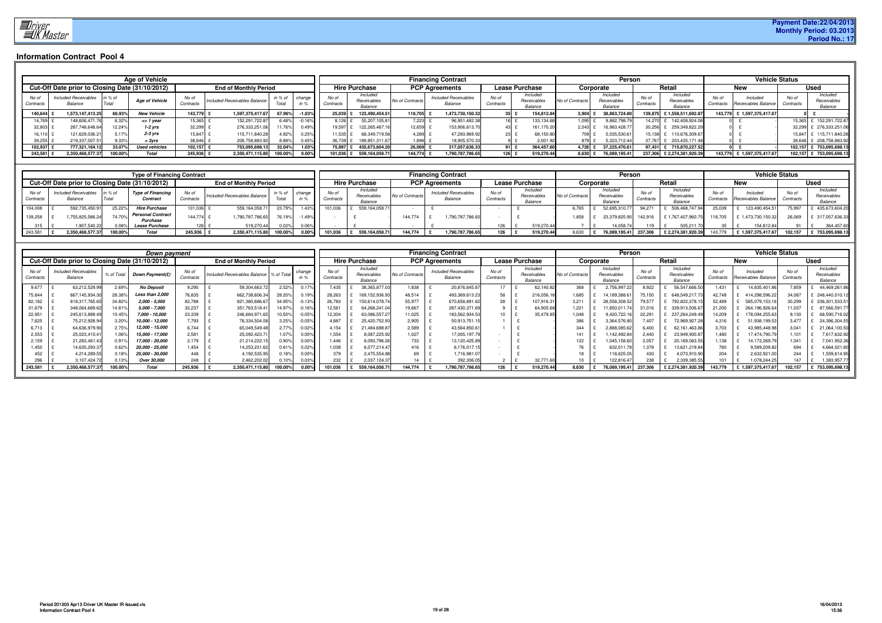Payment Date:22/04/2013
Monthly Period: 03.2013
Period No.: 17

## Information Contract Pool 4

| Age of Vehicle | | | | | | | | | Financing Contract | | | | | | | | | | | | | |
|---|---|---|---|---|---|---|---|---|---|---|---|---|---|---|---|---|---|---|---|---|---|---|
| Cut-Off Date prior to Closing Date (31/10/2012) | | | | End of Monthly Period | | | | | Hire Purchase | | PCP Agreements | | Lease Purchase | | Corporate (Person) | | Retail (Person) | | New (Vehicle Status) | | Used (Vehicle Status) | |
| No of Contracts | Included Receivables Balance | in % of Total | Age of Vehicle | No of Contracts | Included Receivables Balance | in % of Total | change in % | | No of Contracts | Included Receivables Balance | No of Contracts | Included Receivables Balance | No of Contracts | Included Receivables Balance | No of Contracts | Included Receivables Balance | No of Contracts | Included Receivables Balance | No of Contracts | Included Receivables Balance | No of Contracts | Included Receivables Balance |
| 140,644 | £ 1,573,147,413.25 | 66.93% | New Vehicle | 143,779 | £ 1,597,375,417.67 | 67.96% | -1.03% | | 25,039 | £ 123,490,454.51 | 118,705 | £ 1,473,730,150.32 | 35 | £ 154,812.84 | 3,904 | £ 38,863,724.80 | 139,875 | £ 1,558,511,692.87 | 143,779 | £ 1,597,375,417.67 | 0 | £ - |
| 14,769 | £ 148,606,471.76 | 6.32% | <= 1 year | 15,365 | £ 152,291,722.87 | 6.48% | -0.16% | | 8,126 | £ 55,207,105.81 | 7,223 | £ 96,951,482.38 | 16 | £ 133,134.68 | 1,095 | £ 9,882,798.79 | 14,270 | £ 142,408,924.08 | 0 | £ - | 15,365 | £ 152,291,722.87 |
| 32,803 | £ 287,748,648.64 | 12.24% | 1-2 yrs | 32,299 | £ 276,333,251.06 | 11.76% | 0.49% | | 19,597 | £ 122,265,467.16 | 12,659 | £ 153,906,613.70 | 43 | £ 161,170.20 | 2,043 | £ 16,983,428.77 | 30,256 | £ 259,349,822.29 | 0 | £ - | 32,299 | £ 276,333,251.06 |
| 16,110 | £ 121,629,036.21 | 5.17% | 2-3 yrs | 15,847 | £ 115,711,840.28 | 4.92% | 0.25% | | 11,535 | £ 68,349,719.56 | 4,289 | £ 47,293,969.92 | 23 | £ 68,150.80 | 709 | £ 5,035,530.61 | 15,138 | £ 110,676,309.67 | 0 | £ - | 15,847 | £ 115,711,840.28 |
| 39,255 | £ 219,337,007.51 | 9.33% | > 3yrs | 38,646 | £ 208,758,883.92 | 8.88% | 0.45% | | 36,739 | £ 189,851,311.67 | 1,898 | £ 18,905,570.33 | 9 | £ 2,001.92 | 879 | £ 5,323,712.44 | 37,767 | £ 203,435,171.48 | 0 | £ - | 38,646 | £ 208,758,883.92 |
| 102,937 | £ 777,321,164.12 | 33.07% | Used vehicles | 102,157 | £ 753,095,698.13 | 32.04% | 1.03% | | 75,997 | £ 435,673,604.20 | 26,069 | £ 317,057,636.33 | 91 | £ 364,457.60 | 4,726 | £ 37,225,470.61 | 97,431 | £ 715,870,227.52 | 0 | £ - | 102,157 | £ 753,095,698.13 |
| 243,581 | £ 2,350,468,577.37 | 100.00% | Total | 245,936 | £ 2,350,471,115.80 | 100.00% | 0.00% | | 101,036 | £ 559,164,058.71 | 144,774 | £ 1,790,787,786.65 | 126 | £ 519,270.44 | 8,630 | £ 76,089,195.41 | 237,306 | £ 2,274,381,920.39 | 143,779 | £ 1,597,375,417.67 | 102,157 | £ 753,095,698.13 |

| Type of Financing Contract | | | | | | | | | Financing Contract | | | | | | | | | | | | | |
|---|---|---|---|---|---|---|---|---|---|---|---|---|---|---|---|---|---|---|---|---|---|---|
| Cut-Off Date prior to Closing Date (31/10/2012) | | | | End of Monthly Period | | | | | Hire Purchase | | PCP Agreements | | Lease Purchase | | Corporate (Person) | | Retail (Person) | | New (Vehicle Status) | | Used (Vehicle Status) | |
| No of Contracts | Included Receivables Balance | in % of Total | Type of Financing Contract | No of Contracts | Included Receivables Balance | in % of Total | change in % | | No of Contracts | Included Receivables Balance | No of Contracts | Included Receivables Balance | No of Contracts | Included Receivables Balance | No of Contracts | Included Receivables Balance | No of Contracts | Included Receivables Balance | No of Contracts | Included Receivables Balance | No of Contracts | Included Receivables Balance |
| 104,008 | £ 592,735,450.91 | 25.22% | Hire Purchase | 101,036 | £ 559,164,058.71 | 23.79% | 1.43% | | 101,036 | £ 559,164,058.71 | - | £ - | - | £ - | 6,765 | £ 52,695,310.77 | 94,271 | £ 506,468,747.94 | 25,039 | £ 123,490,454.51 | 75,997 | £ 435,673,604.20 |
| 139,258 | £ 1,755,825,586.24 | 74.70% | Personal Contract Purchase | 144,774 | £ 1,790,787,786.65 | 76.19% | -1.49% | | - | £ - | 144,774 | £ 1,790,787,786.65 | - | £ - | 1,858 | £ 23,379,825.90 | 142,916 | £ 1,767,407,960.75 | 118,705 | £ 1,473,730,150.32 | 26,069 | £ 317,057,636.33 |
| 315 | £ 1,907,540.22 | 0.08% | Lease Purchase | 126 | £ 519,270.44 | 0.02% | 0.06% | | - | £ - | - | £ - | 126 | £ 519,270.44 | 7 | £ 14,058.74 | 119 | £ 505,211.70 | 35 | £ 154,812.84 | 91 | £ 364,457.60 |
| 243,581 | £ 2,350,468,577.37 | 100.00% | Total | 245,936 | £ 2,350,471,115.80 | 100.00% | 0.00% | | 101,036 | £ 559,164,058.71 | 144,774 | £ 1,790,787,786.65 | 126 | £ 519,270.44 | 8,630 | £ 76,089,195.41 | 237,306 | £ 2,274,381,920.39 | 143,779 | £ 1,597,375,417.67 | 102,157 | £ 753,095,698.13 |

| Down payment | | | | | | | | | Financing Contract | | | | | | | | | | | | | |
|---|---|---|---|---|---|---|---|---|---|---|---|---|---|---|---|---|---|---|---|---|---|---|
| Cut-Off Date prior to Closing Date (31/10/2012) | | | | End of Monthly Period | | | | | Hire Purchase | | PCP Agreements | | Lease Purchase | | Corporate (Person) | | Retail (Person) | | New (Vehicle Status) | | Used (Vehicle Status) | |
| No of Contracts | Included Receivables Balance | % of Total | Down Payment(£) | No of Contracts | Included Receivables Balance | % of Total | change in % | | No of Contracts | Included Receivables Balance | No of Contracts | Included Receivables Balance | No of Contracts | Included Receivables Balance | No of Contracts | Included Receivables Balance | No of Contracts | Included Receivables Balance | No of Contracts | Included Receivables Balance | No of Contracts | Included Receivables Balance |
| 9,677 | £ 63,212,529.99 | 2.69% | No Deposit | 9,290 | £ 59,304,663.72 | 2.52% | 0.17% | | 7,435 | £ 38,365,877.03 | 1,838 | £ 20,876,645.87 | 17 | £ 62,140.82 | 368 | £ 2,756,997.22 | 8,922 | £ 56,547,666.50 | 1,431 | £ 14,835,401.86 | 7,859 | £ 44,469,261.86 |
| 75,844 | £ 667,145,934.30 | 28.38% | Less than 2,000 | 76,835 | £ 662,738,606.34 | 28.20% | 0.19% | | 28,263 | £ 169,152,936.93 | 48,514 | £ 493,369,613.23 | 58 | £ 216,056.18 | 1,685 | £ 14,189,388.61 | 75,150 | £ 648,549,217.73 | 42,748 | £ 414,298,596.22 | 34,087 | £ 248,440,010.12 |
| 82,182 | £ 818,317,765.65 | 34.82% | 2,000 - 5,000 | 82,788 | £ 821,380,686.67 | 34.95% | -0.13% | | 26,783 | £ 150,614,078.74 | 55,977 | £ 670,658,691.62 | 28 | £ 107,916.31 | 3,211 | £ 28,558,308.52 | 79,577 | £ 792,822,378.15 | 52,489 | £ 585,079,153.16 | 30,299 | £ 236,301,533.51 |
| 31,679 | £ 348,064,669.62 | 14.81% | 5,000 - 7,000 | 32,237 | £ 351,763,518.41 | 14.97% | -0.16% | | 12,561 | £ 64,268,241.04 | 19,667 | £ 287,430,371.69 | 9 | £ 64,905.68 | 1,221 | £ 11,850,011.74 | 31,016 | £ 339,913,506.67 | 21,200 | £ 264,196,926.64 | 11,037 | £ 87,566,591.77 |
| 22,951 | £ 245,613,889.49 | 10.45% | 7,000 - 10,000 | 23,339 | £ 246,684,971.65 | 10.50% | -0.05% | | 12,304 | £ 63,086,557.27 | 11,025 | £ 183,562,934.53 | 10 | £ 35,479.85 | 1,048 | £ 9,420,722.16 | 22,291 | £ 237,264,249.49 | 14,209 | £ 178,094,255.63 | 9,130 | £ 68,590,716.02 |
| 7,625 | £ 75,212,928.94 | 3.20% | 10,000 - 12,000 | 7,793 | £ 76,334,504.08 | 3.25% | -0.05% | | 4,887 | £ 25,420,752.93 | 2,905 | £ 50,913,751.15 | 1 | £ - | 386 | £ 3,364,576.80 | 7,407 | £ 72,969,927.28 | 4,316 | £ 51,938,199.53 | 3,477 | £ 24,396,304.55 |
| 6,713 | £ 64,636,979.90 | 2.75% | 12,000 - 15,000 | 6,744 | £ 65,049,549.48 | 2.77% | -0.02% | | 4,154 | £ 21,484,698.87 | 2,589 | £ 43,564,850.61 | 1 | £ - | 344 | £ 2,888,085.62 | 6,400 | £ 62,161,463.86 | 3,703 | £ 43,985,448.98 | 3,041 | £ 21,064,100.50 |
| 2,553 | £ 25,023,410.41 | 1.06% | 15,000 - 17,000 | 2,581 | £ 25,092,423.71 | 1.07% | 0.00% | | 1,554 | £ 8,087,225.92 | 1,027 | £ 17,005,197.79 | - | £ - | 141 | £ 1,142,492.84 | 2,440 | £ 23,949,930.87 | 1,480 | £ 17,474,790.79 | 1,101 | £ 7,617,632.92 |
| 2,159 | £ 21,283,461.43 | 0.91% | 17,000 - 20,000 | 2,179 | £ 21,214,222.15 | 0.90% | 0.00% | | 1,446 | £ 8,093,796.26 | 733 | £ 13,120,425.89 | - | £ - | 122 | £ 1,045,158.60 | 2,057 | £ 20,169,063.55 | 1,138 | £ 14,172,269.79 | 1,041 | £ 7,041,952.36 |
| 1,450 | £ 14,635,293.37 | 0.62% | 20,000 - 25,000 | 1,454 | £ 14,253,231.62 | 0.61% | 0.02% | | 1,038 | £ 6,077,214.47 | 416 | £ 8,176,017.15 | - | £ - | 76 | £ 632,011.78 | 1,378 | £ 13,621,219.84 | 760 | £ 9,589,209.82 | 694 | £ 4,664,021.80 |
| 452 | £ 4,214,289.55 | 0.18% | 25,000 - 30,000 | 448 | £ 4,192,535.95 | 0.18% | 0.00% | | 379 | £ 2,475,554.88 | 69 | £ 1,716,981.07 | - | £ - | 18 | £ 118,625.05 | 430 | £ 4,073,910.90 | 204 | £ 2,632,921.00 | 244 | £ 1,559,614.95 |
| 296 | £ 3,107,424.72 | 0.13% | Over 30,000 | 248 | £ 2,462,202.02 | 0.10% | 0.03% | | 232 | £ 2,037,124.37 | 14 | £ 392,306.05 | 2 | £ 32,771.60 | 10 | £ 122,816.47 | 238 | £ 2,339,385.55 | 101 | £ 1,078,244.25 | 147 | £ 1,383,957.77 |
| 243,581 | £ 2,350,468,577.37 | 100.00% | Total | 245,936 | £ 2,350,471,115.80 | 100.00% | 0.00% | | 101,036 | £ 559,164,058.71 | 144,774 | £ 1,790,787,786.65 | 126 | £ 519,270.44 | 8,630 | £ 76,089,195.41 | 237,306 | £ 2,274,381,920.39 | 143,779 | £ 1,597,375,417.67 | 102,157 | £ 753,095,698.13 |

Period 201303 Apr13 Driver UK Master IR Issued.xls
Information Contract Pool 4

16/04/2013
15:36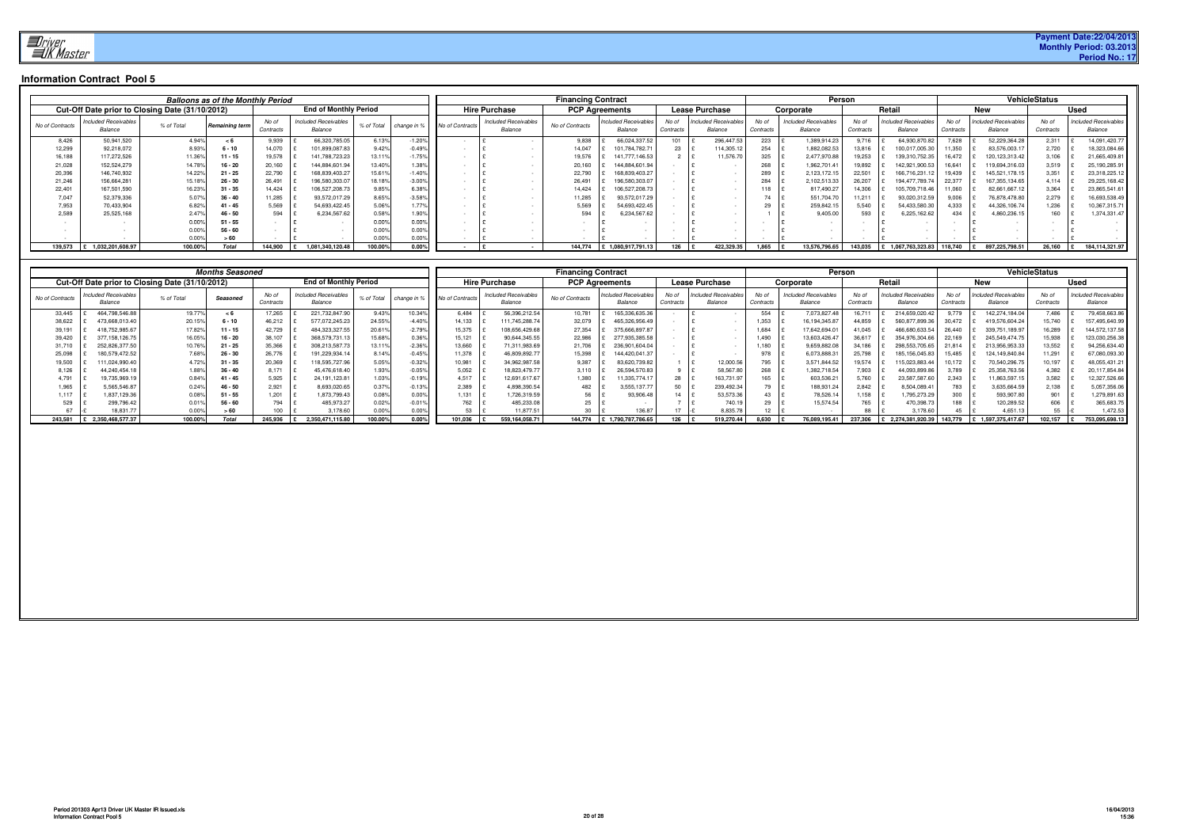Driver UK Master

**Payment Date:22/04/2013**
**Monthly Period: 03.2013**
**Period No.: 17**

## Information Contract Pool 5

| *Balloons as of the Monthly Period* | | | | | | | | | *Financing Contract* | | | | | | *Person* | | | | *VehicleStatus* | | | |
|---|---|---|---|---|---|---|---|---|---|---|---|---|---|---|---|---|---|---|---|---|---|---|
| **Cut-Off Date prior to Closing Date (31/10/2012)** | | | | **End of Monthly Period** | | | | **Hire Purchase** | | **PCP Agreements** | | **Lease Purchase** | | **Corporate** | | **Retail** | | **New** | | **Used** | |
| *No of Contracts* | *Included Receivables Balance* | *% of Total* | *Remaining term* | *No of Contracts* | *Included Receivables Balance* | *% of Total* | *change in %* | *No of Contracts* | *Included Receivables Balance* | *No of Contracts* | *Included Receivables Balance* | *No of Contracts* | *Included Receivables Balance* | *No of Contracts* | *Included Receivables Balance* | *No of Contracts* | *Included Receivables Balance* | *No of Contracts* | *Included Receivables Balance* | *No of Contracts* | *Included Receivables Balance* |
| 8,426 | 50,941,520 | 4.94% | < 6 | 9,939 | £ 66,320,785.05 | 6.13% | -1.20% | - | £ - | 9,838 | £ 66,024,337.52 | 101 | £ 296,447.53 | 223 | £ 1,389,914.23 | 9,716 | £ 64,930,870.82 | 7,628 | £ 52,229,364.28 | 2,311 | £ 14,091,420.77 |
| 12,299 | 92,218,072 | 8.93% | 6 - 10 | 14,070 | £ 101,899,087.83 | 9.42% | -0.49% | - | £ - | 14,047 | £ 101,784,782.71 | 23 | £ 114,305.12 | 254 | £ 1,882,082.53 | 13,816 | £ 100,017,005.30 | 11,350 | £ 83,576,003.17 | 2,720 | £ 18,323,084.66 |
| 16,188 | 117,272,526 | 11.36% | 11 - 15 | 19,578 | £ 141,788,723.23 | 13.11% | -1.75% | - | £ - | 19,576 | £ 141,777,146.53 | 2 | £ 11,576.70 | 325 | £ 2,477,970.88 | 19,253 | £ 139,310,752.35 | 16,472 | £ 120,123,313.42 | 3,106 | £ 21,665,409.81 |
| 21,028 | 152,524,279 | 14.78% | 16 - 20 | 20,160 | £ 144,884,601.94 | 13.40% | 1.38% | - | £ - | 20,160 | £ 144,884,601.94 | - | £ - | 268 | £ 1,962,701.41 | 19,892 | £ 142,921,900.53 | 16,641 | £ 119,694,316.03 | 3,519 | £ 25,190,285.91 |
| 20,396 | 146,740,932 | 14.22% | 21 - 25 | 22,790 | £ 168,839,403.27 | 15.61% | -1.40% | - | £ - | 22,790 | £ 168,839,403.27 | - | £ - | 289 | £ 2,123,172.15 | 22,501 | £ 166,716,231.12 | 19,439 | £ 145,521,178.15 | 3,351 | £ 23,318,225.12 |
| 21,246 | 156,664,281 | 15.18% | 26 - 30 | 26,491 | £ 196,580,303.07 | 18.18% | -3.00% | - | £ - | 26,491 | £ 196,580,303.07 | - | £ - | 284 | £ 2,102,513.33 | 26,207 | £ 194,477,789.74 | 22,377 | £ 167,355,134.65 | 4,114 | £ 29,225,168.42 |
| 22,401 | 167,501,590 | 16.23% | 31 - 35 | 14,424 | £ 106,527,208.73 | 9.85% | 6.38% | - | £ - | 14,424 | £ 106,527,208.73 | - | £ - | 118 | £ 817,490.27 | 14,306 | £ 105,709,718.46 | 11,060 | £ 82,661,667.12 | 3,364 | £ 23,865,541.61 |
| 7,047 | 52,379,336 | 5.07% | 36 - 40 | 11,285 | £ 93,572,017.29 | 8.65% | -3.58% | - | £ - | 11,285 | £ 93,572,017.29 | - | £ - | 74 | £ 551,704.70 | 11,211 | £ 93,020,312.59 | 9,006 | £ 76,878,478.80 | 2,279 | £ 16,693,538.49 |
| 7,953 | 70,433,904 | 6.82% | 41 - 45 | 5,569 | £ 54,693,422.45 | 5.06% | 1.77% | - | £ - | 5,569 | £ 54,693,422.45 | - | £ - | 29 | £ 259,842.15 | 5,540 | £ 54,433,580.30 | 4,333 | £ 44,326,106.74 | 1,236 | £ 10,367,315.71 |
| 2,589 | 25,525,168 | 2.47% | 46 - 50 | 594 | £ 6,234,567.62 | 0.58% | 1.90% | - | £ - | 594 | £ 6,234,567.62 | - | £ - | 1 | £ 9,405.00 | 593 | £ 6,225,162.62 | 434 | £ 4,860,236.15 | 160 | £ 1,374,331.47 |
| - | - | 0.00% | 51 - 55 | - | £ - | 0.00% | 0.00% | - | £ - | - | £ - | - | £ - | - | £ - | - | £ - | - | £ - | - | £ - |
| - | - | 0.00% | 56 - 60 | - | £ - | 0.00% | 0.00% | - | £ - | - | £ - | - | £ - | - | £ - | - | £ - | - | £ - | - | £ - |
| - | - | 0.00% | > 60 | - | £ - | 0.00% | 0.00% | - | £ - | - | £ - | - | £ - | - | £ - | - | £ - | - | £ - | - | £ - |
| **139,573** | **£ 1,032,201,608.97** | **100.00%** | ***Total*** | **144,900** | **£ 1,081,340,120.48** | **100.00%** | **0.00%** | **-** | **£ -** | **144,774** | **£ 1,080,917,791.13** | **126** | **£ 422,329.35** | **1,865** | **£ 13,576,796.65** | **143,035** | **£ 1,067,763,323.83** | **118,740** | **£ 897,225,798.51** | **26,160** | **£ 184,114,321.97** |

| *Months Seasoned* | | | | | | | | | | *Financing Contract* | | | | | *Person* | | | | *VehicleStatus* | | | |
|---|---|---|---|---|---|---|---|---|---|---|---|---|---|---|---|---|---|---|---|---|---|---|
| **Cut-Off Date prior to Closing Date (31/10/2012)** | | | | **End of Monthly Period** | | | | **Hire Purchase** | | **PCP Agreements** | | **Lease Purchase** | | **Corporate** | | **Retail** | | **New** | | **Used** | |
| *No of Contracts* | *Included Receivables Balance* | *% of Total* | *Seasoned* | *No of Contracts* | *Included Receivables Balance* | *% of Total* | *change in %* | *No of Contracts* | *Included Receivables Balance* | *No of Contracts* | *Included Receivables Balance* | *No of Contracts* | *Included Receivables Balance* | *No of Contracts* | *Included Receivables Balance* | *No of Contracts* | *Included Receivables Balance* | *No of Contracts* | *Included Receivables Balance* | *No of Contracts* | *Included Receivables Balance* |
| 33,445 | £ 464,798,546.88 | 19.77% | < 6 | 17,265 | £ 221,732,847.90 | 9.43% | 10.34% | 6,484 | £ 56,396,212.54 | 10,781 | £ 165,336,635.36 | - | £ - | 554 | £ 7,073,827.48 | 16,711 | £ 214,659,020.42 | 9,779 | £ 142,274,184.04 | 7,486 | £ 79,458,663.86 |
| 38,622 | £ 473,668,013.40 | 20.15% | 6 - 10 | 46,212 | £ 577,072,245.23 | 24.55% | -4.40% | 14,133 | £ 111,745,288.74 | 32,079 | £ 465,326,956.49 | - | £ - | 1,353 | £ 16,194,345.87 | 44,859 | £ 560,877,899.36 | 30,472 | £ 419,576,604.24 | 15,740 | £ 157,495,640.99 |
| 39,191 | £ 418,752,985.67 | 17.82% | 11 - 15 | 42,729 | £ 484,323,327.55 | 20.61% | -2.79% | 15,375 | £ 108,656,429.68 | 27,354 | £ 375,666,897.87 | - | £ - | 1,684 | £ 17,642,694.01 | 41,045 | £ 466,680,633.54 | 26,440 | £ 339,751,189.97 | 16,289 | £ 144,572,137.58 |
| 39,420 | £ 377,158,126.75 | 16.05% | 16 - 20 | 38,107 | £ 368,579,731.13 | 15.68% | 0.36% | 15,121 | £ 90,644,345.55 | 22,986 | £ 277,935,385.58 | - | £ - | 1,490 | £ 13,603,426.47 | 36,617 | £ 354,976,304.66 | 22,169 | £ 245,549,474.75 | 15,938 | £ 123,030,256.38 |
| 31,710 | £ 252,826,377.50 | 10.76% | 21 - 25 | 35,366 | £ 308,213,587.73 | 13.11% | -2.36% | 13,660 | £ 71,311,983.69 | 21,706 | £ 236,901,604.04 | - | £ - | 1,180 | £ 9,659,882.08 | 34,186 | £ 298,553,705.65 | 21,814 | £ 213,956,953.33 | 13,552 | £ 94,256,634.40 |
| 25,098 | £ 180,579,472.52 | 7.68% | 26 - 30 | 26,776 | £ 191,229,934.14 | 8.14% | -0.45% | 11,378 | £ 46,809,892.77 | 15,398 | £ 144,420,041.37 | - | £ - | 978 | £ 6,073,888.31 | 25,798 | £ 185,156,045.83 | 15,485 | £ 124,149,840.84 | 11,291 | £ 67,080,093.30 |
| 19,500 | £ 111,024,990.40 | 4.72% | 31 - 35 | 20,369 | £ 118,595,727.96 | 5.05% | -0.32% | 10,981 | £ 34,962,987.58 | 9,387 | £ 83,620,739.82 | 1 | £ 12,000.56 | 795 | £ 3,571,844.52 | 19,574 | £ 115,023,883.44 | 10,172 | £ 70,540,296.75 | 10,197 | £ 48,055,431.21 |
| 8,126 | £ 44,240,454.18 | 1.88% | 36 - 40 | 8,171 | £ 45,476,618.40 | 1.93% | -0.05% | 5,052 | £ 18,823,479.77 | 3,110 | £ 26,594,570.83 | 9 | £ 58,567.80 | 268 | £ 1,382,718.54 | 7,903 | £ 44,093,899.86 | 3,789 | £ 25,358,763.56 | 4,382 | £ 20,117,854.84 |
| 4,791 | £ 19,735,969.19 | 0.84% | 41 - 45 | 5,925 | £ 24,191,123.81 | 1.03% | -0.19% | 4,517 | £ 12,691,617.67 | 1,380 | £ 11,335,774.17 | 28 | £ 163,731.97 | 165 | £ 603,536.21 | 5,760 | £ 23,587,587.60 | 2,343 | £ 11,863,597.15 | 3,582 | £ 12,327,526.66 |
| 1,965 | £ 5,565,546.87 | 0.24% | 46 - 50 | 2,921 | £ 8,693,020.65 | 0.37% | -0.13% | 2,389 | £ 4,898,390.54 | 482 | £ 3,555,137.77 | 50 | £ 239,492.34 | 79 | £ 188,931.24 | 2,842 | £ 8,504,089.41 | 783 | £ 3,635,664.59 | 2,138 | £ 5,057,356.06 |
| 1,117 | £ 1,837,129.36 | 0.08% | 51 - 55 | 1,201 | £ 1,873,799.43 | 0.08% | 0.00% | 1,131 | £ 1,726,319.59 | 56 | £ 93,906.48 | 14 | £ 53,573.36 | 43 | £ 78,526.14 | 1,158 | £ 1,795,273.29 | 300 | £ 593,907.80 | 901 | £ 1,279,891.63 |
| 529 | £ 299,796.42 | 0.01% | 56 - 60 | 794 | £ 485,973.27 | 0.02% | -0.01% | 762 | £ 485,233.08 | 25 | £ - | 7 | £ 740.19 | 29 | £ 15,574.54 | 765 | £ 470,398.73 | 188 | £ 120,289.52 | 606 | £ 365,683.75 |
| 67 | £ 18,831.77 | 0.00% | > 60 | 100 | £ 3,178.60 | 0.00% | 0.00% | 53 | £ 11,877.51 | 30 | £ 136.87 | 17 | -£ 8,835.78 | 12 | £ - | 88 | £ 3,178.60 | 45 | £ 4,651.13 | 55 | -£ 1,472.53 |
| **243,581** | **£ 2,350,468,577.37** | **100.00%** | ***Total*** | **245,936** | **£ 2,350,471,115.80** | **100.00%** | **0.00%** | **101,036** | **559,164,058.71** | **144,774** | **£ 1,790,787,786.65** | **126** | **£ 519,270.44** | **8,630** | **76,089,195.41** | **237,306** | **£ 2,274,381,920.39** | **143,779** | **£ 1,597,375,417.67** | **102,157** | **753,095,698.13** |

Period 201303 Apr13 Driver UK Master IR Issued.xls
Information Contract Pool 5

16/04/2013
15:36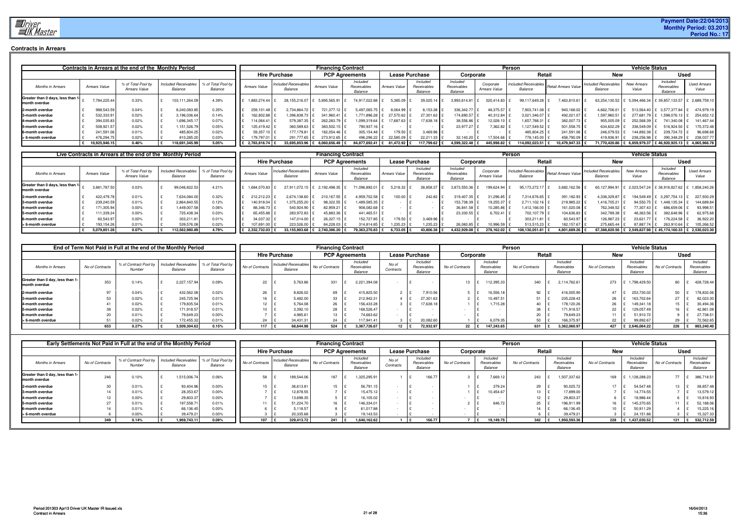## Contracts in Arrears

| Contracts in Arrears at the end of the Monthly Period | | | | | Financing Contract | | | | | | Person | | | | Vehicle Status | | | |
|---|---|---|---|---|---|---|---|---|---|---|---|---|---|---|---|---|---|---|
| | | | | | Hire Purchase | | PCP Agreements | | Lease Purchase | | Corporate | | Retail | | New | | Used | |
| Months in Arrears | Arrears Value | % of Total Pool by Arrears Value | Included Receivables Balance | % of Total Pool by Balance | Arrears Value | Included Receivables Balance | Arrears Value | Included Receivables Balance | Arrears Value | Included Receivables Balance | Included Receivables Balance | Corporate Arrears Value | Included Receivables Balance | Retail Arrears Value | Included Receivables Balance | New Arrears Value | Included Receivables Balance | Used Arrears Value |
| Greater than 0 days, less than 1-month overdue | £ 7,784,225.44 | 0.33% | £ 103,111,264.09 | 4.39% | £ 1,883,274.44 | £ 28,155,216.07 | £ 5,895,565.91 | £ 74,917,022.88 | £ 5,385.09 | £ 39,025.14 | £ 3,993,614.81 | £ 320,414.83 | £ 99,117,649.28 | £ 7,463,810.61 | £ 63,254,130.52 | £ 5,094,466.34 | £ 39,857,133.57 | £ 2,689,759.10 |
| 2-month overdue | £ 988,543.59 | 0.04% | £ 8,240,083.85 | 0.35% | £ 259,101.48 | £ 2,734,864.72 | £ 721,377.12 | £ 5,497,065.75 | £ 8,064.99 | £ 8,153.38 | £ 336,342.77 | £ 48,375.57 | £ 7,903,741.08 | £ 940,168.02 | £ 4,662,706.01 | £ 513,564.40 | £ 3,577,377.84 | £ 474,979.19 |
| 3-month overdue | £ 532,333.91 | 0.02% | £ 3,196,036.64 | 0.14% | £ 162,802.88 | £ 1,396,838.73 | £ 341,960.41 | £ 1,771,896.28 | £ 27,570.62 | £ 27,301.63 | £ 174,690.57 | £ 40,312.84 | £ 3,021,346.07 | £ 492,021.07 | £ 1,597,960.51 | £ 277,681.79 | £ 1,598,076.13 | £ 254,652.12 |
| 4-month overdue | £ 394,035.83 | 0.02% | £ 1,696,345.17 | 0.07% | £ 114,064.41 | £ 579,387.35 | £ 262,283.79 | £ 1,099,319.64 | £ 17,687.63 | £ 17,638.18 | £ 38,556.86 | £ 12,028.10 | £ 1,657,788.31 | £ 382,007.73 | £ 955,005.09 | £ 252,568.39 | £ 741,340.08 | £ 141,467.44 |
| 5-month overdue | £ 508,921.57 | 0.02% | £ 1,151,526.79 | 0.05% | £ 125,419.42 | £ 360,589.63 | £ 383,502.15 | £ 790,937.16 | £ - | £ - | £ 23,977.27 | £ 7,362.82 | £ 1,127,549.52 | £ 501,558.75 | £ 634,602.29 | £ 338,549.09 | £ 516,924.50 | £ 170,372.48 |
| 6-month overdue | £ 241,591.06 | 0.01% | £ 485,804.25 | 0.02% | £ 59,357.10 | £ 177,179.81 | £ 182,054.46 | £ 305,154.48 | £ 179.50 | £ 3,469.96 | £ - | £ - | £ 485,804.25 | £ 241,591.06 | £ 246,079.53 | £ 144,892.38 | £ 239,724.72 | £ 96,698.68 |
| > 6-month overdue | £ 476,294.75 | 0.02% | £ 810,285.20 | 0.03% | £ 179,797.01 | £ 291,777.65 | £ 273,912.65 | £ 496,296.22 | £ 22,585.09 | £ 22,211.33 | £ 32,140.20 | £ 17,504.66 | £ 778,145.00 | £ 458,790.09 | £ 419,936.91 | £ 238,256.98 | £ 390,348.29 | £ 238,037.77 |
| | £ 10,925,946.15 | 0.46% | £ 118,691,345.99 | 5.05% | £ 2,783,816.74 | £ 33,695,853.96 | £ 8,060,656.49 | £ 84,877,692.41 | £ 81,472.92 | £ 117,799.62 | £ 4,599,322.48 | £ 445,998.82 | £ 114,092,023.51 | £ 10,479,947.33 | £ 71,770,420.86 | £ 6,859,979.37 | £ 46,920,925.13 | £ 4,065,966.78 |

| Live Contracts in Arrears at the end of the Monthly Period | | | | | Financing Contract | | | | | | Person | | | | Vehicle Status | | | |
|---|---|---|---|---|---|---|---|---|---|---|---|---|---|---|---|---|---|---|
| | | | | | Hire Purchase | | PCP Agreements | | Lease Purchase | | Corporate | | Retail | | New | | Used | |
| Months in Arrears | Arrears Value | % of Total Pool by Arrears Value | Included Receivables Balance | % of Total Pool by Balance | Arrears Value | Included Receivables Balance | Arrears Value | Included Receivables Balance | Arrears Value | Included Receivables Balance | Included Receivables Balance | Corporate Arrears Value | Included Receivables Balance | Retail Arrears Value | Included Receivables Balance | New Arrears Value | Included Receivables Balance | Used Arrears Value |
| Greater than 0 days, less than 1-month overdue | £ 3,881,787.50 | 0.03% | £ 99,046,822.53 | 4.21% | £ 1,684,070.83 | £ 27,911,072.15 | £ 2,192,498.35 | £ 71,096,892.01 | £ 5,218.32 | £ 38,858.37 | £ 3,873,550.36 | £ 199,624.94 | £ 95,173,272.17 | £ 3,682,162.56 | £ 60,127,994.91 | £ 2,023,547.24 | £ 38,918,827.62 | £ 1,858,240.26 |
| 2-month overdue | £ 422,479.78 | 0.01% | £ 7,634,084.00 | 0.32% | £ 212,212.23 | £ 2,674,138.60 | £ 210,167.55 | £ 4,959,702.58 | £ 100.00 | £ 242.82 | £ 319,407.35 | £ 31,296.85 | £ 7,314,676.65 | £ 391,182.93 | £ 4,336,329.87 | £ 194,549.49 | £ 3,297,754.13 | £ 227,930.29 |
| 3-month overdue | £ 239,240.59 | 0.01% | £ 2,864,840.55 | 0.12% | £ 140,918.04 | £ 1,375,255.20 | £ 98,322.55 | £ 1,489,585.35 | £ - | £ - | £ 153,738.39 | £ 19,255.37 | £ 2,711,102.16 | £ 219,985.22 | £ 1,416,705.21 | £ 94,550.75 | £ 1,448,135.34 | £ 144,689.84 |
| 4-month overdue | £ 171,305.94 | 0.00% | £ 1,449,007.58 | 0.06% | £ 88,346.73 | £ 540,924.90 | £ 82,959.21 | £ 908,082.68 | £ - | £ - | £ 36,841.58 | £ 10,285.86 | £ 1,412,166.00 | £ 161,020.08 | £ 762,348.52 | £ 77,307.43 | £ 686,659.06 | £ 93,998.51 |
| 5-month overdue | £ 111,339.24 | 0.00% | £ 725,438.34 | 0.03% | £ 65,455.88 | £ 283,972.83 | £ 45,883.36 | £ 441,465.51 | £ - | £ - | £ 23,330.55 | £ 6,702.41 | £ 702,107.79 | £ 104,636.83 | £ 342,789.38 | £ 48,363.56 | £ 382,648.96 | £ 62,975.68 |
| 6-month overdue | £ 60,543.97 | 0.00% | £ 303,211.81 | 0.01% | £ 34,037.32 | £ 147,014.00 | £ 26,327.15 | £ 152,727.85 | £ 179.50 | £ 3,469.96 | £ - | £ - | £ 303,211.81 | £ 60,543.97 | £ 126,987.23 | £ 23,621.77 | £ 176,224.58 | £ 36,922.20 |
| > 6-month overdue | £ 193,154.26 | 0.01% | £ 539,576.08 | 0.02% | £ 107,691.00 | £ 223,526.00 | £ 84,228.03 | £ 314,814.85 | £ 1,235.23 | £ 1,235.23 | £ 26,060.85 | £ 10,996.59 | £ 513,515.23 | £ 182,157.67 | £ 275,665.44 | £ 87,887.74 | £ 263,910.64 | £ 105,266.52 |
| | £ 5,079,851.28 | 0.07% | £ 112,562,980.89 | 4.79% | £ 2,332,732.03 | £ 33,155,903.68 | £ 2,740,386.20 | £ 79,363,270.83 | £ 6,733.05 | £ 43,806.38 | £ 4,432,929.08 | £ 278,162.02 | £ 108,130,051.81 | £ 4,801,689.26 | £ 67,388,820.56 | £ 2,549,827.98 | £ 45,174,160.33 | £ 2,530,023.30 |

| End of Term Not Paid in Full at the end of the Monthly Period | | | | | Financing Contract | | | | | | Person | | | | Vehicle Status | | | |
|---|---|---|---|---|---|---|---|---|---|---|---|---|---|---|---|---|---|---|
| | | | | | Hire Purchase | | PCP Agreements | | Lease Purchase | | Corporate | | Retail | | New | | Used | |
| Months in Arrears | No of Contracts | % of Contract Pool by Number | Included Receivables Balance | % of Total Pool by Balance | No of Contracts | Included Receivables Balance | No of Contracts | Included Receivables Balance | No of Contracts | Included Receivables Balance | No of Contracts | Included Receivables Balance | No of Contracts | Included Receivables Balance | No of Contracts | Included Receivables Balance | No of Contracts | Included Receivables Balance |
| Greater than 0 day, less than 1-month overdue | 353 | 0.14% | £ 2,227,157.94 | 0.09% | 22 | £ 5,763.86 | 331 | £ 2,221,394.08 | - | £ - | 13 | £ 112,395.33 | 340 | £ 2,114,762.61 | 273 | £ 1,798,429.50 | 80 | £ 428,728.44 |
| 2-month overdue | 97 | 0.04% | £ 432,562.08 | 0.02% | 26 | £ 8,826.02 | 69 | £ 415,825.50 | 2 | £ 7,910.56 | 5 | £ 16,556.18 | 92 | £ 416,005.90 | 47 | £ 253,730.02 | 50 | £ 178,832.06 |
| 3-month overdue | 53 | 0.02% | £ 245,725.94 | 0.01% | 16 | £ 5,482.00 | 33 | £ 212,942.31 | 4 | £ 27,301.63 | 2 | £ 10,497.51 | 51 | £ 235,228.43 | 26 | £ 163,702.64 | 27 | £ 82,023.30 |
| 4-month overdue | 41 | 0.02% | £ 179,835.54 | 0.01% | 12 | £ 5,764.08 | 26 | £ 156,433.28 | 3 | £ 17,638.18 | 1 | £ 1,715.28 | 40 | £ 178,120.26 | 26 | £ 149,341.18 | 15 | £ 30,494.36 |
| 5-month overdue | 38 | 0.02% | £ 171,918.57 | 0.01% | 10 | £ 3,392.10 | 28 | £ 168,526.47 | - | £ - | - | £ - | 38 | £ 171,918.57 | 22 | £ 129,057.49 | 16 | £ 42,861.08 |
| 6-month overdue | 20 | 0.01% | £ 79,649.23 | 0.00% | 7 | £ 4,985.61 | 13 | £ 74,663.62 | - | £ - | - | £ - | 20 | £ 79,649.23 | 11 | £ 51,910.72 | 9 | £ 27,738.51 |
| > 6-month overdue | 51 | 0.02% | £ 172,455.32 | 0.01% | 24 | £ 34,431.31 | 24 | £ 117,941.41 | 3 | £ 20,082.60 | 1 | £ 6,079.35 | 50 | £ 166,375.97 | 22 | £ 99,892.67 | 29 | £ 72,562.65 |
| | 653 | 0.27% | £ 3,509,304.62 | 0.15% | 117 | £ 68,644.98 | 524 | £ 3,367,726.67 | 12 | £ 72,932.97 | 22 | £ 147,243.65 | 631 | £ 3,362,060.97 | 427 | £ 2,646,064.22 | 226 | £ 863,240.40 |

| Early Settlements Not Paid in Full at the end of the Monthly Period | | | | | Financing Contract | | | | | | Person | | | | Vehicle Status | | | |
|---|---|---|---|---|---|---|---|---|---|---|---|---|---|---|---|---|---|---|
| | | | | | Hire Purchase | | PCP Agreements | | Lease Purchase | | Corporate | | Retail | | New | | Used | |
| Months in Arrears | No of Contracts | % of Contract Pool by Number | Included Receivables Balance | % of Total Pool by Balance | No of Contracts | Included Receivables Balance | No of Contracts | Included Receivables Balance | No of Contracts | Included Receivables Balance | No of Contracts | Included Receivables Balance | No of Contracts | Included Receivables Balance | No of Contracts | Included Receivables Balance | No of Contracts | Included Receivables Balance |
| Greater than 0 day, less than 1-month overdue | 246 | 0.10% | £ 1,515,006.74 | 0.06% | 58 | £ 189,544.06 | 187 | £ 1,325,295.91 | 1 | £ 166.77 | 3 | £ 7,669.12 | 243 | £ 1,507,337.62 | 169 | £ 1,128,288.23 | 77 | £ 386,718.51 |
| 2-month overdue | 30 | 0.01% | £ 93,404.96 | 0.00% | 15 | £ 36,613.81 | 15 | £ 56,791.15 | - | £ - | 1 | £ 379.24 | 29 | £ 93,025.72 | 17 | £ 54,547.48 | 13 | £ 38,857.48 |
| 3-month overdue | 14 | 0.01% | £ 28,353.67 | 0.00% | 7 | £ 12,878.55 | 7 | £ 15,475.12 | - | £ - | 1 | £ 10,454.67 | 13 | £ 17,899.00 | 7 | £ 14,774.55 | 7 | £ 13,579.12 |
| 4-month overdue | 12 | 0.00% | £ 29,803.37 | 0.00% | 7 | £ 13,698.35 | 5 | £ 16,105.02 | - | £ - | - | £ - | 12 | £ 29,803.37 | 6 | £ 18,986.44 | 6 | £ 10,816.93 |
| 5-month overdue | 27 | 0.01% | £ 197,558.71 | 0.01% | 11 | £ 51,224.70 | 16 | £ 146,334.01 | - | £ - | 2 | £ 646.72 | 25 | £ 196,911.99 | 16 | £ 145,370.65 | 11 | £ 52,188.06 |
| 6-month overdue | 14 | 0.01% | £ 66,136.45 | 0.00% | 6 | £ 5,118.57 | 8 | £ 61,017.88 | - | £ - | - | £ - | 14 | £ 66,136.45 | 10 | £ 50,911.29 | 4 | £ 15,225.16 |
| > 6-month overdue | 6 | 0.00% | £ 39,479.21 | 0.00% | 3 | £ 20,335.68 | 3 | £ 19,143.53 | - | £ - | - | £ - | 6 | £ 39,479.21 | 3 | £ 24,151.88 | 3 | £ 15,327.33 |
| | 349 | 0.14% | £ 1,969,743.11 | 0.08% | 107 | £ 329,413.72 | 241 | £ 1,640,162.62 | 1 | £ 166.77 | 7 | £ 19,149.75 | 342 | £ 1,950,593.36 | 228 | £ 1,437,030.52 | 121 | £ 532,712.59 |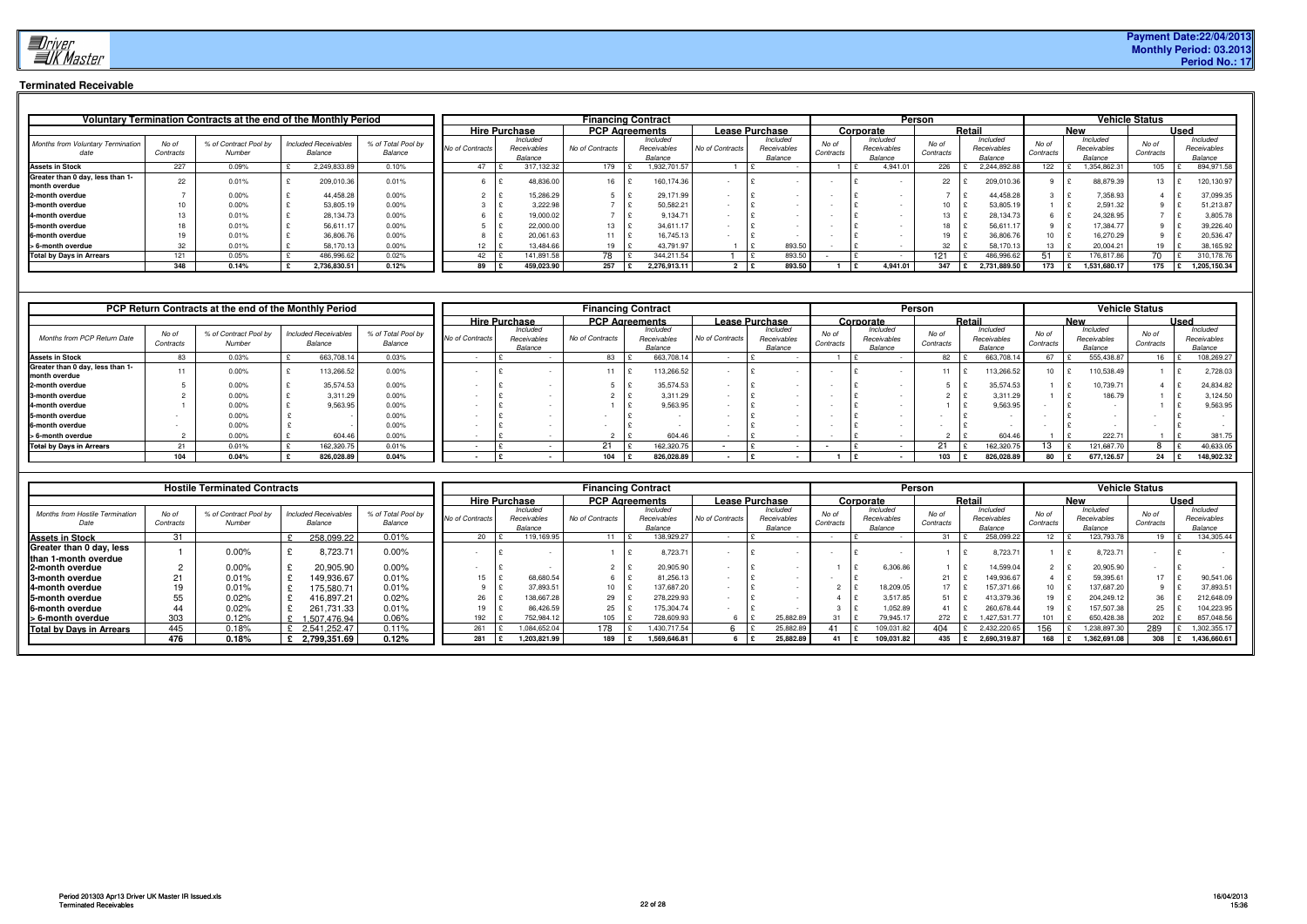# Terminated Receivable

Payment Date:22/04/2013
Monthly Period: 03.2013
Period No.: 17

| Voluntary Termination Contracts at the end of the Monthly Period | | | | | Financing Contract | | | | | | Person | | | | Vehicle Status | | | |
|---|---|---|---|---|---|---|---|---|---|---|---|---|---|---|---|---|---|---|
| | | | | | Hire Purchase | | PCP Agreements | | Lease Purchase | | Corporate | | Retail | | New | | Used | |
| Months from Voluntary Termination date | No of Contracts | % of Contract Pool by Number | Included Receivables Balance | % of Total Pool by Balance | No of Contracts | Included Receivables Balance | No of Contracts | Included Receivables Balance | No of Contracts | Included Receivables Balance | No of Contracts | Included Receivables Balance | No of Contracts | Included Receivables Balance | No of Contracts | Included Receivables Balance | No of Contracts | Included Receivables Balance |
| Assets in Stock | 227 | 0.09% | £ 2,249,833.89 | 0.10% | 47 | £ 317,132.32 | 179 | £ 1,932,701.57 | 1 | £ - | 1 | £ 4,941.01 | 226 | £ 2,244,892.88 | 122 | £ 1,354,862.31 | 105 | £ 894,971.58 |
| Greater than 0 day, less than 1-month overdue | 22 | 0.01% | £ 209,010.36 | 0.01% | 6 | £ 48,836.00 | 16 | £ 160,174.36 | - | £ - | - | £ - | 22 | £ 209,010.36 | 9 | £ 88,879.39 | 13 | £ 120,130.97 |
| 2-month overdue | 7 | 0.00% | £ 44,458.28 | 0.00% | 2 | £ 15,286.29 | 5 | £ 29,171.99 | - | £ - | - | £ - | 7 | £ 44,458.28 | 3 | £ 7,358.93 | 4 | £ 37,099.35 |
| 3-month overdue | 10 | 0.00% | £ 53,805.19 | 0.00% | 3 | £ 3,222.98 | 7 | £ 50,582.21 | - | £ - | - | £ - | 10 | £ 53,805.19 | 1 | £ 2,591.32 | 9 | £ 51,213.87 |
| 4-month overdue | 13 | 0.01% | £ 28,134.73 | 0.00% | 6 | £ 19,000.02 | 7 | £ 9,134.71 | - | £ - | - | £ - | 13 | £ 28,134.73 | 6 | £ 24,328.95 | 7 | £ 3,805.78 |
| 5-month overdue | 18 | 0.01% | £ 56,611.17 | 0.00% | 5 | £ 22,000.00 | 13 | £ 34,611.17 | - | £ - | - | £ - | 18 | £ 56,611.17 | 9 | £ 17,384.77 | 9 | £ 39,226.40 |
| 6-month overdue | 19 | 0.01% | £ 36,806.76 | 0.00% | 8 | £ 20,061.63 | 11 | £ 16,745.13 | - | £ - | - | £ - | 19 | £ 36,806.76 | 10 | £ 16,270.29 | 9 | £ 20,536.47 |
| > 6-month overdue | 32 | 0.01% | £ 58,170.13 | 0.00% | 12 | £ 13,484.66 | 19 | £ 43,791.97 | 1 | £ 893.50 | - | £ - | 32 | £ 58,170.13 | 13 | £ 20,004.21 | 19 | £ 38,165.92 |
| Total by Days in Arrears | 121 | 0.05% | £ 486,996.62 | 0.02% | 42 | £ 141,891.58 | 78 | £ 344,211.54 | 1 | £ 893.50 | - | £ - | 121 | £ 486,996.62 | 51 | £ 176,817.86 | 70 | £ 310,178.76 |
| | 348 | 0.14% | £ 2,736,830.51 | 0.12% | 89 | £ 459,023.90 | 257 | £ 2,276,913.11 | 2 | £ 893.50 | 1 | £ 4,941.01 | 347 | £ 2,731,889.50 | 173 | £ 1,531,680.17 | 175 | £ 1,205,150.34 |

| PCP Return Contracts at the end of the Monthly Period | | | | | Financing Contract | | | | | | Person | | | | Vehicle Status | | | |
|---|---|---|---|---|---|---|---|---|---|---|---|---|---|---|---|---|---|---|
| | | | | | Hire Purchase | | PCP Agreements | | Lease Purchase | | Corporate | | Retail | | New | | Used | |
| Months from PCP Return Date | No of Contracts | % of Contract Pool by Number | Included Receivables Balance | % of Total Pool by Balance | No of Contracts | Included Receivables Balance | No of Contracts | Included Receivables Balance | No of Contracts | Included Receivables Balance | No of Contracts | Included Receivables Balance | No of Contracts | Included Receivables Balance | No of Contracts | Included Receivables Balance | No of Contracts | Included Receivables Balance |
| Assets in Stock | 83 | 0.03% | £ 663,708.14 | 0.03% | - | £ - | 83 | £ 663,708.14 | - | £ - | 1 | £ - | 82 | £ 663,708.14 | 67 | £ 555,438.87 | 16 | £ 108,269.27 |
| Greater than 0 day, less than 1-month overdue | 11 | 0.00% | £ 113,266.52 | 0.00% | - | £ - | 11 | £ 113,266.52 | - | £ - | - | £ - | 11 | £ 113,266.52 | 10 | £ 110,538.49 | 1 | £ 2,728.03 |
| 2-month overdue | 5 | 0.00% | £ 35,574.53 | 0.00% | - | £ - | 5 | £ 35,574.53 | - | £ - | - | £ - | 5 | £ 35,574.53 | 1 | £ 10,739.71 | 4 | £ 24,834.82 |
| 3-month overdue | 2 | 0.00% | £ 3,311.29 | 0.00% | - | £ - | 2 | £ 3,311.29 | - | £ - | - | £ - | 2 | £ 3,311.29 | 1 | £ 186.79 | 1 | £ 3,124.50 |
| 4-month overdue | 1 | 0.00% | £ 9,563.95 | 0.00% | - | £ - | 1 | £ 9,563.95 | - | £ - | - | £ - | 1 | £ 9,563.95 | - | £ - | 1 | £ 9,563.95 |
| 5-month overdue | - | 0.00% | £ - | 0.00% | - | £ - | - | £ - | - | £ - | - | £ - | - | £ - | - | £ - | - | £ - |
| 6-month overdue | - | 0.00% | £ - | 0.00% | - | £ - | - | £ - | - | £ - | - | £ - | - | £ - | - | £ - | - | £ - |
| > 6-month overdue | 2 | 0.00% | £ 604.46 | 0.00% | - | £ - | 2 | £ 604.46 | - | £ - | - | £ - | 2 | £ 604.46 | 1 | £ 222.71 | 1 | £ 381.75 |
| Total by Days in Arrears | 21 | 0.01% | £ 162,320.75 | 0.01% | - | £ - | 21 | £ 162,320.75 | - | £ - | - | £ - | 21 | £ 162,320.75 | 13 | £ 121,687.70 | 8 | £ 40,633.05 |
| | 104 | 0.04% | £ 826,028.89 | 0.04% | - | £ - | 104 | £ 826,028.89 | - | £ - | 1 | £ - | 103 | £ 826,028.89 | 80 | £ 677,126.57 | 24 | £ 148,902.32 |

| Hostile Terminated Contracts | | | | | Financing Contract | | | | | | Person | | | | Vehicle Status | | | |
|---|---|---|---|---|---|---|---|---|---|---|---|---|---|---|---|---|---|---|
| | | | | | Hire Purchase | | PCP Agreements | | Lease Purchase | | Corporate | | Retail | | New | | Used | |
| Months from Hostile Termination Date | No of Contracts | % of Contract Pool by Number | Included Receivables Balance | % of Total Pool by Balance | No of Contracts | Included Receivables Balance | No of Contracts | Included Receivables Balance | No of Contracts | Included Receivables Balance | No of Contracts | Included Receivables Balance | No of Contracts | Included Receivables Balance | No of Contracts | Included Receivables Balance | No of Contracts | Included Receivables Balance |
| Assets in Stock | 31 | | £ 258,099.22 | 0.01% | 20 | £ 119,169.95 | 11 | £ 138,929.27 | - | £ - | - | £ - | 31 | £ 258,099.22 | 12 | £ 123,793.78 | 19 | £ 134,305.44 |
| Greater than 0 day, less than 1-month overdue | 1 | 0.00% | £ 8,723.71 | 0.00% | - | £ - | 1 | £ 8,723.71 | - | £ - | - | £ - | 1 | £ 8,723.71 | 1 | £ 8,723.71 | - | £ - |
| 2-month overdue | 2 | 0.00% | £ 20,905.90 | 0.00% | - | £ - | 2 | £ 20,905.90 | - | £ - | 1 | £ 6,306.86 | 1 | £ 14,599.04 | 2 | £ 20,905.90 | - | £ - |
| 3-month overdue | 21 | 0.01% | £ 149,936.67 | 0.01% | 15 | £ 68,680.54 | 6 | £ 81,256.13 | - | £ - | - | £ - | 21 | £ 149,936.67 | 4 | £ 59,395.61 | 17 | £ 90,541.06 |
| 4-month overdue | 19 | 0.01% | £ 175,580.71 | 0.01% | 9 | £ 37,893.51 | 10 | £ 137,687.20 | - | £ - | 2 | £ 18,209.05 | 17 | £ 157,371.66 | 10 | £ 137,687.20 | 9 | £ 37,893.51 |
| 5-month overdue | 55 | 0.02% | £ 416,897.21 | 0.02% | 26 | £ 138,667.28 | 29 | £ 278,229.93 | - | £ - | 4 | £ 3,517.85 | 51 | £ 413,379.36 | 19 | £ 204,249.12 | 36 | £ 212,648.09 |
| 6-month overdue | 44 | 0.02% | £ 261,731.33 | 0.01% | 19 | £ 86,426.59 | 25 | £ 175,304.74 | - | £ - | 3 | £ 1,052.89 | 41 | £ 260,678.44 | 19 | £ 157,507.38 | 25 | £ 104,223.95 |
| > 6-month overdue | 303 | 0.12% | £ 1,507,476.94 | 0.06% | 192 | £ 752,984.12 | 105 | £ 728,609.93 | 6 | £ 25,882.89 | 31 | £ 79,945.17 | 272 | £ 1,427,531.77 | 101 | £ 650,428.38 | 202 | £ 857,048.56 |
| Total by Days in Arrears | 445 | 0.18% | £ 2,541,252.47 | 0.11% | 261 | £ 1,084,652.04 | 178 | £ 1,430,717.54 | 6 | £ 25,882.89 | 41 | £ 109,031.82 | 404 | £ 2,432,220.65 | 156 | £ 1,238,897.30 | 289 | £ 1,302,355.17 |
| | 476 | 0.18% | £ 2,799,351.69 | 0.12% | 281 | £ 1,203,821.99 | 189 | £ 1,569,646.81 | 6 | £ 25,882.89 | 41 | £ 109,031.82 | 435 | £ 2,690,319.87 | 168 | £ 1,362,691.08 | 308 | £ 1,436,660.61 |

Period 201303 Apr13 Driver UK Master IR Issued.xls
Terminated Receivables

16/04/2013
15:36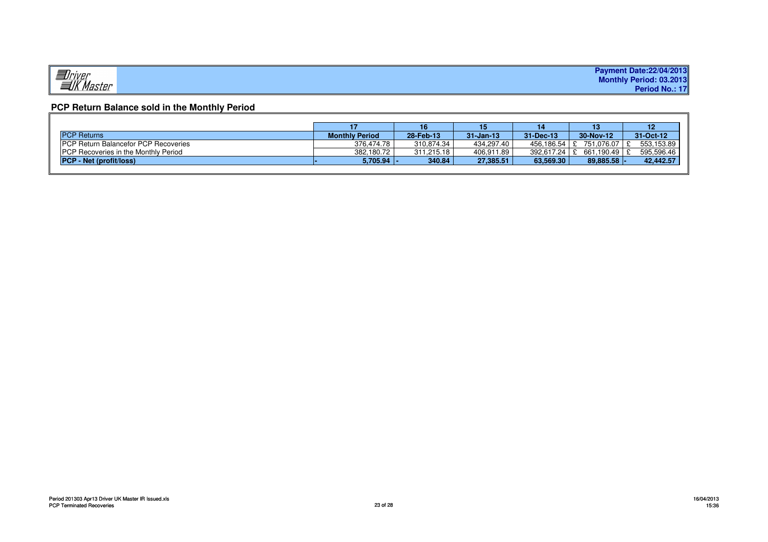Driver UK Master

**Payment Date:22/04/2013**
**Monthly Period: 03.2013**
**Period No.: 17**

## PCP Return Balance sold in the Monthly Period

| | 17 | 16 | 15 | 14 | 13 | 12 |
|---|---|---|---|---|---|---|
| PCP Returns | **Monthly Period** | **28-Feb-13** | **31-Jan-13** | **31-Dec-13** | **30-Nov-12** | **31-Oct-12** |
| PCP Return Balancefor PCP Recoveries | 376,474.78 | 310,874.34 | 434,297.40 | 456,186.54 | £ 751,076.07 | £ 553,153.89 |
| PCP Recoveries in the Monthly Period | 382,180.72 | 311,215.18 | 406,911.89 | 392,617.24 | £ 661,190.49 | £ 595,596.46 |
| **PCP - Net (profit/loss)** | **- 5,705.94** | **- 340.84** | **27,385.51** | **63,569.30** | **89,885.58** | **- 42,442.57** |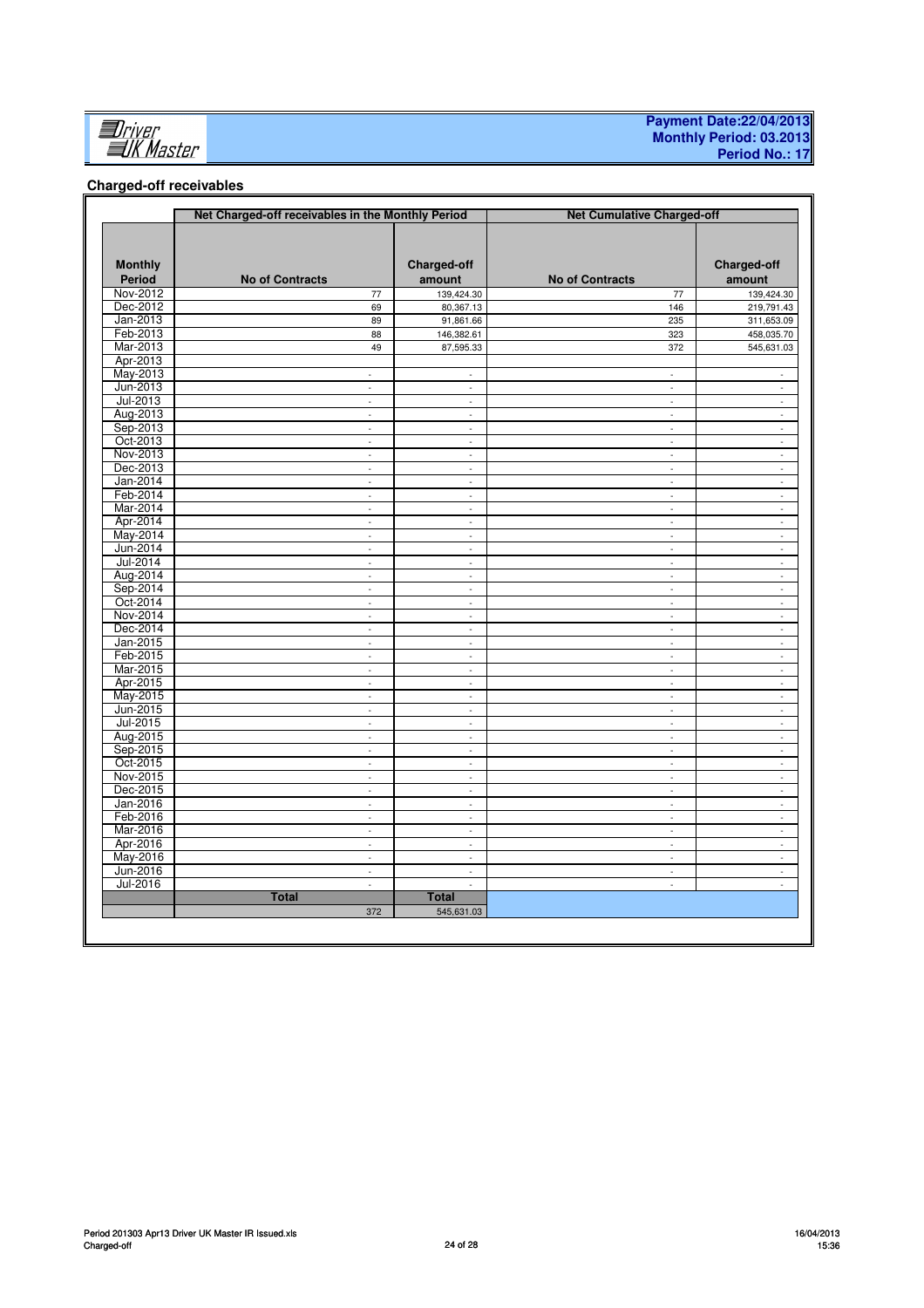Payment Date:22/04/2013
Monthly Period: 03.2013
Period No.: 17

## Charged-off receivables

| | Net Charged-off receivables in the Monthly Period | | Net Cumulative Charged-off | |
|---|---|---|---|---|
| Monthly Period | No of Contracts | Charged-off amount | No of Contracts | Charged-off amount |
| Nov-2012 | 77 | 139,424.30 | 77 | 139,424.30 |
| Dec-2012 | 69 | 80,367.13 | 146 | 219,791.43 |
| Jan-2013 | 89 | 91,861.66 | 235 | 311,653.09 |
| Feb-2013 | 88 | 146,382.61 | 323 | 458,035.70 |
| Mar-2013 | 49 | 87,595.33 | 372 | 545,631.03 |
| Apr-2013 | | | | |
| May-2013 | - | - | - | - |
| Jun-2013 | - | - | - | - |
| Jul-2013 | - | - | - | - |
| Aug-2013 | - | - | - | - |
| Sep-2013 | - | - | - | - |
| Oct-2013 | - | - | - | - |
| Nov-2013 | - | - | - | - |
| Dec-2013 | - | - | - | - |
| Jan-2014 | - | - | - | - |
| Feb-2014 | - | - | - | - |
| Mar-2014 | - | - | - | - |
| Apr-2014 | - | - | - | - |
| May-2014 | - | - | - | - |
| Jun-2014 | - | - | - | - |
| Jul-2014 | - | - | - | - |
| Aug-2014 | - | - | - | - |
| Sep-2014 | - | - | - | - |
| Oct-2014 | - | - | - | - |
| Nov-2014 | - | - | - | - |
| Dec-2014 | - | - | - | - |
| Jan-2015 | - | - | - | - |
| Feb-2015 | - | - | - | - |
| Mar-2015 | - | - | - | - |
| Apr-2015 | - | - | - | - |
| May-2015 | - | - | - | - |
| Jun-2015 | - | - | - | - |
| Jul-2015 | - | - | - | - |
| Aug-2015 | - | - | - | - |
| Sep-2015 | - | - | - | - |
| Oct-2015 | - | - | - | - |
| Nov-2015 | - | - | - | - |
| Dec-2015 | - | - | - | - |
| Jan-2016 | - | - | - | - |
| Feb-2016 | - | - | - | - |
| Mar-2016 | - | - | - | - |
| Apr-2016 | - | - | - | - |
| May-2016 | - | - | - | - |
| Jun-2016 | - | - | - | - |
| Jul-2016 | - | - | - | - |
| | Total | Total | | |
| | 372 | 545,631.03 | | |

Period 201303 Apr13 Driver UK Master IR Issued.xls
Charged-off

16/04/2013
15:36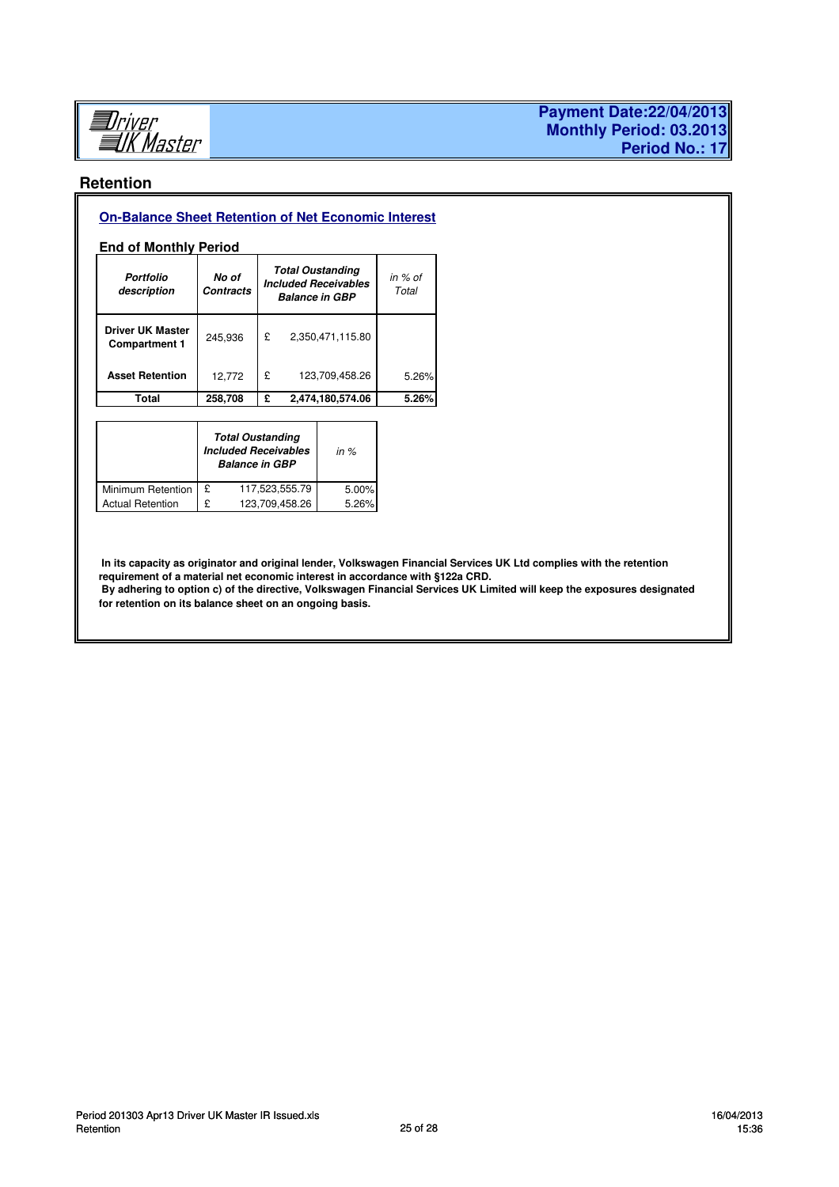**Payment Date:22/04/2013**
**Monthly Period: 03.2013**
**Period No.: 17**

## Retention

### On-Balance Sheet Retention of Net Economic Interest

**End of Monthly Period**

| *Portfolio description* | *No of Contracts* | | *Total Oustanding Included Receivables Balance in GBP* | *in % of Total* |
|---|---|---|---|---|
| **Driver UK Master Compartment 1** | 245,936 | £ | 2,350,471,115.80 | |
| **Asset Retention** | 12,772 | £ | 123,709,458.26 | 5.26% |
| **Total** | **258,708** | **£** | **2,474,180,574.06** | **5.26%** |

| | | *Total Oustanding Included Receivables Balance in GBP* | *in %* |
|---|---|---|---|
| Minimum Retention | £ | 117,523,555.79 | 5.00% |
| Actual Retention | £ | 123,709,458.26 | 5.26% |

**In its capacity as originator and original lender, Volkswagen Financial Services UK Ltd complies with the retention requirement of a material net economic interest in accordance with §122a CRD.**
**By adhering to option c) of the directive, Volkswagen Financial Services UK Limited will keep the exposures designated for retention on its balance sheet on an ongoing basis.**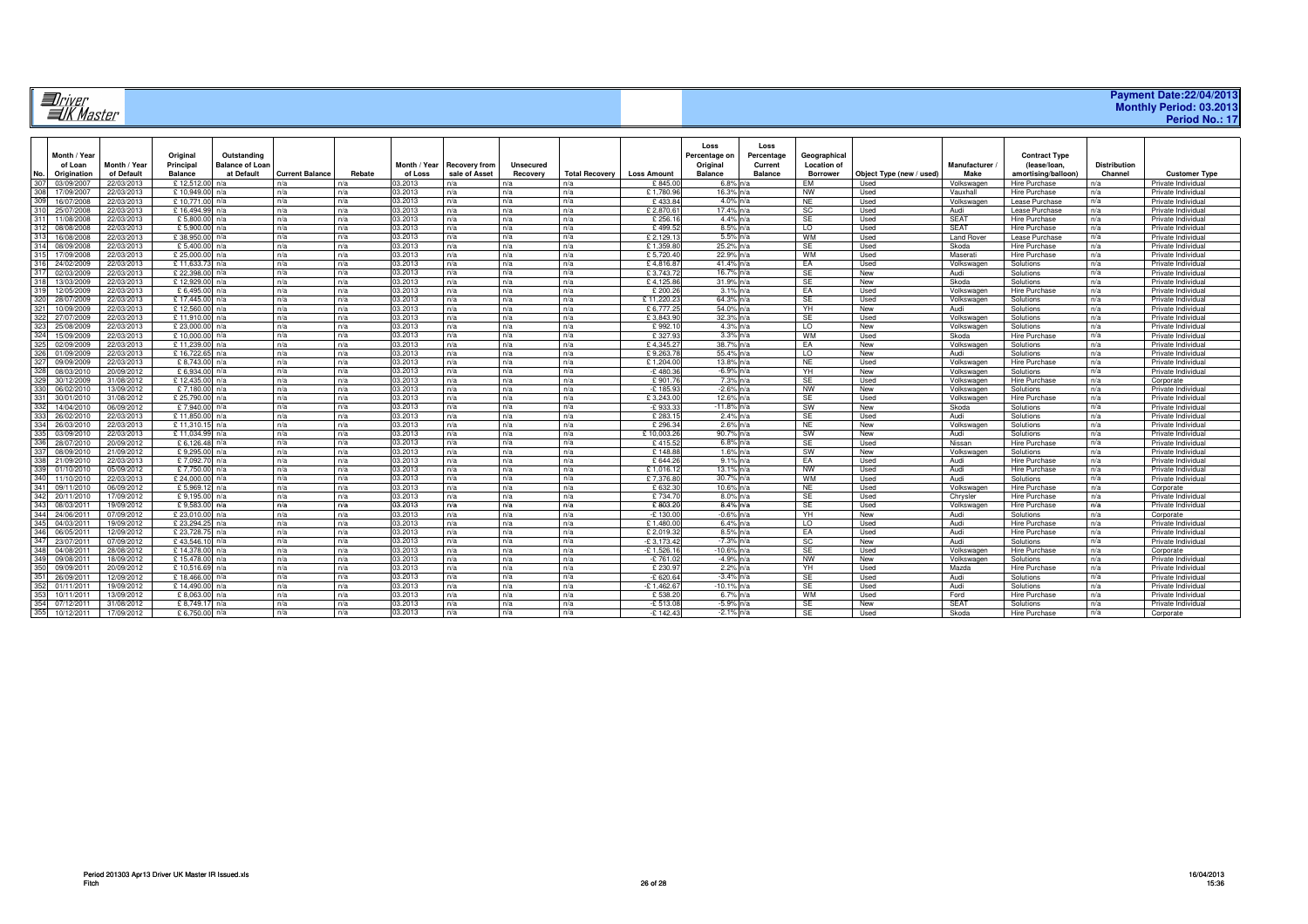**Driver UK Master**

**Payment Date:22/04/2013**
**Monthly Period: 03.2013**
**Period No.: 17**

| No. | Month / Year of Loan Origination | Month / Year of Default | Original Principal Balance | Outstanding Balance of Loan at Default | Current Balance | Rebate | Month / Year of Loss | Recovery from sale of Asset | Unsecured Recovery | Total Recovery | Loss Amount | Loss Percentage on Original Balance | Loss Percentage Current Balance | Geographical Location of Borrower | Object Type (new / used) | Manufacturer / Make | Contract Type (lease/loan, amortising/balloon) | Distribution Channel | Customer Type |
|---|---|---|---|---|---|---|---|---|---|---|---|---|---|---|---|---|---|---|---|
| 307 | 03/09/2007 | 22/03/2013 | £ 12,512.00 | n/a | n/a | n/a | 03.2013 | n/a | n/a | n/a | £ 845.00 | 6.8% | n/a | EM | Used | Volkswagen | Hire Purchase | n/a | Private Individual |
| 308 | 17/09/2007 | 22/03/2013 | £ 10,949.00 | n/a | n/a | n/a | 03.2013 | n/a | n/a | n/a | £ 1,780.96 | 16.3% | n/a | NW | Used | Vauxhall | Hire Purchase | n/a | Private Individual |
| 309 | 16/07/2008 | 22/03/2013 | £ 10,771.00 | n/a | n/a | n/a | 03.2013 | n/a | n/a | n/a | £ 433.84 | 4.0% | n/a | NE | Used | Volkswagen | Lease Purchase | n/a | Private Individual |
| 310 | 25/07/2008 | 22/03/2013 | £ 16,494.99 | n/a | n/a | n/a | 03.2013 | n/a | n/a | n/a | £ 2,870.61 | 17.4% | n/a | SC | Used | Audi | Lease Purchase | n/a | Private Individual |
| 311 | 11/08/2008 | 22/03/2013 | £ 5,800.00 | n/a | n/a | n/a | 03.2013 | n/a | n/a | n/a | £ 256.16 | 4.4% | n/a | SE | Used | SEAT | Hire Purchase | n/a | Private Individual |
| 312 | 08/08/2008 | 22/03/2013 | £ 5,900.00 | n/a | n/a | n/a | 03.2013 | n/a | n/a | n/a | £ 499.52 | 8.5% | n/a | LO | Used | SEAT | Hire Purchase | n/a | Private Individual |
| 313 | 16/08/2008 | 22/03/2013 | £ 38,950.00 | n/a | n/a | n/a | 03.2013 | n/a | n/a | n/a | £ 2,129.13 | 5.5% | n/a | WM | Used | Land Rover | Lease Purchase | n/a | Private Individual |
| 314 | 08/09/2008 | 22/03/2013 | £ 5,400.00 | n/a | n/a | n/a | 03.2013 | n/a | n/a | n/a | £ 1,359.80 | 25.2% | n/a | SE | Used | Skoda | Hire Purchase | n/a | Private Individual |
| 315 | 17/09/2008 | 22/03/2013 | £ 25,000.00 | n/a | n/a | n/a | 03.2013 | n/a | n/a | n/a | £ 5,720.40 | 22.9% | n/a | WM | Used | Maserati | Hire Purchase | n/a | Private Individual |
| 316 | 24/02/2009 | 22/03/2013 | £ 11,633.73 | n/a | n/a | n/a | 03.2013 | n/a | n/a | n/a | £ 4,816.87 | 41.4% | n/a | EA | Used | Volkswagen | Solutions | n/a | Private Individual |
| 317 | 02/03/2009 | 22/03/2013 | £ 22,398.00 | n/a | n/a | n/a | 03.2013 | n/a | n/a | n/a | £ 3,743.72 | 16.7% | n/a | SE | New | Audi | Solutions | n/a | Private Individual |
| 318 | 13/03/2009 | 22/03/2013 | £ 12,929.00 | n/a | n/a | n/a | 03.2013 | n/a | n/a | n/a | £ 4,125.86 | 31.9% | n/a | SE | New | Skoda | Solutions | n/a | Private Individual |
| 319 | 12/05/2009 | 22/03/2013 | £ 6,495.00 | n/a | n/a | n/a | 03.2013 | n/a | n/a | n/a | £ 200.26 | 3.1% | n/a | EA | Used | Volkswagen | Hire Purchase | n/a | Private Individual |
| 320 | 28/07/2009 | 22/03/2013 | £ 17,445.00 | n/a | n/a | n/a | 03.2013 | n/a | n/a | n/a | £ 11,220.23 | 64.3% | n/a | SE | Used | Volkswagen | Solutions | n/a | Private Individual |
| 321 | 10/09/2009 | 22/03/2013 | £ 12,560.00 | n/a | n/a | n/a | 03.2013 | n/a | n/a | n/a | £ 6,777.25 | 54.0% | n/a | YH | New | Audi | Solutions | n/a | Private Individual |
| 322 | 27/07/2009 | 22/03/2013 | £ 11,910.00 | n/a | n/a | n/a | 03.2013 | n/a | n/a | n/a | £ 3,843.90 | 32.3% | n/a | SE | Used | Volkswagen | Solutions | n/a | Private Individual |
| 323 | 25/08/2009 | 22/03/2013 | £ 23,000.00 | n/a | n/a | n/a | 03.2013 | n/a | n/a | n/a | £ 992.10 | 4.3% | n/a | LO | New | Volkswagen | Solutions | n/a | Private Individual |
| 324 | 15/09/2009 | 22/03/2013 | £ 10,000.00 | n/a | n/a | n/a | 03.2013 | n/a | n/a | n/a | £ 327.93 | 3.3% | n/a | WM | Used | Skoda | Hire Purchase | n/a | Private Individual |
| 325 | 02/09/2009 | 22/03/2013 | £ 11,239.00 | n/a | n/a | n/a | 03.2013 | n/a | n/a | n/a | £ 4,345.27 | 38.7% | n/a | EA | New | Volkswagen | Solutions | n/a | Private Individual |
| 326 | 01/09/2009 | 22/03/2013 | £ 16,722.65 | n/a | n/a | n/a | 03.2013 | n/a | n/a | n/a | £ 9,263.78 | 55.4% | n/a | LO | New | Audi | Solutions | n/a | Private Individual |
| 327 | 09/09/2009 | 22/03/2013 | £ 8,743.00 | n/a | n/a | n/a | 03.2013 | n/a | n/a | n/a | £ 1,204.00 | 13.8% | n/a | NE | Used | Volkswagen | Hire Purchase | n/a | Private Individual |
| 328 | 08/03/2010 | 20/09/2012 | £ 6,934.00 | n/a | n/a | n/a | 03.2013 | n/a | n/a | n/a | -£ 480.36 | -6.9% | n/a | YH | New | Volkswagen | Solutions | n/a | Private Individual |
| 329 | 30/12/2009 | 31/08/2012 | £ 12,435.00 | n/a | n/a | n/a | 03.2013 | n/a | n/a | n/a | £ 901.76 | 7.3% | n/a | SE | Used | Volkswagen | Hire Purchase | n/a | Corporate |
| 330 | 06/02/2010 | 13/09/2012 | £ 7,180.00 | n/a | n/a | n/a | 03.2013 | n/a | n/a | n/a | -£ 185.93 | -2.6% | n/a | NW | New | Volkswagen | Solutions | n/a | Private Individual |
| 331 | 30/01/2010 | 31/08/2012 | £ 25,790.00 | n/a | n/a | n/a | 03.2013 | n/a | n/a | n/a | £ 3,243.00 | 12.6% | n/a | SE | Used | Volkswagen | Hire Purchase | n/a | Private Individual |
| 332 | 14/04/2010 | 06/09/2012 | £ 7,940.00 | n/a | n/a | n/a | 03.2013 | n/a | n/a | n/a | -£ 933.33 | -11.8% | n/a | SW | New | Skoda | Solutions | n/a | Private Individual |
| 333 | 26/02/2010 | 22/03/2013 | £ 11,850.00 | n/a | n/a | n/a | 03.2013 | n/a | n/a | n/a | £ 283.15 | 2.4% | n/a | SE | Used | Audi | Solutions | n/a | Private Individual |
| 334 | 26/03/2010 | 22/03/2013 | £ 11,310.15 | n/a | n/a | n/a | 03.2013 | n/a | n/a | n/a | £ 296.34 | 2.6% | n/a | NE | New | Volkswagen | Solutions | n/a | Private Individual |
| 335 | 03/09/2010 | 22/03/2013 | £ 11,034.99 | n/a | n/a | n/a | 03.2013 | n/a | n/a | n/a | £ 10,003.26 | 90.7% | n/a | SW | New | Audi | Solutions | n/a | Private Individual |
| 336 | 28/07/2010 | 20/09/2012 | £ 6,126.48 | n/a | n/a | n/a | 03.2013 | n/a | n/a | n/a | £ 415.52 | 6.8% | n/a | SE | Used | Nissan | Hire Purchase | n/a | Private Individual |
| 337 | 08/09/2010 | 21/09/2012 | £ 9,295.00 | n/a | n/a | n/a | 03.2013 | n/a | n/a | n/a | £ 148.88 | 1.6% | n/a | SW | New | Volkswagen | Solutions | n/a | Private Individual |
| 338 | 21/09/2010 | 22/03/2013 | £ 7,092.70 | n/a | n/a | n/a | 03.2013 | n/a | n/a | n/a | £ 644.26 | 9.1% | n/a | EA | Used | Audi | Hire Purchase | n/a | Private Individual |
| 339 | 01/10/2010 | 05/09/2012 | £ 7,750.00 | n/a | n/a | n/a | 03.2013 | n/a | n/a | n/a | £ 1,016.12 | 13.1% | n/a | NW | Used | Audi | Hire Purchase | n/a | Private Individual |
| 340 | 11/10/2010 | 22/03/2013 | £ 24,000.00 | n/a | n/a | n/a | 03.2013 | n/a | n/a | n/a | £ 7,376.80 | 30.7% | n/a | WM | Used | Audi | Solutions | n/a | Private Individual |
| 341 | 09/11/2010 | 06/09/2012 | £ 5,969.12 | n/a | n/a | n/a | 03.2013 | n/a | n/a | n/a | £ 632.30 | 10.6% | n/a | NE | Used | Volkswagen | Hire Purchase | n/a | Corporate |
| 342 | 20/11/2010 | 17/09/2012 | £ 9,195.00 | n/a | n/a | n/a | 03.2013 | n/a | n/a | n/a | £ 734.70 | 8.0% | n/a | SE | Used | Chrysler | Hire Purchase | n/a | Private Individual |
| 343 | 08/03/2011 | 19/09/2012 | £ 9,583.00 | n/a | n/a | n/a | 03.2013 | n/a | n/a | n/a | £ 803.20 | 8.4% | n/a | SE | Used | Volkswagen | Hire Purchase | n/a | Private Individual |
| 344 | 24/06/2011 | 07/09/2012 | £ 23,010.00 | n/a | n/a | n/a | 03.2013 | n/a | n/a | n/a | -£ 130.00 | -0.6% | n/a | YH | New | Audi | Solutions | n/a | Corporate |
| 345 | 04/03/2011 | 19/09/2012 | £ 23,294.25 | n/a | n/a | n/a | 03.2013 | n/a | n/a | n/a | £ 1,480.00 | 6.4% | n/a | LO | Used | Audi | Hire Purchase | n/a | Private Individual |
| 346 | 06/05/2011 | 12/09/2012 | £ 23,728.75 | n/a | n/a | n/a | 03.2013 | n/a | n/a | n/a | £ 2,019.32 | 8.5% | n/a | EA | Used | Audi | Hire Purchase | n/a | Private Individual |
| 347 | 23/07/2011 | 07/09/2012 | £ 43,546.10 | n/a | n/a | n/a | 03.2013 | n/a | n/a | n/a | -£ 3,173.42 | -7.3% | n/a | SC | New | Audi | Solutions | n/a | Private Individual |
| 348 | 04/08/2011 | 28/08/2012 | £ 14,378.00 | n/a | n/a | n/a | 03.2013 | n/a | n/a | n/a | -£ 1,526.16 | -10.6% | n/a | SE | Used | Volkswagen | Hire Purchase | n/a | Corporate |
| 349 | 09/08/2011 | 18/09/2012 | £ 15,478.00 | n/a | n/a | n/a | 03.2013 | n/a | n/a | n/a | -£ 761.02 | -4.9% | n/a | NW | New | Volkswagen | Solutions | n/a | Private Individual |
| 350 | 09/09/2011 | 20/09/2012 | £ 10,516.69 | n/a | n/a | n/a | 03.2013 | n/a | n/a | n/a | £ 230.97 | 2.2% | n/a | YH | Used | Mazda | Hire Purchase | n/a | Private Individual |
| 351 | 26/09/2011 | 12/09/2012 | £ 18,466.00 | n/a | n/a | n/a | 03.2013 | n/a | n/a | n/a | -£ 620.64 | -3.4% | n/a | SE | Used | Audi | Solutions | n/a | Private Individual |
| 352 | 01/11/2011 | 19/09/2012 | £ 14,490.00 | n/a | n/a | n/a | 03.2013 | n/a | n/a | n/a | -£ 1,462.67 | -10.1% | n/a | SE | Used | Audi | Solutions | n/a | Private Individual |
| 353 | 10/11/2011 | 13/09/2012 | £ 8,063.00 | n/a | n/a | n/a | 03.2013 | n/a | n/a | n/a | £ 538.20 | 6.7% | n/a | WM | Used | Ford | Hire Purchase | n/a | Private Individual |
| 354 | 07/12/2011 | 31/08/2012 | £ 8,749.17 | n/a | n/a | n/a | 03.2013 | n/a | n/a | n/a | -£ 513.08 | -5.9% | n/a | SE | New | SEAT | Solutions | n/a | Private Individual |
| 355 | 10/12/2011 | 17/09/2012 | £ 6,750.00 | n/a | n/a | n/a | 03.2013 | n/a | n/a | n/a | -£ 142.43 | -2.1% | n/a | SE | Used | Skoda | Hire Purchase | n/a | Corporate |

Period 201303 Apr13 Driver UK Master IR Issued.xls
Fitch

16/04/2013
15:36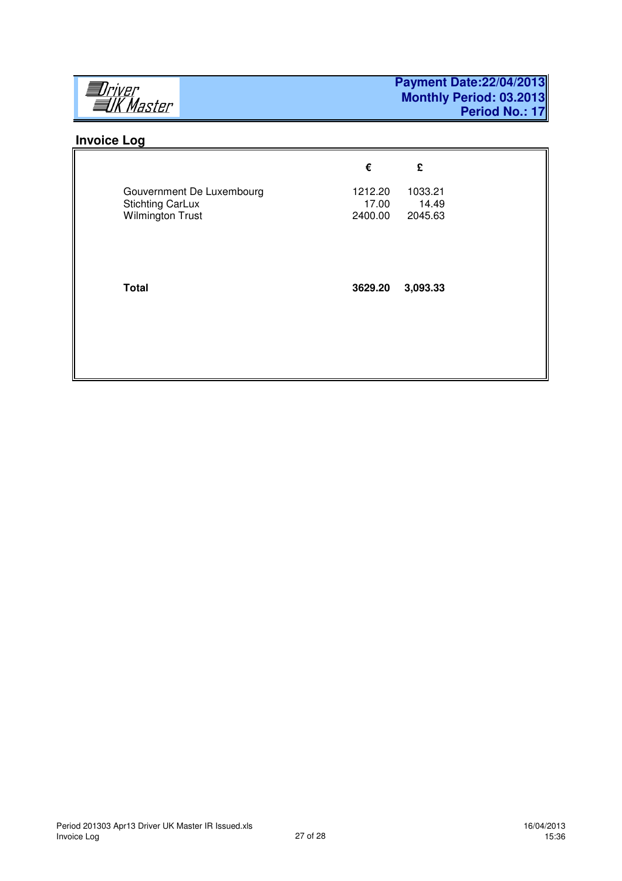Driver UK Master

**Payment Date:22/04/2013**
**Monthly Period: 03.2013**
**Period No.: 17**

## Invoice Log

| | € | £ |
|---|---|---|
| Gouvernment De Luxembourg | 1212.20 | 1033.21 |
| Stichting CarLux | 17.00 | 14.49 |
| Wilmington Trust | 2400.00 | 2045.63 |
| **Total** | **3629.20** | **3,093.33** |

Period 201303 Apr13 Driver UK Master IR Issued.xls
Invoice Log

16/04/2013
15:36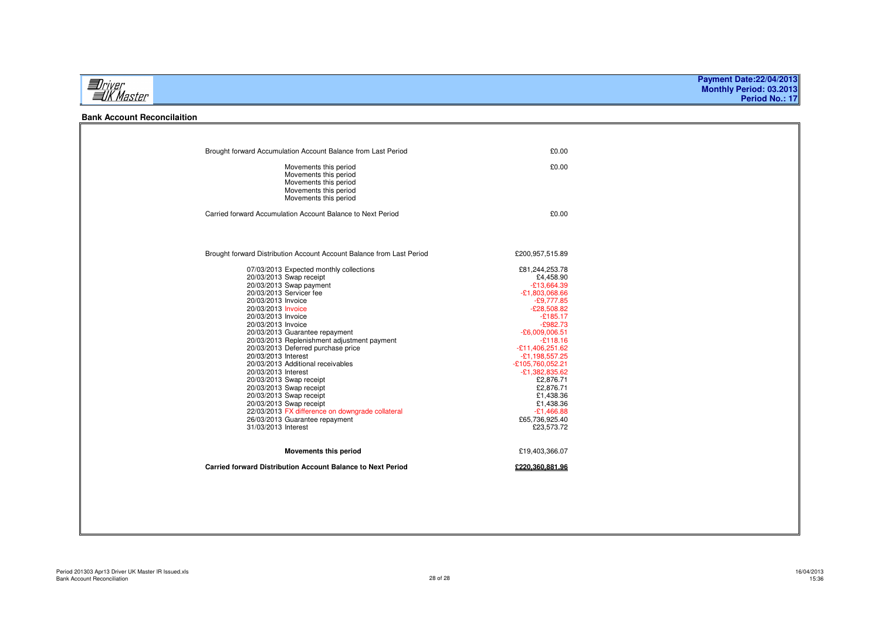Payment Date:22/04/2013
Monthly Period: 03.2013
Period No.: 17

## Bank Account Reconcilaition

| | |
|---|---|
| Brought forward Accumulation Account Balance from Last Period | £0.00 |
| Movements this period | £0.00 |
| Movements this period | |
| Movements this period | |
| Movements this period | |
| Movements this period | |
| Carried forward Accumulation Account Balance to Next Period | £0.00 |

| | |
|---|---|
| Brought forward Distribution Account Account Balance from Last Period | £200,957,515.89 |
| 07/03/2013 Expected monthly collections | £81,244,253.78 |
| 20/03/2013 Swap receipt | £4,458.90 |
| 20/03/2013 Swap payment | -£13,664.39 |
| 20/03/2013 Servicer fee | -£1,803,068.66 |
| 20/03/2013 Invoice | -£9,777.85 |
| 20/03/2013 Invoice | -£28,508.82 |
| 20/03/2013 Invoice | -£185.17 |
| 20/03/2013 Invoice | -£982.73 |
| 20/03/2013 Guarantee repayment | -£6,009,006.51 |
| 20/03/2013 Replenishment adjustment payment | -£118.16 |
| 20/03/2013 Deferred purchase price | -£11,406,251.62 |
| 20/03/2013 Interest | -£1,198,557.25 |
| 20/03/2013 Additional receivables | -£105,760,052.21 |
| 20/03/2013 Interest | -£1,382,835.62 |
| 20/03/2013 Swap receipt | £2,876.71 |
| 20/03/2013 Swap receipt | £2,876.71 |
| 20/03/2013 Swap receipt | £1,438.36 |
| 20/03/2013 Swap receipt | £1,438.36 |
| 22/03/2013 FX difference on downgrade collateral | -£1,466.88 |
| 26/03/2013 Guarantee repayment | £65,736,925.40 |
| 31/03/2013 Interest | £23,573.72 |
| **Movements this period** | £19,403,366.07 |
| **Carried forward Distribution Account Balance to Next Period** | **£220,360,881.96** |